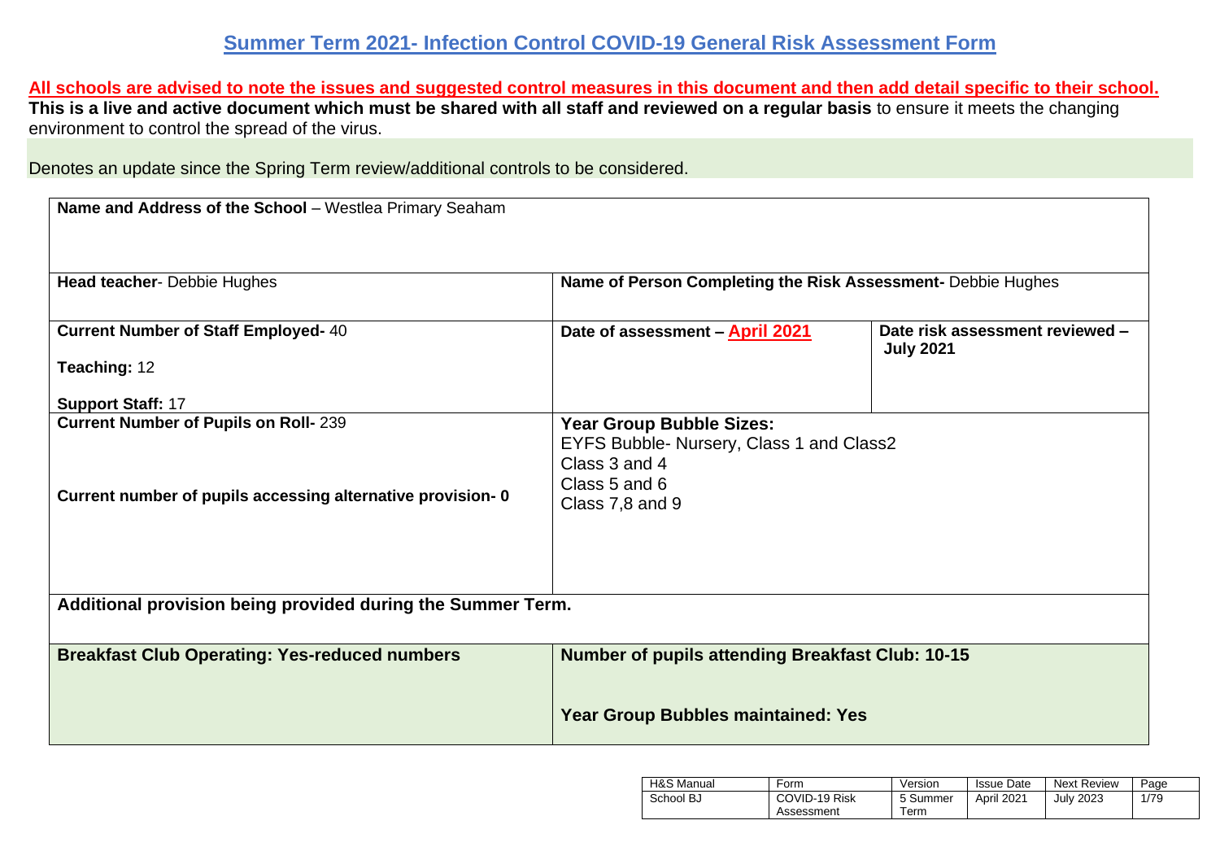# Summer Term 2021- Infection Control COVID-19 General Risk Assessment Form

**All schools are advised to note the issues and suggested control measures in this document and then add detail specific to their school.**

**This is a live and active document which must be shared with all staff and reviewed on a regular basis** to ensure it meets the changing environment to control the spread of the virus.

Denotes an update since the Spring Term review/additional controls to be considered.

| **Name and Address of the School** – Westlea Primary Seaham | | |
|---|---|---|
| **Head teacher**- Debbie Hughes | **Name of Person Completing the Risk Assessment**- Debbie Hughes | |
| **Current Number of Staff Employed-** 40<br><br>**Teaching:** 12<br><br>**Support Staff:** 17 | **Date of assessment – April 2021** | **Date risk assessment reviewed – July 2021** |
| **Current Number of Pupils on Roll-** 239<br><br>**Current number of pupils accessing alternative provision- 0** | **Year Group Bubble Sizes:**<br>EYFS Bubble- Nursery, Class 1 and Class2<br>Class 3 and 4<br>Class 5 and 6<br>Class 7,8 and 9 | |
| **Additional provision being provided during the Summer Term.** | | |
| **Breakfast Club Operating: Yes-reduced numbers** | **Number of pupils attending Breakfast Club: 10-15**<br><br>**Year Group Bubbles maintained: Yes** | |

| H&S Manual | Form | Version | Issue Date | Next Review |
|---|---|---|---|---|
| School BJ | COVID-19 Risk Assessment | 5 Summer Term | April 2021 | July 2023 |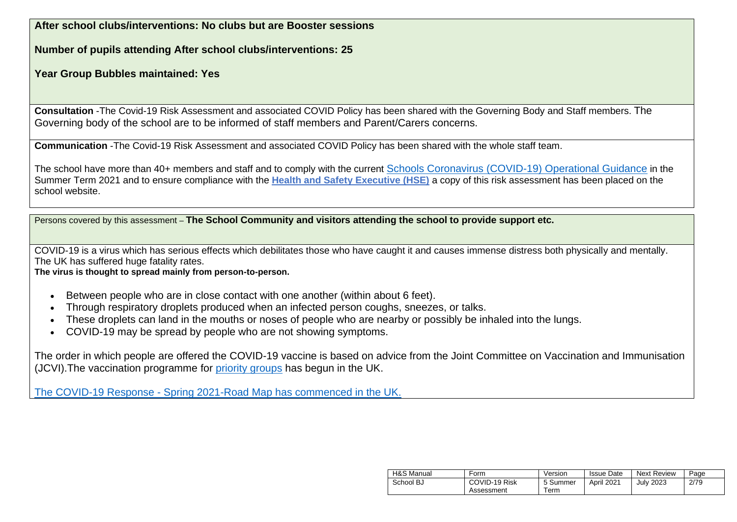**After school clubs/interventions: No clubs but are Booster sessions**

**Number of pupils attending After school clubs/interventions: 25**

**Year Group Bubbles maintained: Yes**

**Consultation** -The Covid-19 Risk Assessment and associated COVID Policy has been shared with the Governing Body and Staff members. The Governing body of the school are to be informed of staff members and Parent/Carers concerns.

**Communication** -The Covid-19 Risk Assessment and associated COVID Policy has been shared with the whole staff team.

The school have more than 40+ members and staff and to comply with the current Schools Coronavirus (COVID-19) Operational Guidance in the Summer Term 2021 and to ensure compliance with the **Health and Safety Executive (HSE)** a copy of this risk assessment has been placed on the school website.

Persons covered by this assessment – **The School Community and visitors attending the school to provide support etc.**

COVID-19 is a virus which has serious effects which debilitates those who have caught it and causes immense distress both physically and mentally. The UK has suffered huge fatality rates.

**The virus is thought to spread mainly from person-to-person.**

- Between people who are in close contact with one another (within about 6 feet).
- Through respiratory droplets produced when an infected person coughs, sneezes, or talks.
- These droplets can land in the mouths or noses of people who are nearby or possibly be inhaled into the lungs.
- COVID-19 may be spread by people who are not showing symptoms.

The order in which people are offered the COVID-19 vaccine is based on advice from the Joint Committee on Vaccination and Immunisation (JCVI).The vaccination programme for priority groups has begun in the UK.

The COVID-19 Response - Spring 2021-Road Map has commenced in the UK.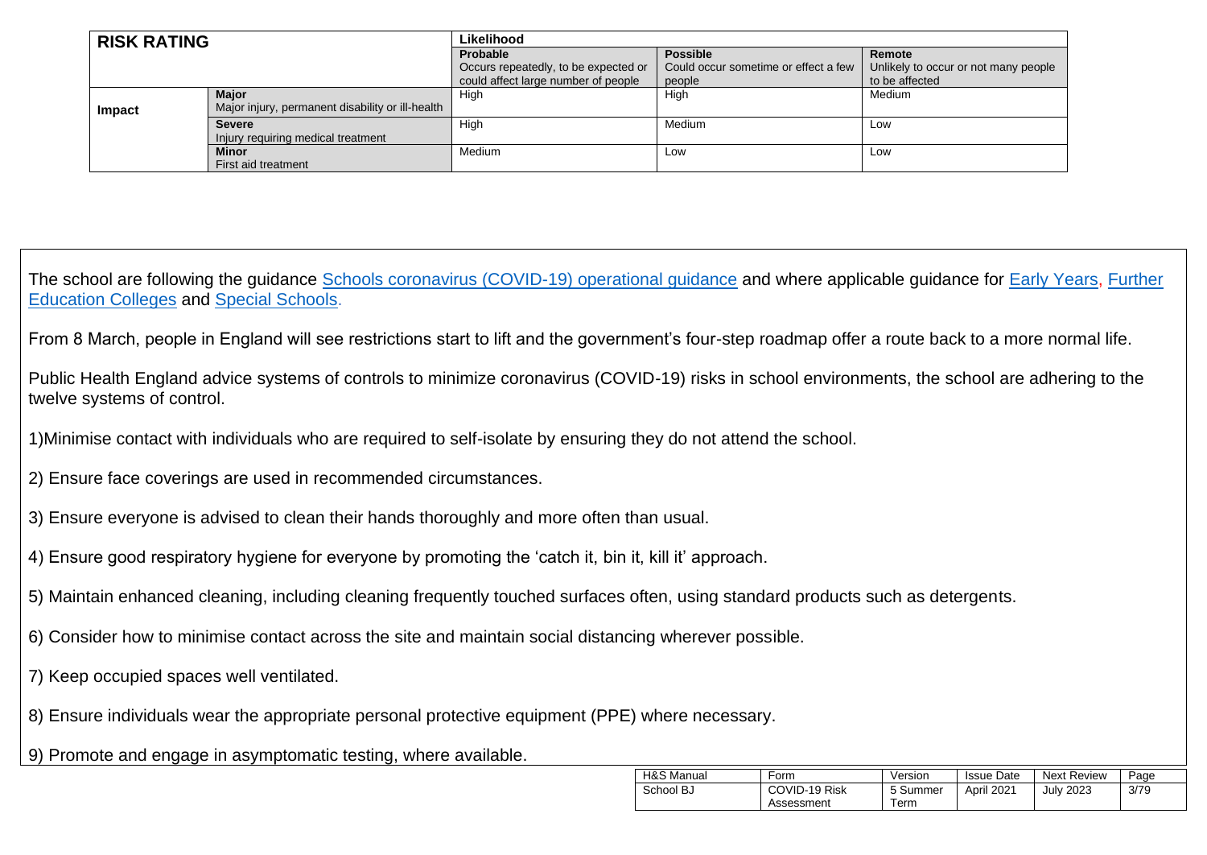| RISK RATING | | Likelihood | | |
|---|---|---|---|---|
| | | **Probable**<br>Occurs repeatedly, to be expected or could affect large number of people | **Possible**<br>Could occur sometime or effect a few people | **Remote**<br>Unlikely to occur or not many people to be affected |
| **Impact** | **Major**<br>Major injury, permanent disability or ill-health | High | High | Medium |
| | **Severe**<br>Injury requiring medical treatment | High | Medium | Low |
| | **Minor**<br>First aid treatment | Medium | Low | Low |

The school are following the guidance Schools coronavirus (COVID-19) operational guidance and where applicable guidance for Early Years, Further Education Colleges and Special Schools.

From 8 March, people in England will see restrictions start to lift and the government's four-step roadmap offer a route back to a more normal life.

Public Health England advice systems of controls to minimize coronavirus (COVID-19) risks in school environments, the school are adhering to the twelve systems of control.

1)Minimise contact with individuals who are required to self-isolate by ensuring they do not attend the school.

2) Ensure face coverings are used in recommended circumstances.

3) Ensure everyone is advised to clean their hands thoroughly and more often than usual.

4) Ensure good respiratory hygiene for everyone by promoting the 'catch it, bin it, kill it' approach.

5) Maintain enhanced cleaning, including cleaning frequently touched surfaces often, using standard products such as detergents.

6) Consider how to minimise contact across the site and maintain social distancing wherever possible.

7) Keep occupied spaces well ventilated.

8) Ensure individuals wear the appropriate personal protective equipment (PPE) where necessary.

9) Promote and engage in asymptomatic testing, where available.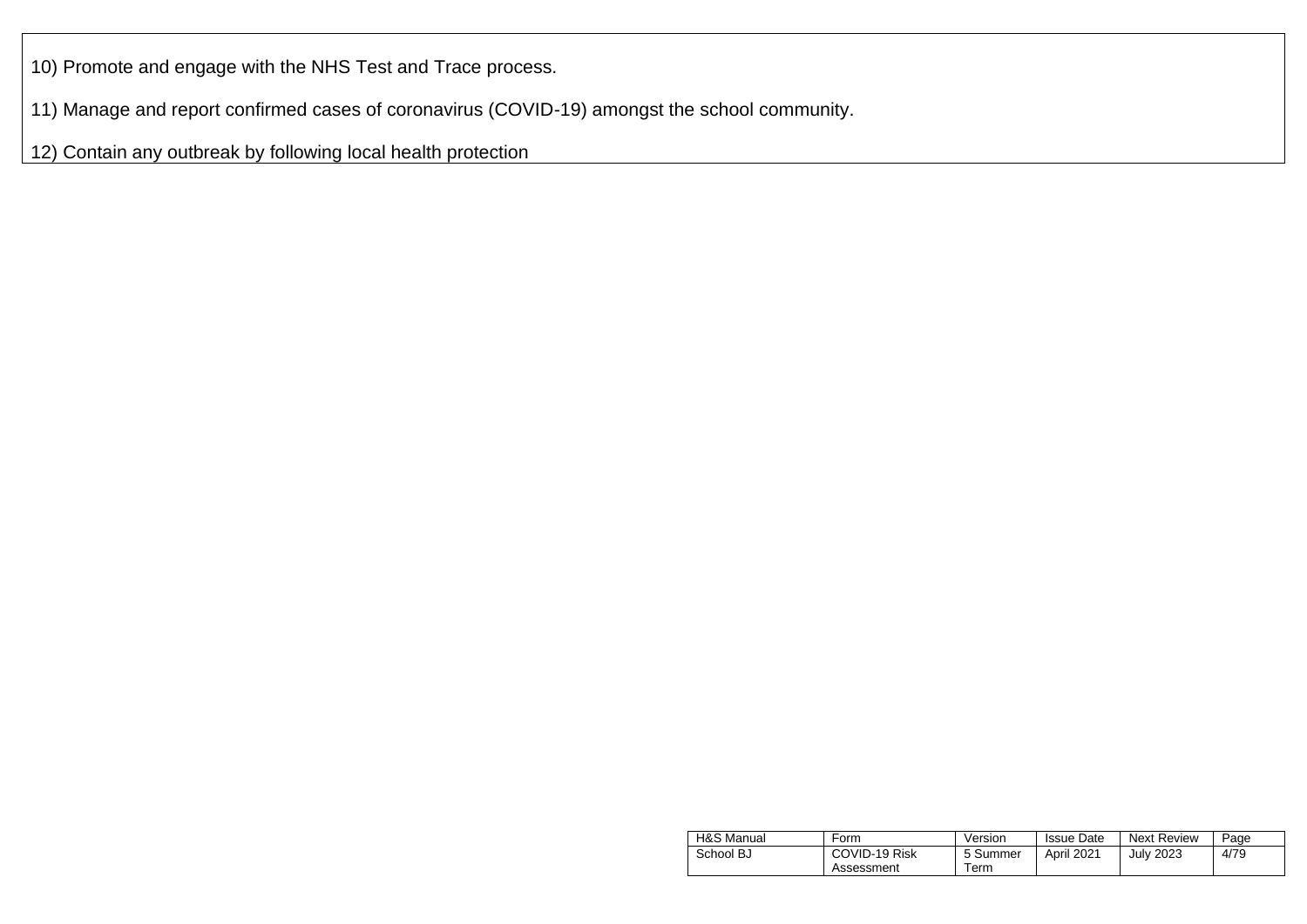10) Promote and engage with the NHS Test and Trace process.

11) Manage and report confirmed cases of coronavirus (COVID-19) amongst the school community.

12) Contain any outbreak by following local health protection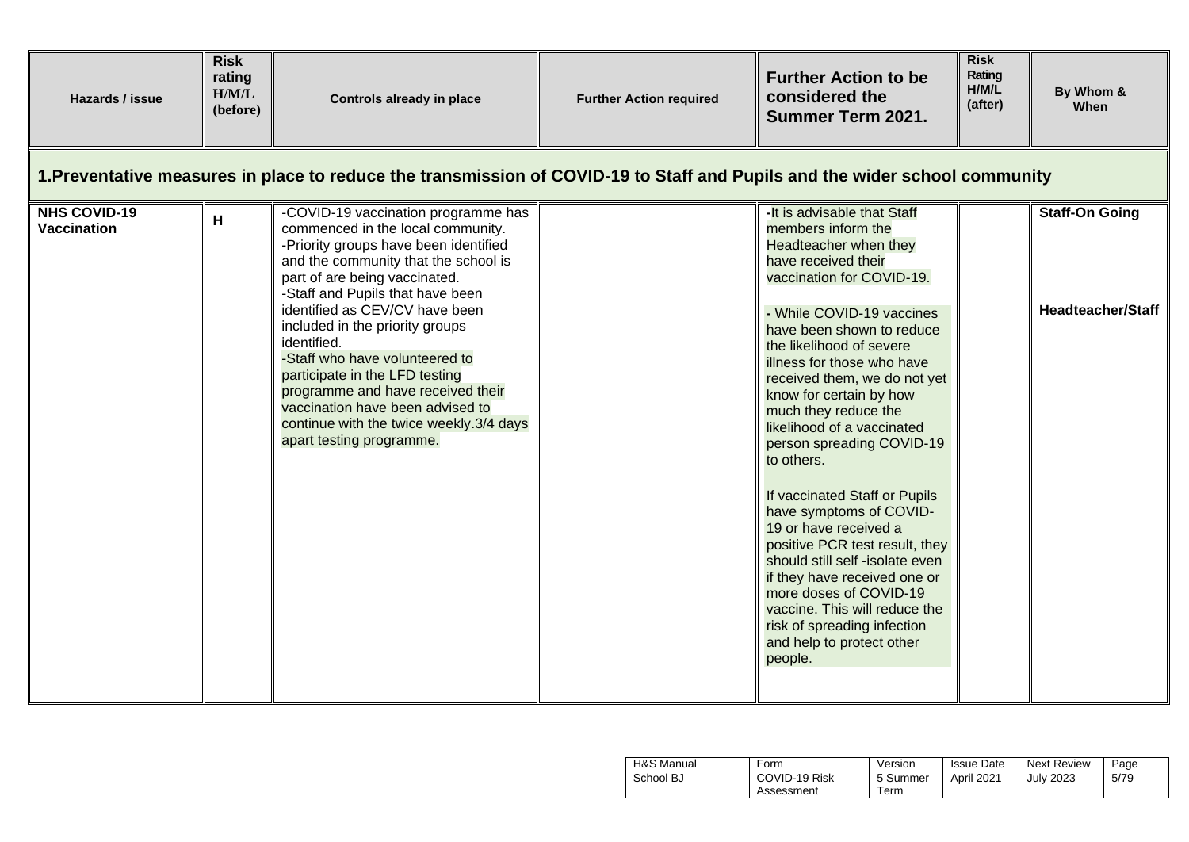| Hazards / issue | Risk rating H/M/L (before) | Controls already in place | Further Action required | Further Action to be considered the Summer Term 2021. | Risk Rating H/M/L (after) | By Whom & When |
|---|---|---|---|---|---|---|
| **1.Preventative measures in place to reduce the transmission of COVID-19 to Staff and Pupils and the wider school community** | | | | | | |
| **NHS COVID-19 Vaccination** | H | -COVID-19 vaccination programme has commenced in the local community.<br>-Priority groups have been identified and the community that the school is part of are being vaccinated.<br>-Staff and Pupils that have been identified as CEV/CV have been included in the priority groups identified.<br>-Staff who have volunteered to participate in the LFD testing programme and have received their vaccination have been advised to continue with the twice weekly.3/4 days apart testing programme. | | -It is advisable that Staff members inform the Headteacher when they have received their vaccination for COVID-19.<br><br>- While COVID-19 vaccines have been shown to reduce the likelihood of severe illness for those who have received them, we do not yet know for certain by how much they reduce the likelihood of a vaccinated person spreading COVID-19 to others.<br><br>If vaccinated Staff or Pupils have symptoms of COVID-19 or have received a positive PCR test result, they should still self -isolate even if they have received one or more doses of COVID-19 vaccine. This will reduce the risk of spreading infection and help to protect other people. | | **Staff-On Going**<br><br>**Headteacher/Staff** |

| H&S Manual | Form | Version | Issue Date | Next Review |
|---|---|---|---|---|
| School BJ | COVID-19 Risk Assessment | 5 Summer Term | April 2021 | July 2023 |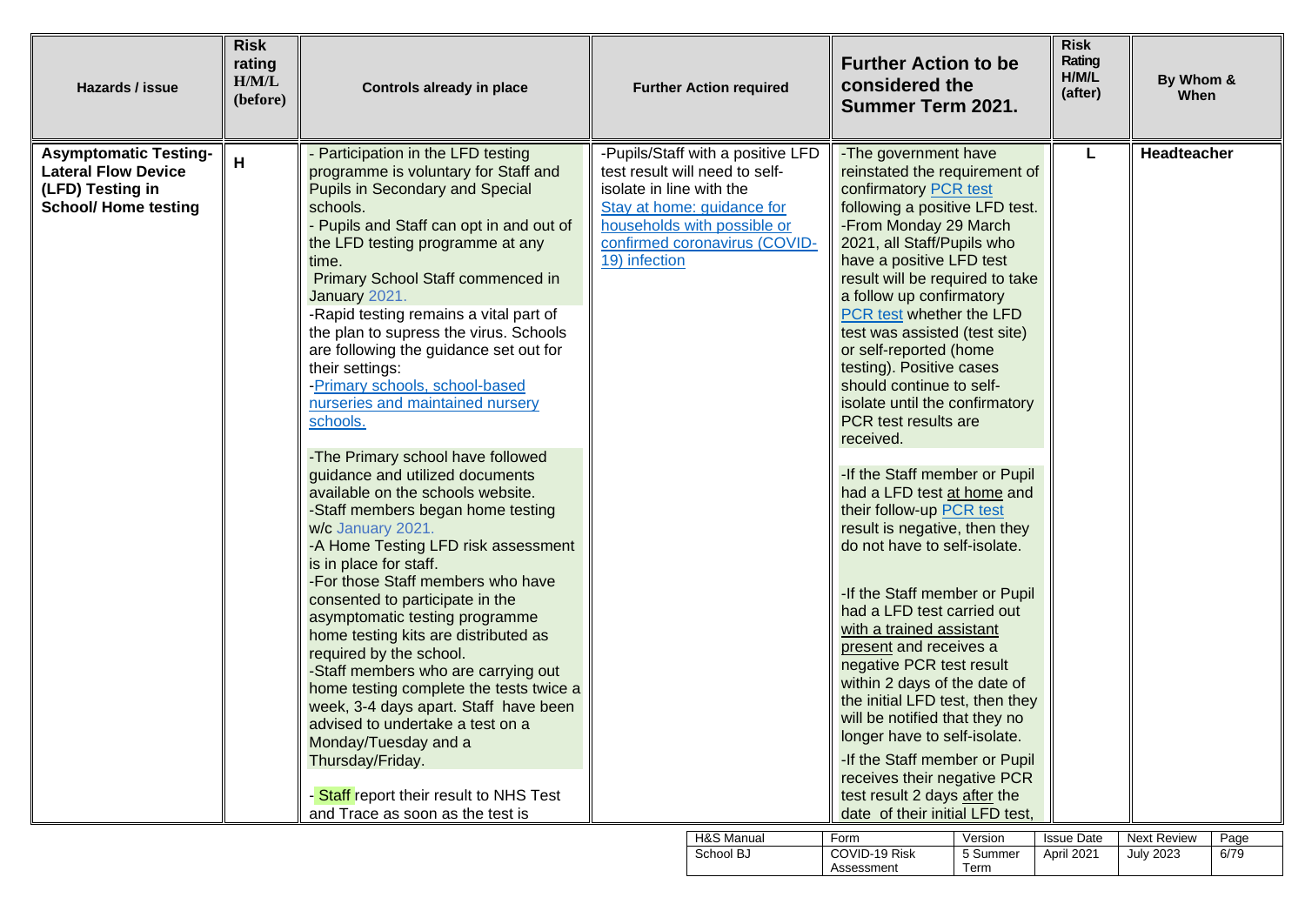| Hazards / issue | Risk rating H/M/L (before) | Controls already in place | Further Action required | Further Action to be considered the Summer Term 2021. | Risk Rating H/M/L (after) | By Whom & When |
|---|---|---|---|---|---|---|
| **Asymptomatic Testing- Lateral Flow Device (LFD) Testing in School/ Home testing** | H | - Participation in the LFD testing programme is voluntary for Staff and Pupils in Secondary and Special schools.<br>- Pupils and Staff can opt in and out of the LFD testing programme at any time.<br>Primary School Staff commenced in January 2021.<br>-Rapid testing remains a vital part of the plan to supress the virus. Schools are following the guidance set out for their settings:<br>-Primary schools, school-based nurseries and maintained nursery schools.<br><br>-The Primary school have followed guidance and utilized documents available on the schools website.<br>-Staff members began home testing w/c January 2021.<br>-A Home Testing LFD risk assessment is in place for staff.<br>-For those Staff members who have consented to participate in the asymptomatic testing programme home testing kits are distributed as required by the school.<br>-Staff members who are carrying out home testing complete the tests twice a week, 3-4 days apart. Staff have been advised to undertake a test on a Monday/Tuesday and a Thursday/Friday.<br><br>- Staff report their result to NHS Test and Trace as soon as the test is | -Pupils/Staff with a positive LFD test result will need to self-isolate in line with the Stay at home: guidance for households with possible or confirmed coronavirus (COVID-19) infection | -The government have reinstated the requirement of confirmatory PCR test following a positive LFD test.<br>-From Monday 29 March 2021, all Staff/Pupils who have a positive LFD test result will be required to take a follow up confirmatory PCR test whether the LFD test was assisted (test site) or self-reported (home testing). Positive cases should continue to self-isolate until the confirmatory PCR test results are received.<br><br>-If the Staff member or Pupil had a LFD test at home and their follow-up PCR test result is negative, then they do not have to self-isolate.<br><br>-If the Staff member or Pupil had a LFD test carried out with a trained assistant present and receives a negative PCR test result within 2 days of the date of the initial LFD test, then they will be notified that they no longer have to self-isolate.<br>-If the Staff member or Pupil receives their negative PCR test result 2 days after the date of their initial LFD test, | L | **Headteacher** |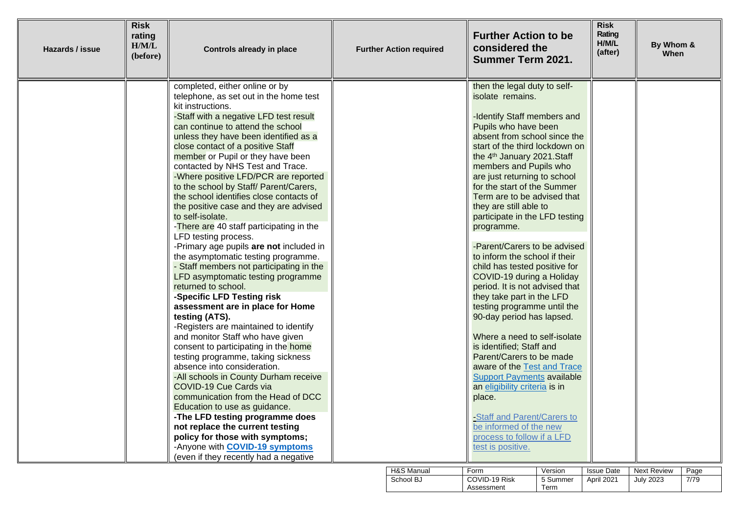| Hazards / issue | Risk rating H/M/L (before) | Controls already in place | Further Action required | Further Action to be considered the Summer Term 2021. | Risk Rating H/M/L (after) | By Whom & When |
|---|---|---|---|---|---|---|
| | | completed, either online or by telephone, as set out in the home test kit instructions.<br>-Staff with a negative LFD test result can continue to attend the school unless they have been identified as a close contact of a positive Staff member or Pupil or they have been contacted by NHS Test and Trace.<br>-Where positive LFD/PCR are reported to the school by Staff/ Parent/Carers, the school identifies close contacts of the positive case and they are advised to self-isolate.<br>-There are 40 staff participating in the LFD testing process.<br>-Primary age pupils **are not** included in the asymptomatic testing programme.<br>- Staff members not participating in the LFD asymptomatic testing programme returned to school.<br>**-Specific LFD Testing risk assessment are in place for Home testing (ATS).**<br>-Registers are maintained to identify and monitor Staff who have given consent to participating in the home testing programme, taking sickness absence into consideration.<br>-All schools in County Durham receive COVID-19 Cue Cards via communication from the Head of DCC Education to use as guidance.<br>**-The LFD testing programme does not replace the current testing policy for those with symptoms;**<br>-Anyone with **COVID-19 symptoms** (even if they recently had a negative | | then the legal duty to self-isolate remains.<br><br>-Identify Staff members and Pupils who have been absent from school since the start of the third lockdown on the 4th January 2021.Staff members and Pupils who are just returning to school for the start of the Summer Term are to be advised that they are still able to participate in the LFD testing programme.<br><br>-Parent/Carers to be advised to inform the school if their child has tested positive for COVID-19 during a Holiday period. It is not advised that they take part in the LFD testing programme until the 90-day period has lapsed.<br><br>Where a need to self-isolate is identified; Staff and Parent/Carers to be made aware of the Test and Trace Support Payments available an eligibility criteria is in place.<br><br>-Staff and Parent/Carers to be informed of the new process to follow if a LFD test is positive. | | |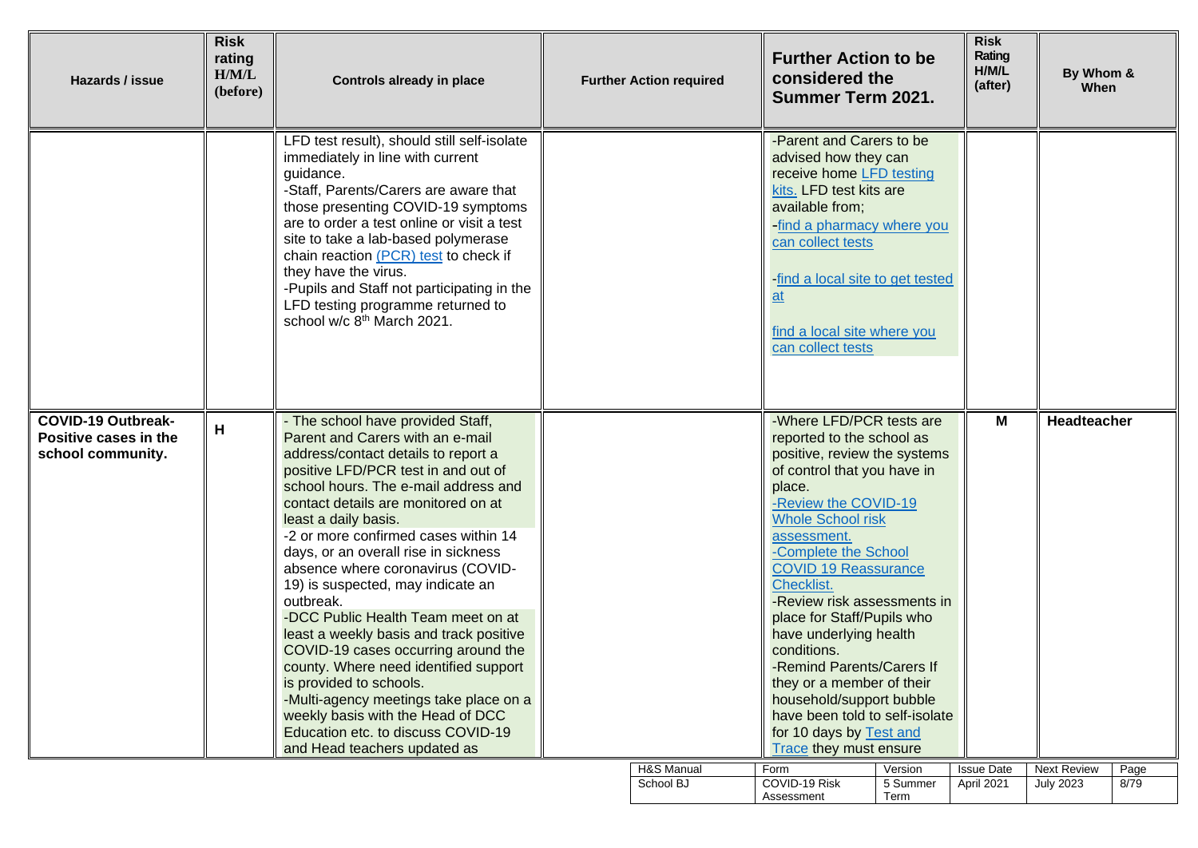| Hazards / issue | Risk rating H/M/L (before) | Controls already in place | Further Action required | Further Action to be considered the Summer Term 2021. | Risk Rating H/M/L (after) | By Whom & When |
|---|---|---|---|---|---|---|
| | | LFD test result), should still self-isolate immediately in line with current guidance.<br>-Staff, Parents/Carers are aware that those presenting COVID-19 symptoms are to order a test online or visit a test site to take a lab-based polymerase chain reaction (PCR) test to check if they have the virus.<br>-Pupils and Staff not participating in the LFD testing programme returned to school w/c 8th March 2021. | | -Parent and Carers to be advised how they can receive home LFD testing kits. LFD test kits are available from;<br>-find a pharmacy where you can collect tests<br><br>-find a local site to get tested at<br><br>find a local site where you can collect tests | | |
| **COVID-19 Outbreak-Positive cases in the school community.** | H | - The school have provided Staff, Parent and Carers with an e-mail address/contact details to report a positive LFD/PCR test in and out of school hours. The e-mail address and contact details are monitored on at least a daily basis.<br>-2 or more confirmed cases within 14 days, or an overall rise in sickness absence where coronavirus (COVID-19) is suspected, may indicate an outbreak.<br>-DCC Public Health Team meet on at least a weekly basis and track positive COVID-19 cases occurring around the county. Where need identified support is provided to schools.<br>-Multi-agency meetings take place on a weekly basis with the Head of DCC Education etc. to discuss COVID-19 and Head teachers updated as | | -Where LFD/PCR tests are reported to the school as positive, review the systems of control that you have in place.<br>-Review the COVID-19 Whole School risk assessment.<br>-Complete the School COVID 19 Reassurance Checklist.<br>-Review risk assessments in place for Staff/Pupils who have underlying health conditions.<br>-Remind Parents/Carers If they or a member of their household/support bubble have been told to self-isolate for 10 days by Test and Trace they must ensure | M | **Headteacher** |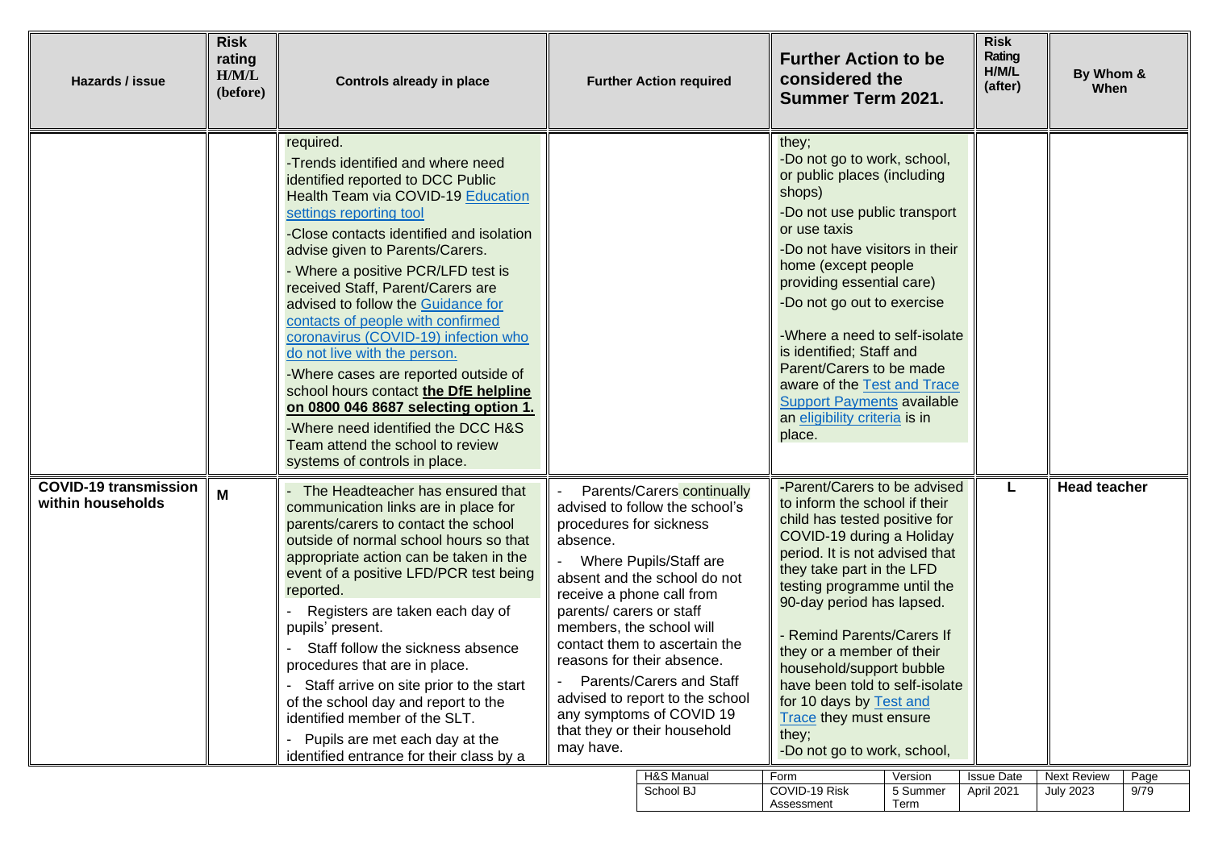| Hazards / issue | Risk rating H/M/L (before) | Controls already in place | Further Action required | Further Action to be considered the Summer Term 2021. | Risk Rating H/M/L (after) | By Whom & When |
|---|---|---|---|---|---|---|
| | | required.<br>-Trends identified and where need identified reported to DCC Public Health Team via COVID-19 Education settings reporting tool<br>-Close contacts identified and isolation advise given to Parents/Carers.<br>- Where a positive PCR/LFD test is received Staff, Parent/Carers are advised to follow the Guidance for contacts of people with confirmed coronavirus (COVID-19) infection who do not live with the person.<br>-Where cases are reported outside of school hours contact **the DfE helpline on 0800 046 8687 selecting option 1.**<br>-Where need identified the DCC H&S Team attend the school to review systems of controls in place. | | they;<br>-Do not go to work, school, or public places (including shops)<br>-Do not use public transport or use taxis<br>-Do not have visitors in their home (except people providing essential care)<br>-Do not go out to exercise<br><br>-Where a need to self-isolate is identified; Staff and Parent/Carers to be made aware of the Test and Trace Support Payments available an eligibility criteria is in place. | | |
| **COVID-19 transmission within households** | **M** | - The Headteacher has ensured that communication links are in place for parents/carers to contact the school outside of normal school hours so that appropriate action can be taken in the event of a positive LFD/PCR test being reported.<br>- Registers are taken each day of pupils' present.<br>- Staff follow the sickness absence procedures that are in place.<br>- Staff arrive on site prior to the start of the school day and report to the identified member of the SLT.<br>- Pupils are met each day at the identified entrance for their class by a | - Parents/Carers continually advised to follow the school's procedures for sickness absence.<br>- Where Pupils/Staff are absent and the school do not receive a phone call from parents/ carers or staff members, the school will contact them to ascertain the reasons for their absence.<br>- Parents/Carers and Staff advised to report to the school any symptoms of COVID 19 that they or their household may have. | -Parent/Carers to be advised to inform the school if their child has tested positive for COVID-19 during a Holiday period. It is not advised that they take part in the LFD testing programme until the 90-day period has lapsed.<br><br>- Remind Parents/Carers If they or a member of their household/support bubble have been told to self-isolate for 10 days by Test and Trace they must ensure they;<br>-Do not go to work, school, | **L** | **Head teacher** |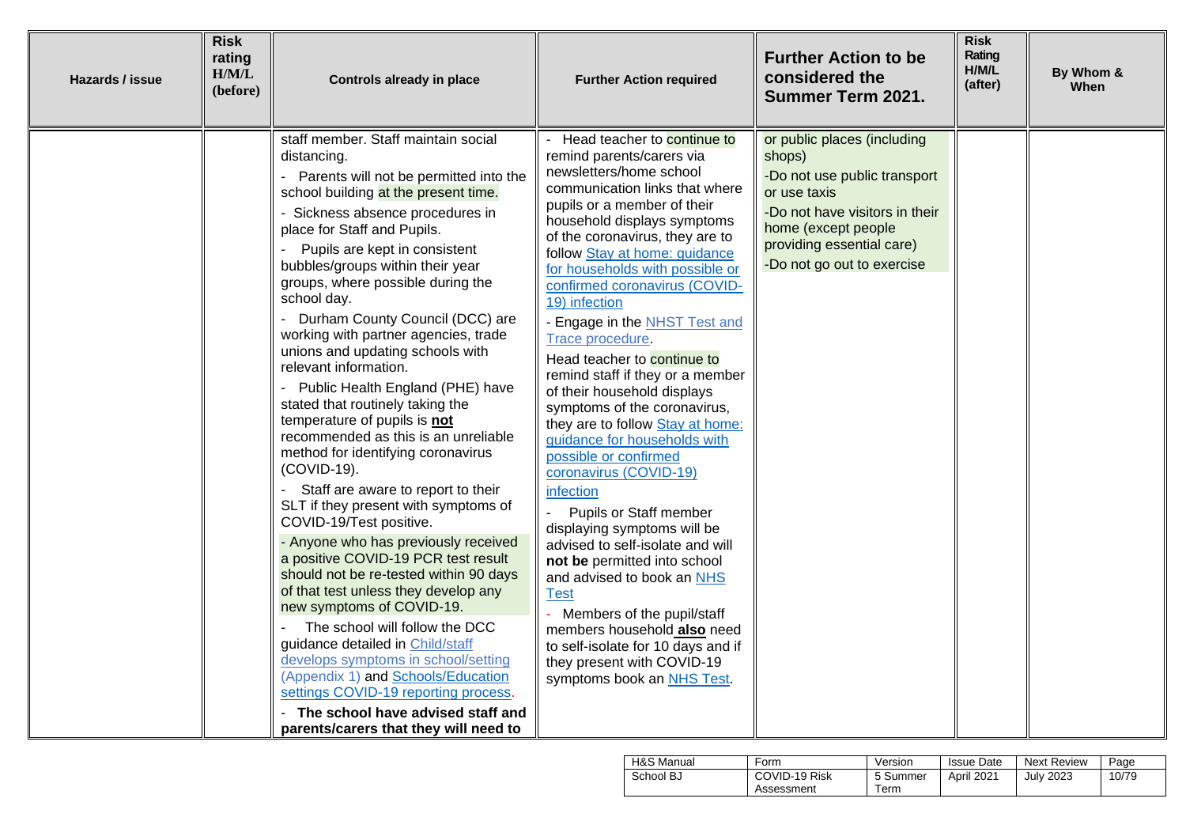| Hazards / issue | Risk rating H/M/L (before) | Controls already in place | Further Action required | Further Action to be considered the Summer Term 2021. | Risk Rating H/M/L (after) | By Whom & When |
|---|---|---|---|---|---|---|
| | | staff member. Staff maintain social distancing.<br>- Parents will not be permitted into the school building at the present time.<br>- Sickness absence procedures in place for Staff and Pupils.<br>- Pupils are kept in consistent bubbles/groups within their year groups, where possible during the school day.<br>- Durham County Council (DCC) are working with partner agencies, trade unions and updating schools with relevant information.<br>- Public Health England (PHE) have stated that routinely taking the temperature of pupils is **not** recommended as this is an unreliable method for identifying coronavirus (COVID-19).<br>- Staff are aware to report to their SLT if they present with symptoms of COVID-19/Test positive.<br>- Anyone who has previously received a positive COVID-19 PCR test result should not be re-tested within 90 days of that test unless they develop any new symptoms of COVID-19.<br>- The school will follow the DCC guidance detailed in Child/staff develops symptoms in school/setting (Appendix 1) and Schools/Education settings COVID-19 reporting process.<br>- **The school have advised staff and parents/carers that they will need to** | - Head teacher to continue to remind parents/carers via newsletters/home school communication links that where pupils or a member of their household displays symptoms of the coronavirus, they are to follow Stay at home: guidance for households with possible or confirmed coronavirus (COVID-19) infection<br>- Engage in the NHST Test and Trace procedure.<br>Head teacher to continue to remind staff if they or a member of their household displays symptoms of the coronavirus, they are to follow Stay at home: guidance for households with possible or confirmed coronavirus (COVID-19) infection<br>- Pupils or Staff member displaying symptoms will be advised to self-isolate and will **not be** permitted into school and advised to book an NHS Test<br>- Members of the pupil/staff members household **also** need to self-isolate for 10 days and if they present with COVID-19 symptoms book an NHS Test. | or public places (including shops)<br>-Do not use public transport or use taxis<br>-Do not have visitors in their home (except people providing essential care)<br>-Do not go out to exercise | | |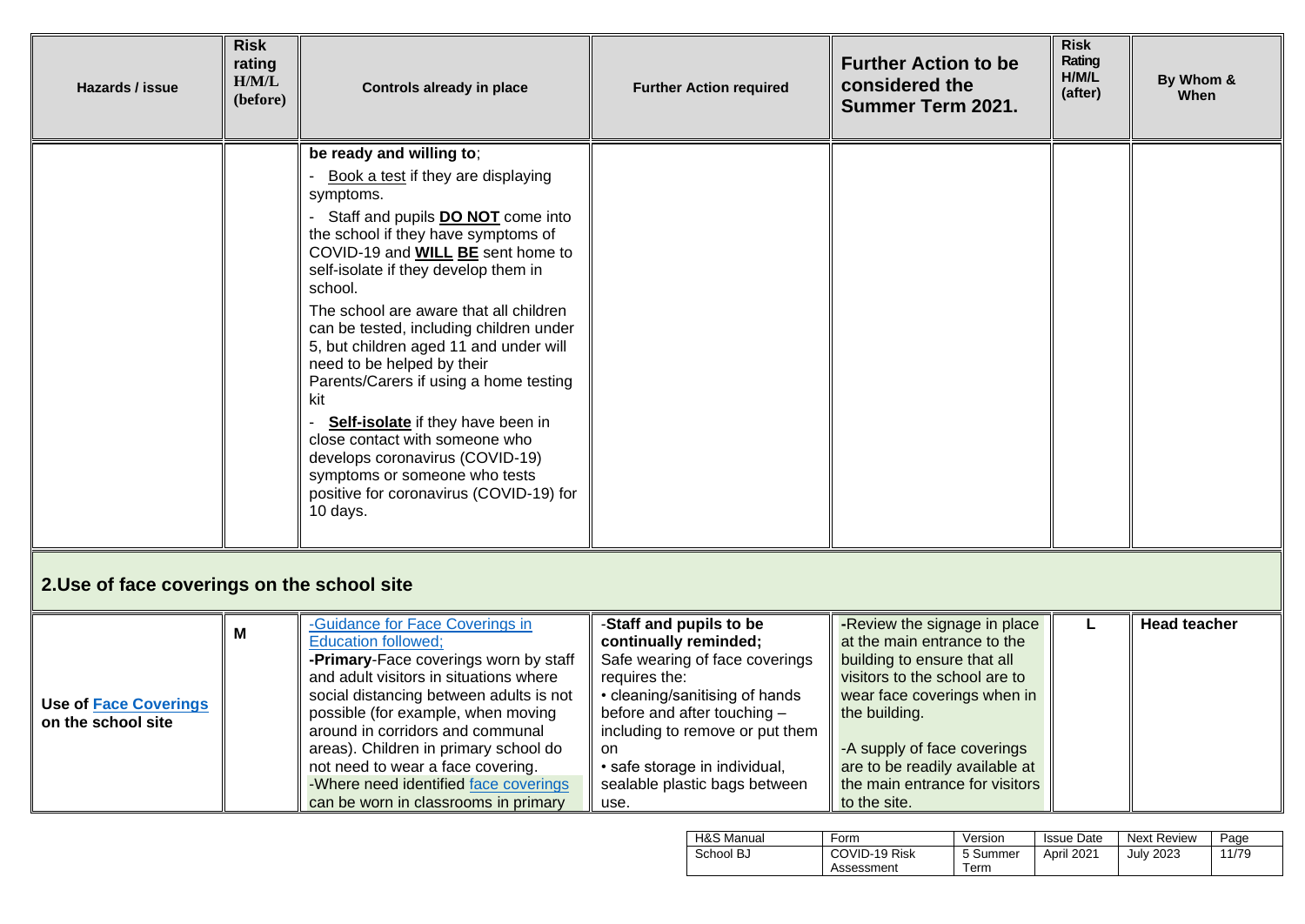| Hazards / issue | Risk rating H/M/L (before) | Controls already in place | Further Action required | Further Action to be considered the Summer Term 2021. | Risk Rating H/M/L (after) | By Whom & When |
|---|---|---|---|---|---|---|
| | | **be ready and willing to**;<br>- Book a test if they are displaying symptoms.<br>- Staff and pupils **DO NOT** come into the school if they have symptoms of COVID-19 and **WILL BE** sent home to self-isolate if they develop them in school.<br>The school are aware that all children can be tested, including children under 5, but children aged 11 and under will need to be helped by their Parents/Carers if using a home testing kit<br>- **Self-isolate** if they have been in close contact with someone who develops coronavirus (COVID-19) symptoms or someone who tests positive for coronavirus (COVID-19) for 10 days. | | | | |
| **2.Use of face coverings on the school site** | | | | | | |
| **Use of Face Coverings on the school site** | **M** | -Guidance for Face Coverings in Education followed;<br>**-Primary**-Face coverings worn by staff and adult visitors in situations where social distancing between adults is not possible (for example, when moving around in corridors and communal areas). Children in primary school do not need to wear a face covering.<br>-Where need identified face coverings can be worn in classrooms in primary | **-Staff and pupils to be continually reminded;**<br>Safe wearing of face coverings requires the:<br>• cleaning/sanitising of hands before and after touching – including to remove or put them on<br>• safe storage in individual, sealable plastic bags between use. | -Review the signage in place at the main entrance to the building to ensure that all visitors to the school are to wear face coverings when in the building.<br><br>-A supply of face coverings are to be readily available at the main entrance for visitors to the site. | **L** | **Head teacher** |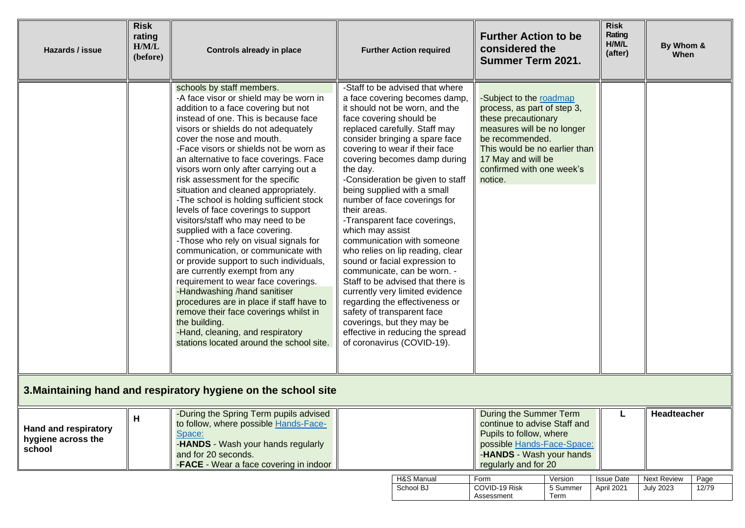| Hazards / issue | Risk rating H/M/L (before) | Controls already in place | Further Action required | Further Action to be considered the Summer Term 2021. | Risk Rating H/M/L (after) | By Whom & When |
|---|---|---|---|---|---|---|
| | | schools by staff members.<br>-A face visor or shield may be worn in addition to a face covering but not instead of one. This is because face visors or shields do not adequately cover the nose and mouth.<br>-Face visors or shields not be worn as an alternative to face coverings. Face visors worn only after carrying out a risk assessment for the specific situation and cleaned appropriately.<br>-The school is holding sufficient stock levels of face coverings to support visitors/staff who may need to be supplied with a face covering.<br>-Those who rely on visual signals for communication, or communicate with or provide support to such individuals, are currently exempt from any requirement to wear face coverings.<br>-Handwashing /hand sanitiser procedures are in place if staff have to remove their face coverings whilst in the building.<br>-Hand, cleaning, and respiratory stations located around the school site. | -Staff to be advised that where a face covering becomes damp, it should not be worn, and the face covering should be replaced carefully. Staff may consider bringing a spare face covering to wear if their face covering becomes damp during the day.<br>-Consideration be given to staff being supplied with a small number of face coverings for their areas.<br>-Transparent face coverings, which may assist communication with someone who relies on lip reading, clear sound or facial expression to communicate, can be worn. -Staff to be advised that there is currently very limited evidence regarding the effectiveness or safety of transparent face coverings, but they may be effective in reducing the spread of coronavirus (COVID-19). | -Subject to the roadmap process, as part of step 3, these precautionary measures will be no longer be recommended.<br>This would be no earlier than 17 May and will be confirmed with one week's notice. | | |

## 3. Maintaining hand and respiratory hygiene on the school site

| Hazards / issue | Risk rating H/M/L (before) | Controls already in place | Further Action required | Further Action to be considered the Summer Term 2021. | Risk Rating H/M/L (after) | By Whom & When |
|---|---|---|---|---|---|---|
| **Hand and respiratory hygiene across the school** | H | -During the Spring Term pupils advised to follow, where possible Hands-Face-Space:<br>-**HANDS** - Wash your hands regularly and for 20 seconds.<br>-**FACE** - Wear a face covering in indoor | | During the Summer Term continue to advise Staff and Pupils to follow, where possible Hands-Face-Space:<br>-**HANDS** - Wash your hands regularly and for 20 | L | **Headteacher** |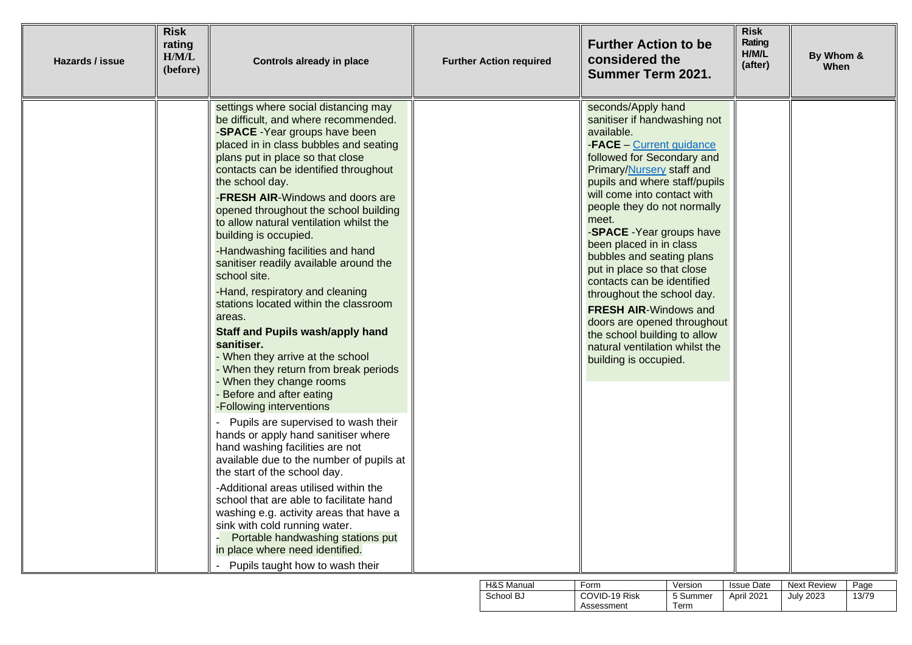| Hazards / issue | Risk rating H/M/L (before) | Controls already in place | Further Action required | Further Action to be considered the Summer Term 2021. | Risk Rating H/M/L (after) | By Whom & When |
|---|---|---|---|---|---|---|
| | | settings where social distancing may be difficult, and where recommended.<br>-**SPACE** -Year groups have been placed in in class bubbles and seating plans put in place so that close contacts can be identified throughout the school day.<br>-**FRESH AIR**-Windows and doors are opened throughout the school building to allow natural ventilation whilst the building is occupied.<br>-Handwashing facilities and hand sanitiser readily available around the school site.<br>-Hand, respiratory and cleaning stations located within the classroom areas.<br>**Staff and Pupils wash/apply hand sanitiser.**<br>- When they arrive at the school<br>- When they return from break periods<br>- When they change rooms<br>- Before and after eating<br>-Following interventions<br>- Pupils are supervised to wash their hands or apply hand sanitiser where hand washing facilities are not available due to the number of pupils at the start of the school day.<br>-Additional areas utilised within the school that are able to facilitate hand washing e.g. activity areas that have a sink with cold running water.<br>- Portable handwashing stations put in place where need identified.<br>- Pupils taught how to wash their | | seconds/Apply hand sanitiser if handwashing not available.<br>-**FACE** – Current guidance followed for Secondary and Primary/Nursery staff and pupils and where staff/pupils will come into contact with people they do not normally meet.<br>-**SPACE** -Year groups have been placed in in class bubbles and seating plans put in place so that close contacts can be identified throughout the school day.<br>**FRESH AIR**-Windows and doors are opened throughout the school building to allow natural ventilation whilst the building is occupied. | | |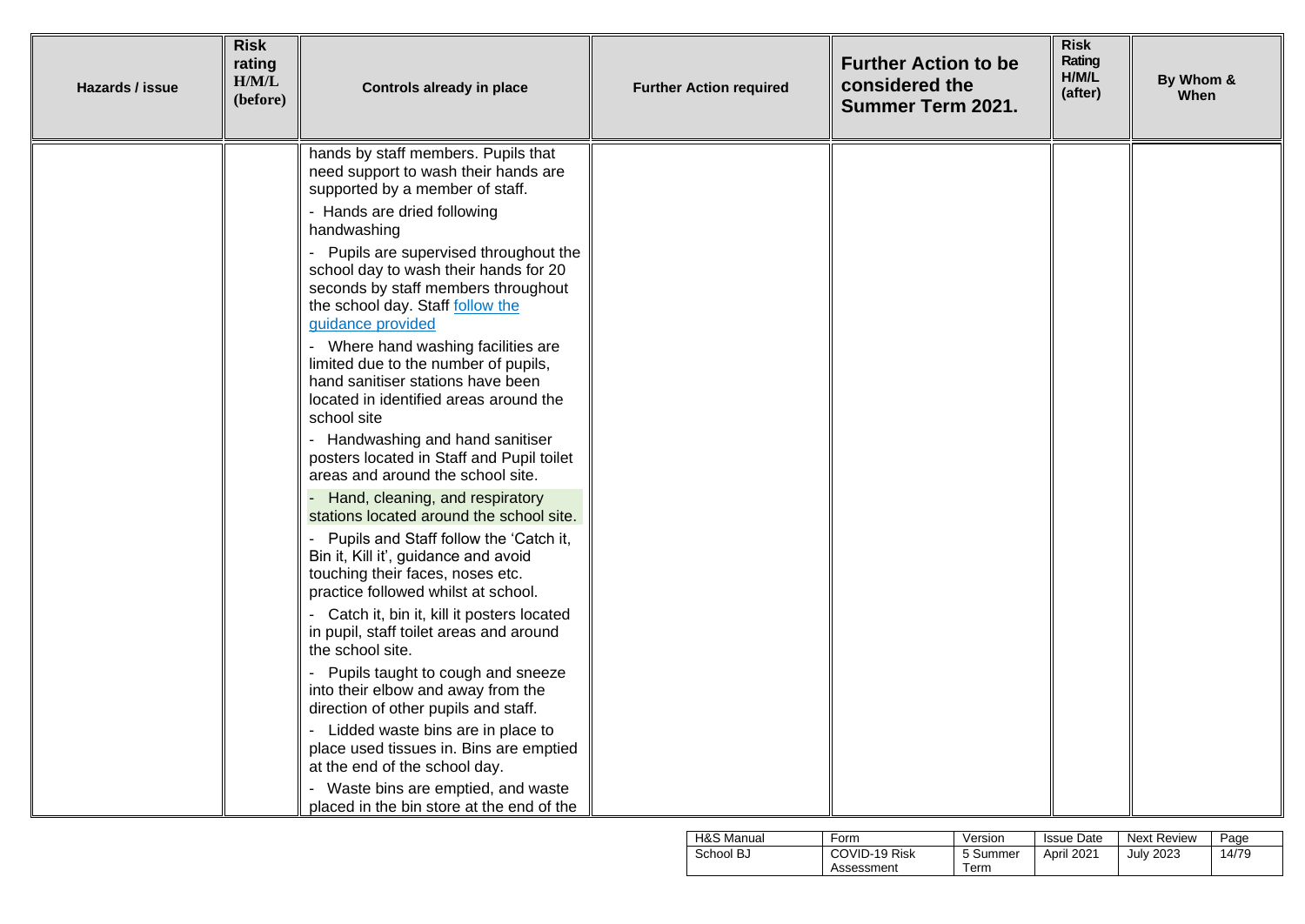| Hazards / issue | Risk rating H/M/L (before) | Controls already in place | Further Action required | Further Action to be considered the Summer Term 2021. | Risk Rating H/M/L (after) | By Whom & When |
|---|---|---|---|---|---|---|
| | | hands by staff members. Pupils that need support to wash their hands are supported by a member of staff.<br>- Hands are dried following handwashing<br>- Pupils are supervised throughout the school day to wash their hands for 20 seconds by staff members throughout the school day. Staff [follow the guidance provided]()<br>- Where hand washing facilities are limited due to the number of pupils, hand sanitiser stations have been located in identified areas around the school site<br>- Handwashing and hand sanitiser posters located in Staff and Pupil toilet areas and around the school site.<br>- Hand, cleaning, and respiratory stations located around the school site.<br>- Pupils and Staff follow the 'Catch it, Bin it, Kill it', guidance and avoid touching their faces, noses etc. practice followed whilst at school.<br>- Catch it, bin it, kill it posters located in pupil, staff toilet areas and around the school site.<br>- Pupils taught to cough and sneeze into their elbow and away from the direction of other pupils and staff.<br>- Lidded waste bins are in place to place used tissues in. Bins are emptied at the end of the school day.<br>- Waste bins are emptied, and waste placed in the bin store at the end of the | | | | |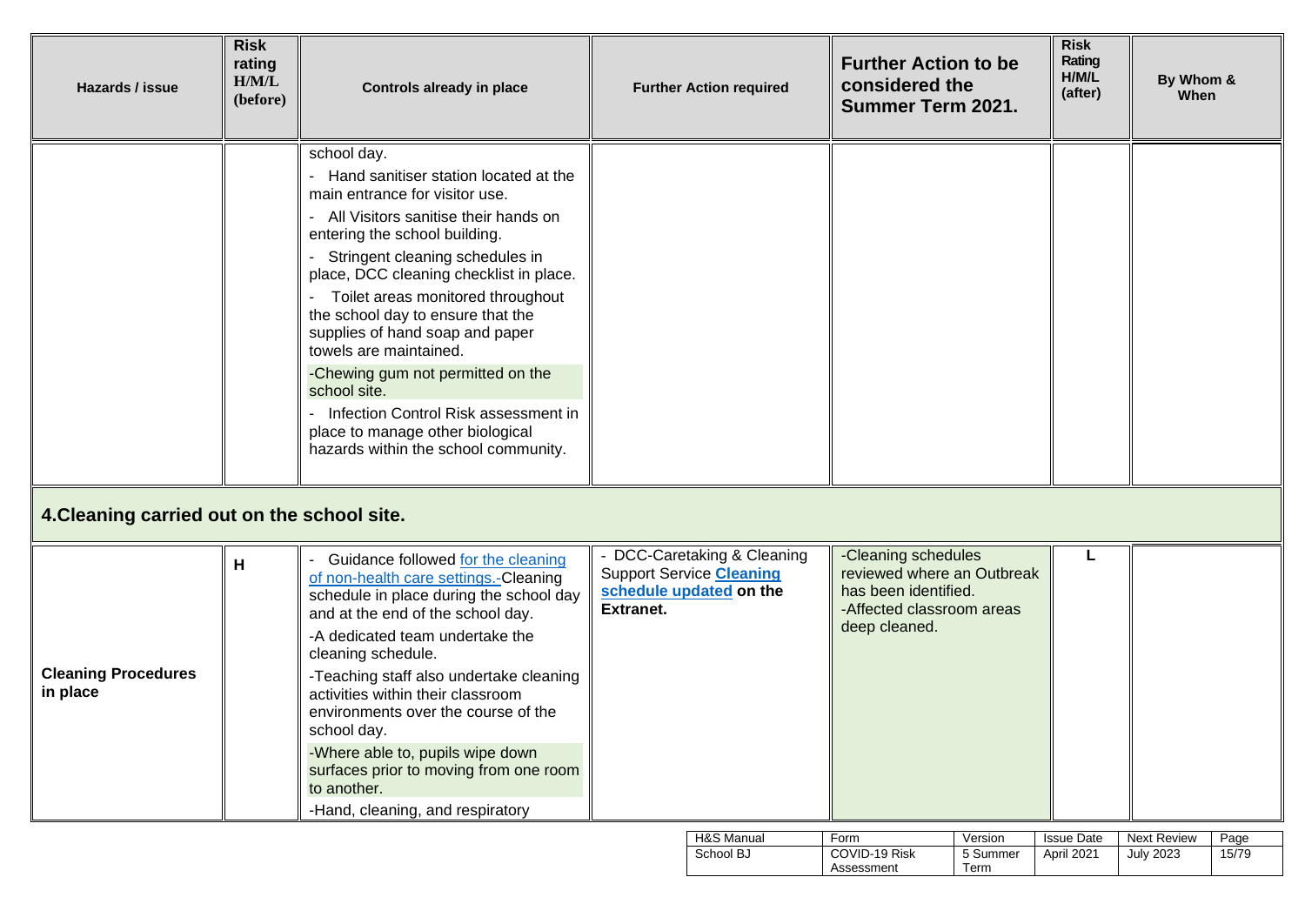| Hazards / issue | Risk rating H/M/L (before) | Controls already in place | Further Action required | Further Action to be considered the Summer Term 2021. | Risk Rating H/M/L (after) | By Whom & When |
|---|---|---|---|---|---|---|
| | | school day.<br>- Hand sanitiser station located at the main entrance for visitor use.<br>- All Visitors sanitise their hands on entering the school building.<br>- Stringent cleaning schedules in place, DCC cleaning checklist in place.<br>- Toilet areas monitored throughout the school day to ensure that the supplies of hand soap and paper towels are maintained.<br>-Chewing gum not permitted on the school site.<br>- Infection Control Risk assessment in place to manage other biological hazards within the school community. | | | | |
| **4.Cleaning carried out on the school site.** | | | | | | |
| **Cleaning Procedures in place** | **H** | - Guidance followed for the cleaning of non-health care settings.-Cleaning schedule in place during the school day and at the end of the school day.<br>-A dedicated team undertake the cleaning schedule.<br>-Teaching staff also undertake cleaning activities within their classroom environments over the course of the school day.<br>-Where able to, pupils wipe down surfaces prior to moving from one room to another.<br>-Hand, cleaning, and respiratory | - DCC-Caretaking & Cleaning Support Service **Cleaning schedule updated on the Extranet.** | -Cleaning schedules reviewed where an Outbreak has been identified.<br>-Affected classroom areas deep cleaned. | **L** | |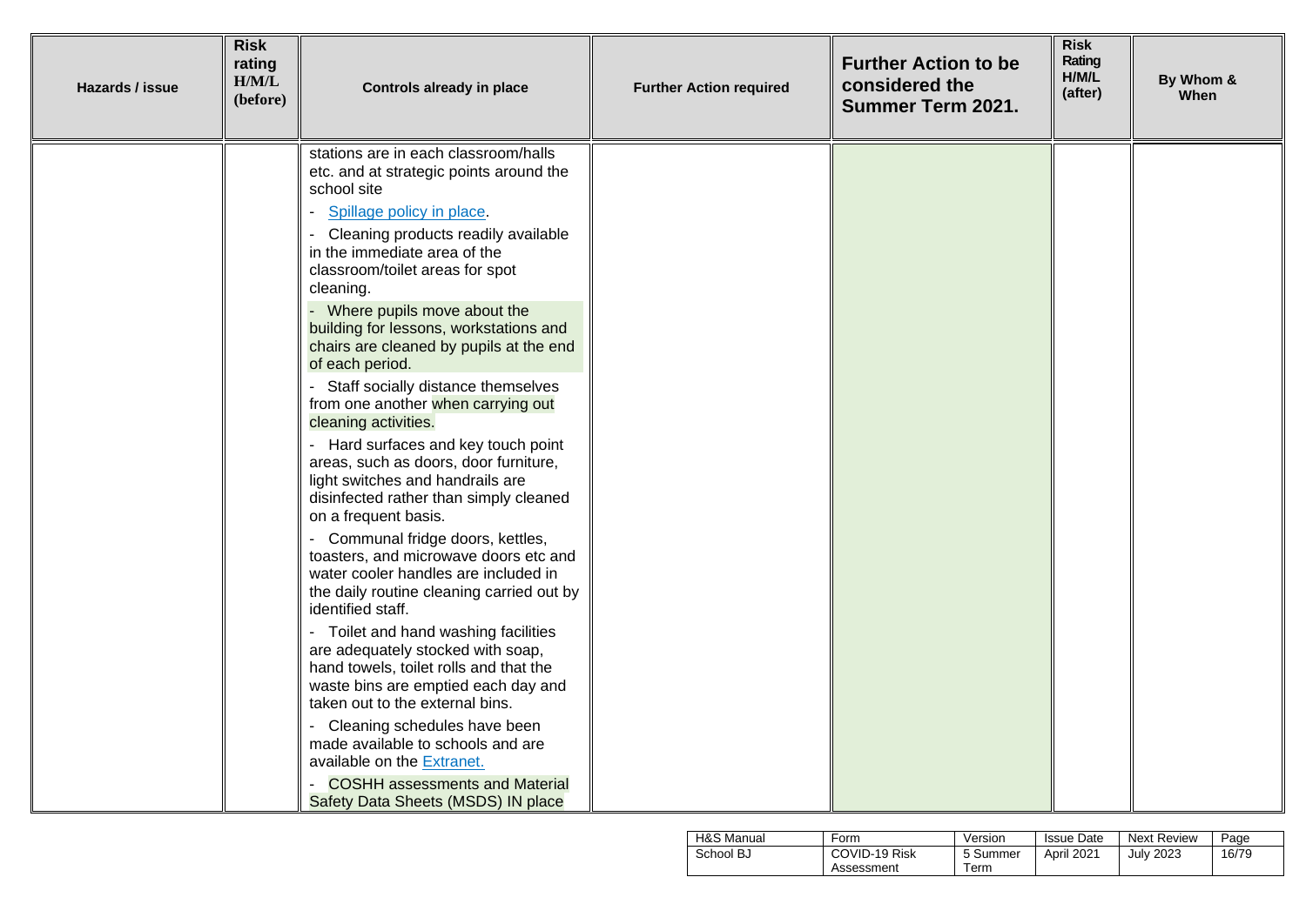| Hazards / issue | Risk rating H/M/L (before) | Controls already in place | Further Action required | Further Action to be considered the Summer Term 2021. | Risk Rating H/M/L (after) | By Whom & When |
|---|---|---|---|---|---|---|
| | | stations are in each classroom/halls etc. and at strategic points around the school site<br>- Spillage policy in place.<br>- Cleaning products readily available in the immediate area of the classroom/toilet areas for spot cleaning.<br>- Where pupils move about the building for lessons, workstations and chairs are cleaned by pupils at the end of each period.<br>- Staff socially distance themselves from one another when carrying out cleaning activities.<br>- Hard surfaces and key touch point areas, such as doors, door furniture, light switches and handrails are disinfected rather than simply cleaned on a frequent basis.<br>- Communal fridge doors, kettles, toasters, and microwave doors etc and water cooler handles are included in the daily routine cleaning carried out by identified staff.<br>- Toilet and hand washing facilities are adequately stocked with soap, hand towels, toilet rolls and that the waste bins are emptied each day and taken out to the external bins.<br>- Cleaning schedules have been made available to schools and are available on the Extranet.<br>- COSHH assessments and Material Safety Data Sheets (MSDS) IN place | | | | |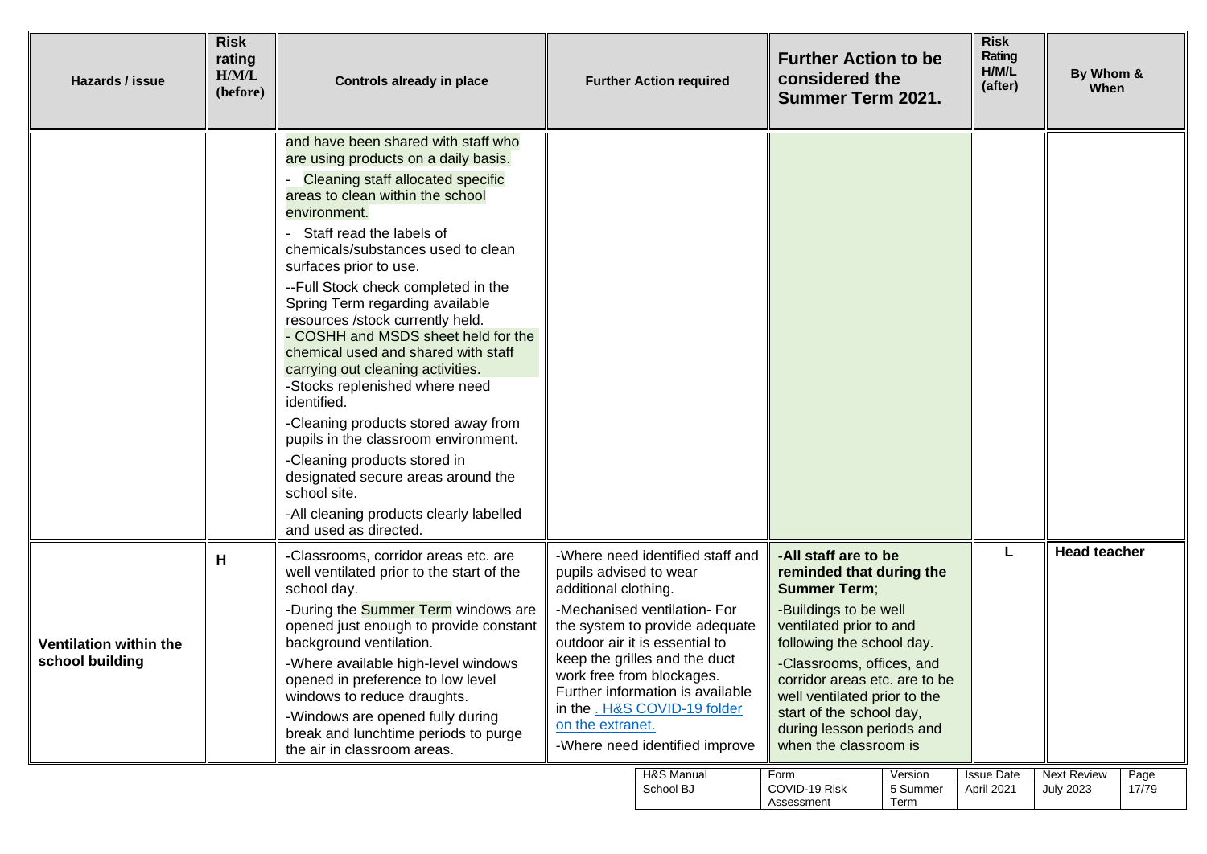| Hazards / issue | Risk rating H/M/L (before) | Controls already in place | Further Action required | Further Action to be considered the Summer Term 2021. | Risk Rating H/M/L (after) | By Whom & When |
|---|---|---|---|---|---|---|
| | | and have been shared with staff who are using products on a daily basis.<br>- Cleaning staff allocated specific areas to clean within the school environment.<br>- Staff read the labels of chemicals/substances used to clean surfaces prior to use.<br>--Full Stock check completed in the Spring Term regarding available resources /stock currently held.<br>- COSHH and MSDS sheet held for the chemical used and shared with staff carrying out cleaning activities.<br>-Stocks replenished where need identified.<br>-Cleaning products stored away from pupils in the classroom environment.<br>-Cleaning products stored in designated secure areas around the school site.<br>-All cleaning products clearly labelled and used as directed. | | | | |
| **Ventilation within the school building** | **H** | -Classrooms, corridor areas etc. are well ventilated prior to the start of the school day.<br>-During the Summer Term windows are opened just enough to provide constant background ventilation.<br>-Where available high-level windows opened in preference to low level windows to reduce draughts.<br>-Windows are opened fully during break and lunchtime periods to purge the air in classroom areas. | -Where need identified staff and pupils advised to wear additional clothing.<br>-Mechanised ventilation- For the system to provide adequate outdoor air it is essential to keep the grilles and the duct work free from blockages. Further information is available in the [. H&S COVID-19 folder on the extranet.]()<br>-Where need identified improve | **-All staff are to be reminded that during the Summer Term**;<br>-Buildings to be well ventilated prior to and following the school day.<br>-Classrooms, offices, and corridor areas etc. are to be well ventilated prior to the start of the school day, during lesson periods and when the classroom is | **L** | **Head teacher** |

| H&S Manual | Form | Version | Issue Date | Next Review |
|---|---|---|---|---|
| School BJ | COVID-19 Risk Assessment | 5 Summer Term | April 2021 | July 2023 |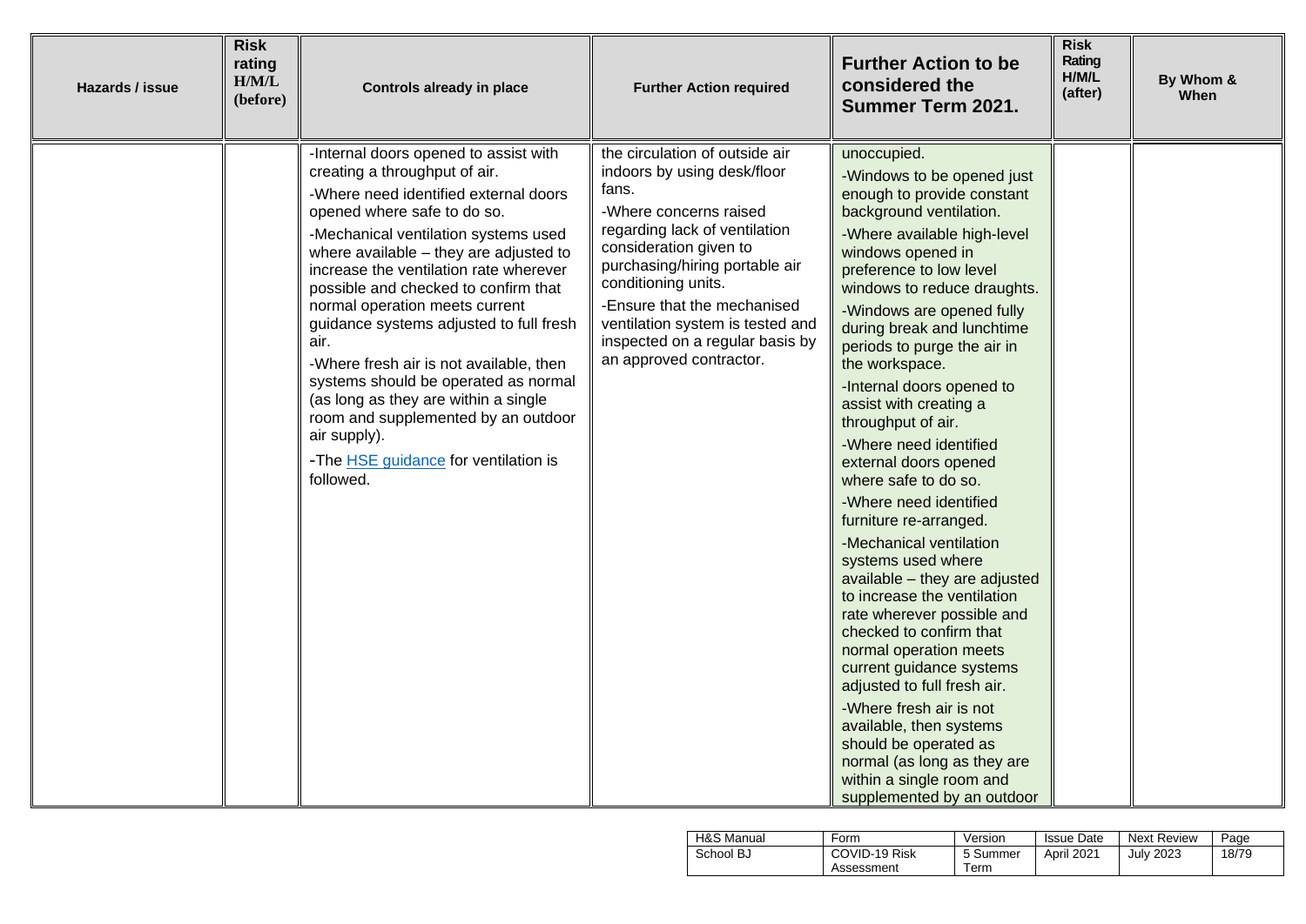| Hazards / issue | Risk rating H/M/L (before) | Controls already in place | Further Action required | Further Action to be considered the Summer Term 2021. | Risk Rating H/M/L (after) | By Whom & When |
|---|---|---|---|---|---|---|
| | | -Internal doors opened to assist with creating a throughput of air.<br>-Where need identified external doors opened where safe to do so.<br>-Mechanical ventilation systems used where available – they are adjusted to increase the ventilation rate wherever possible and checked to confirm that normal operation meets current guidance systems adjusted to full fresh air.<br>-Where fresh air is not available, then systems should be operated as normal (as long as they are within a single room and supplemented by an outdoor air supply).<br>-The [HSE guidance](HSE guidance) for ventilation is followed. | the circulation of outside air indoors by using desk/floor fans.<br>-Where concerns raised regarding lack of ventilation consideration given to purchasing/hiring portable air conditioning units.<br>-Ensure that the mechanised ventilation system is tested and inspected on a regular basis by an approved contractor. | unoccupied.<br>-Windows to be opened just enough to provide constant background ventilation.<br>-Where available high-level windows opened in preference to low level windows to reduce draughts.<br>-Windows are opened fully during break and lunchtime periods to purge the air in the workspace.<br>-Internal doors opened to assist with creating a throughput of air.<br>-Where need identified external doors opened where safe to do so.<br>-Where need identified furniture re-arranged.<br>-Mechanical ventilation systems used where available – they are adjusted to increase the ventilation rate wherever possible and checked to confirm that normal operation meets current guidance systems adjusted to full fresh air.<br>-Where fresh air is not available, then systems should be operated as normal (as long as they are within a single room and supplemented by an outdoor | | |

| H&S Manual | Form | Version | Issue Date | Next Review | Page |
|---|---|---|---|---|---|
| School BJ | COVID-19 Risk Assessment | 5 Summer Term | April 2021 | July 2023 | 18/79 |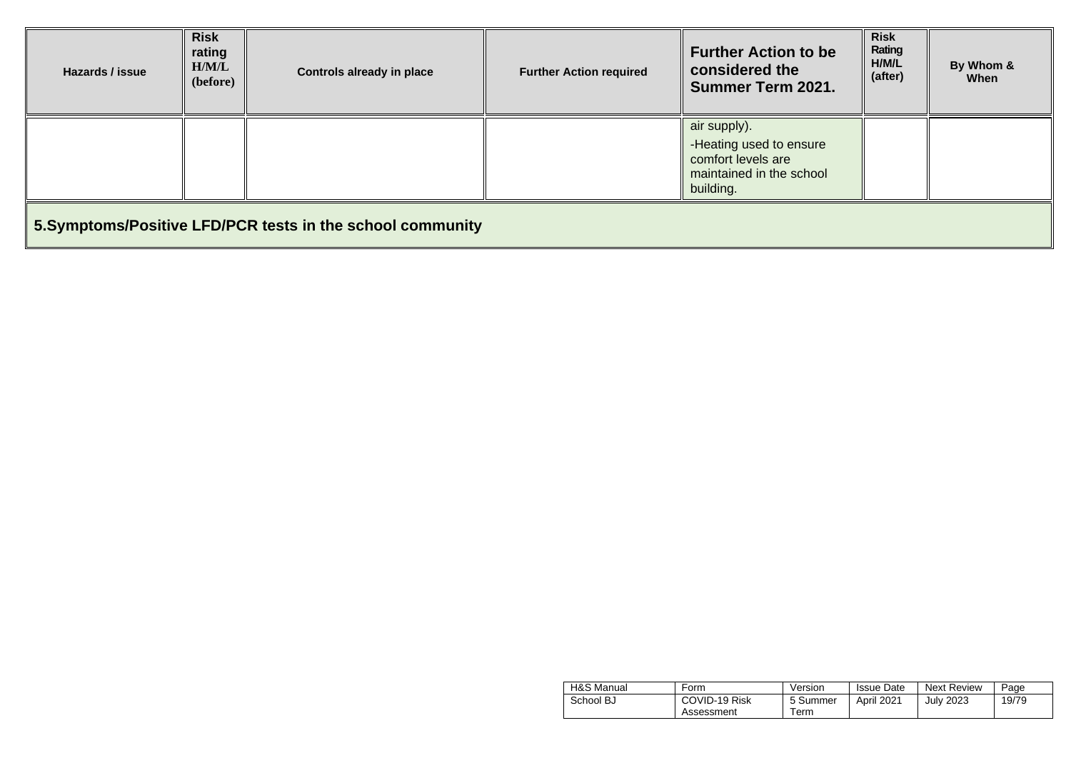| Hazards / issue | Risk rating H/M/L (before) | Controls already in place | Further Action required | Further Action to be considered the Summer Term 2021. | Risk Rating H/M/L (after) | By Whom & When |
|---|---|---|---|---|---|---|
| | | | | air supply).<br>-Heating used to ensure comfort levels are maintained in the school building. | | |
| **5.Symptoms/Positive LFD/PCR tests in the school community** | | | | | | |

| H&S Manual | Form | Version | Issue Date | Next Review |
|---|---|---|---|---|
| School BJ | COVID-19 Risk Assessment | 5 Summer Term | April 2021 | July 2023 |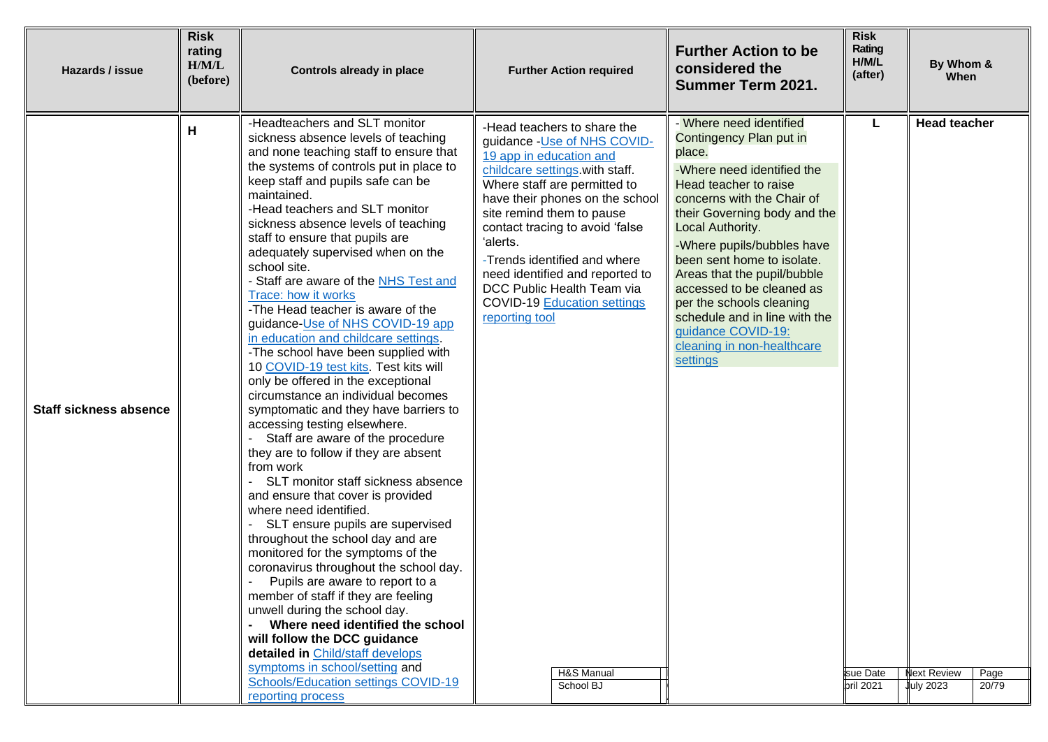| Hazards / issue | Risk rating H/M/L (before) | Controls already in place | Further Action required | Further Action to be considered the Summer Term 2021. | Risk Rating H/M/L (after) | By Whom & When |
|---|---|---|---|---|---|---|
| **Staff sickness absence** | H | -Headteachers and SLT monitor sickness absence levels of teaching and none teaching staff to ensure that the systems of controls put in place to keep staff and pupils safe can be maintained.<br>-Head teachers and SLT monitor sickness absence levels of teaching staff to ensure that pupils are adequately supervised when on the school site.<br>- Staff are aware of the NHS Test and Trace: how it works<br>-The Head teacher is aware of the guidance-Use of NHS COVID-19 app in education and childcare settings.<br>-The school have been supplied with 10 COVID-19 test kits. Test kits will only be offered in the exceptional circumstance an individual becomes symptomatic and they have barriers to accessing testing elsewhere.<br>- Staff are aware of the procedure they are to follow if they are absent from work<br>- SLT monitor staff sickness absence and ensure that cover is provided where need identified.<br>- SLT ensure pupils are supervised throughout the school day and are monitored for the symptoms of the coronavirus throughout the school day.<br>- Pupils are aware to report to a member of staff if they are feeling unwell during the school day.<br>**- Where need identified the school will follow the DCC guidance detailed in** Child/staff develops symptoms in school/setting and Schools/Education settings COVID-19 reporting process | -Head teachers to share the guidance -Use of NHS COVID-19 app in education and childcare settings.with staff. Where staff are permitted to have their phones on the school site remind them to pause contact tracing to avoid 'false 'alerts.<br>-Trends identified and where need identified and reported to DCC Public Health Team via COVID-19 Education settings reporting tool | - Where need identified Contingency Plan put in place.<br>-Where need identified the Head teacher to raise concerns with the Chair of their Governing body and the Local Authority.<br>-Where pupils/bubbles have been sent home to isolate. Areas that the pupil/bubble accessed to be cleaned as per the schools cleaning schedule and in line with the guidance COVID-19: cleaning in non-healthcare settings | L | **Head teacher** |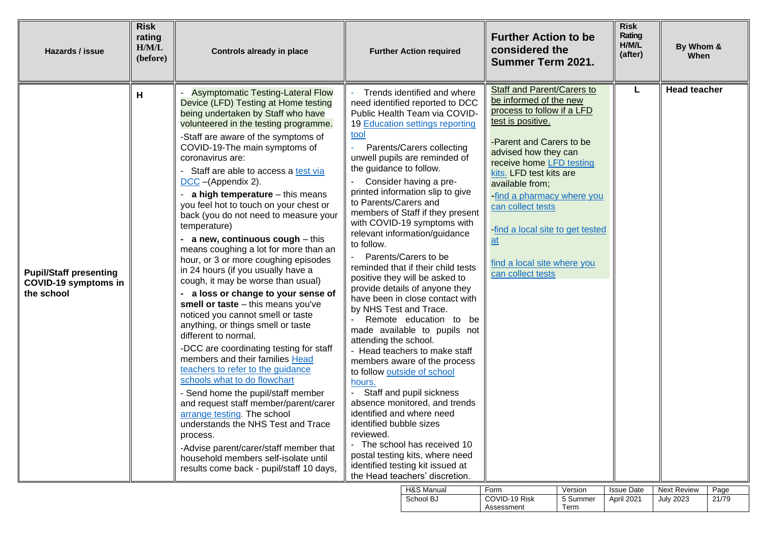| Hazards / issue | Risk rating H/M/L (before) | Controls already in place | Further Action required | Further Action to be considered the Summer Term 2021. | Risk Rating H/M/L (after) | By Whom & When |
|---|---|---|---|---|---|---|
| **Pupil/Staff presenting COVID-19 symptoms in the school** | **H** | - Asymptomatic Testing-Lateral Flow Device (LFD) Testing at Home testing being undertaken by Staff who have volunteered in the testing programme.<br>-Staff are aware of the symptoms of COVID-19-The main symptoms of coronavirus are:<br>- Staff are able to access a test via DCC –(Appendix 2).<br>- **a high temperature** – this means you feel hot to touch on your chest or back (you do not need to measure your temperature)<br>**- a new, continuous cough** – this means coughing a lot for more than an hour, or 3 or more coughing episodes in 24 hours (if you usually have a cough, it may be worse than usual)<br>**- a loss or change to your sense of smell or taste** – this means you've noticed you cannot smell or taste anything, or things smell or taste different to normal.<br>-DCC are coordinating testing for staff members and their families Head teachers to refer to the guidance schools what to do flowchart<br>- Send home the pupil/staff member and request staff member/parent/carer arrange testing. The school understands the NHS Test and Trace process.<br>-Advise parent/carer/staff member that household members self-isolate until results come back - pupil/staff 10 days, | - Trends identified and where need identified reported to DCC Public Health Team via COVID-19 Education settings reporting tool<br>- Parents/Carers collecting unwell pupils are reminded of the guidance to follow.<br>- Consider having a pre-printed information slip to give to Parents/Carers and members of Staff if they present with COVID-19 symptoms with relevant information/guidance to follow.<br>- Parents/Carers to be reminded that if their child tests positive they will be asked to provide details of anyone they have been in close contact with by NHS Test and Trace.<br>- Remote education to be made available to pupils not attending the school.<br>- Head teachers to make staff members aware of the process to follow outside of school hours.<br>- Staff and pupil sickness absence monitored, and trends identified and where need identified bubble sizes reviewed.<br>- The school has received 10 postal testing kits, where need identified testing kit issued at the Head teachers' discretion. | Staff and Parent/Carers to be informed of the new process to follow if a LFD test is positive.<br><br>-Parent and Carers to be advised how they can receive home LFD testing kits. LFD test kits are available from;<br>-find a pharmacy where you can collect tests<br><br>-find a local site to get tested at<br><br>find a local site where you can collect tests | **L** | **Head teacher** |

| H&S Manual | Form | Version | Issue Date | Next Review | Page |
|---|---|---|---|---|---|
| School BJ | COVID-19 Risk Assessment | 5 Summer Term | April 2021 | July 2023 | 21/79 |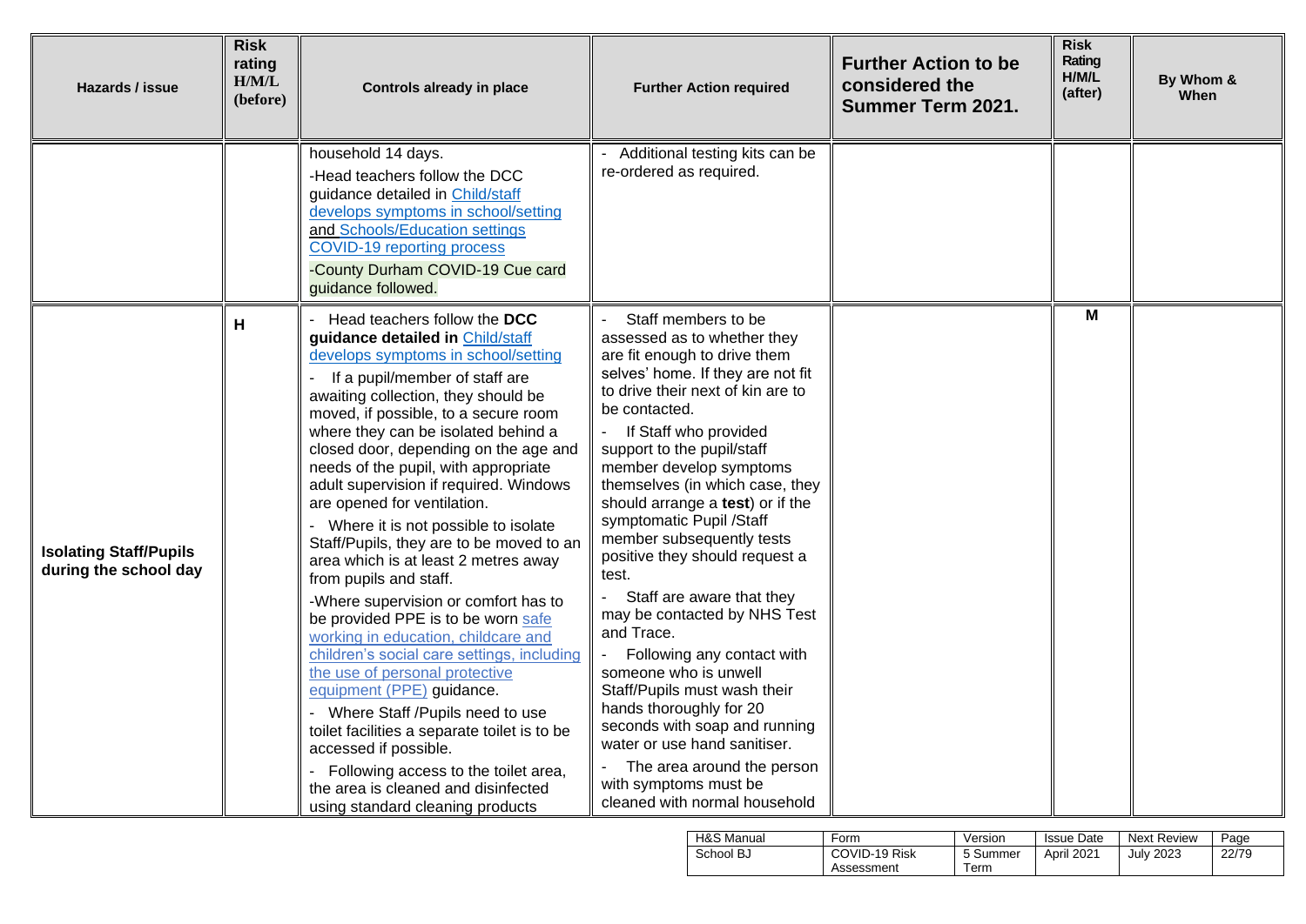| Hazards / issue | Risk rating H/M/L (before) | Controls already in place | Further Action required | Further Action to be considered the Summer Term 2021. | Risk Rating H/M/L (after) | By Whom & When |
|---|---|---|---|---|---|---|
| | | household 14 days.<br>-Head teachers follow the DCC guidance detailed in Child/staff develops symptoms in school/setting and Schools/Education settings COVID-19 reporting process<br>-County Durham COVID-19 Cue card guidance followed. | - Additional testing kits can be re-ordered as required. | | | |
| **Isolating Staff/Pupils during the school day** | **H** | - Head teachers follow the **DCC guidance detailed in** Child/staff develops symptoms in school/setting<br>- If a pupil/member of staff are awaiting collection, they should be moved, if possible, to a secure room where they can be isolated behind a closed door, depending on the age and needs of the pupil, with appropriate adult supervision if required. Windows are opened for ventilation.<br>- Where it is not possible to isolate Staff/Pupils, they are to be moved to an area which is at least 2 metres away from pupils and staff.<br>-Where supervision or comfort has to be provided PPE is to be worn safe working in education, childcare and children's social care settings, including the use of personal protective equipment (PPE) guidance.<br>- Where Staff /Pupils need to use toilet facilities a separate toilet is to be accessed if possible.<br>- Following access to the toilet area, the area is cleaned and disinfected using standard cleaning products | - Staff members to be assessed as to whether they are fit enough to drive them selves' home. If they are not fit to drive their next of kin are to be contacted.<br>- If Staff who provided support to the pupil/staff member develop symptoms themselves (in which case, they should arrange a **test**) or if the symptomatic Pupil /Staff member subsequently tests positive they should request a test.<br>- Staff are aware that they may be contacted by NHS Test and Trace.<br>- Following any contact with someone who is unwell Staff/Pupils must wash their hands thoroughly for 20 seconds with soap and running water or use hand sanitiser.<br>- The area around the person with symptoms must be cleaned with normal household | | **M** | |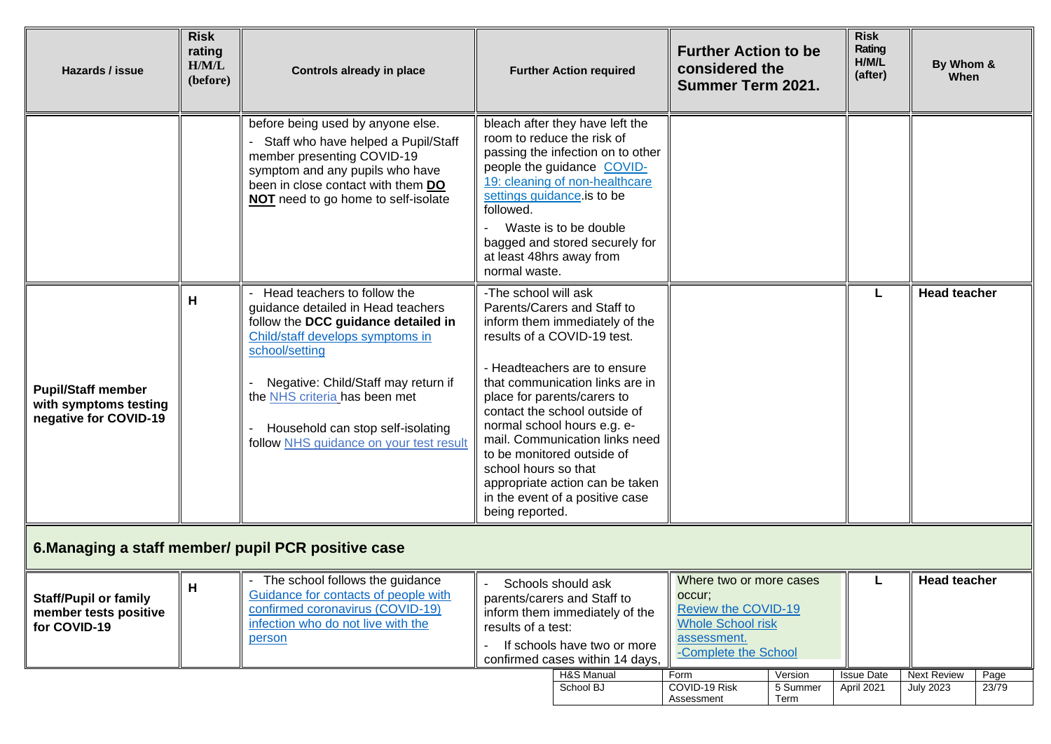| Hazards / issue | Risk rating H/M/L (before) | Controls already in place | Further Action required | Further Action to be considered the Summer Term 2021. | Risk Rating H/M/L (after) | By Whom & When |
|---|---|---|---|---|---|---|
| | | before being used by anyone else.<br>- Staff who have helped a Pupil/Staff member presenting COVID-19 symptom and any pupils who have been in close contact with them **DO NOT** need to go home to self-isolate | bleach after they have left the room to reduce the risk of passing the infection on to other people the guidance COVID-19: cleaning of non-healthcare settings guidance.is to be followed.<br>- Waste is to be double bagged and stored securely for at least 48hrs away from normal waste. | | | |
| **Pupil/Staff member with symptoms testing negative for COVID-19** | **H** | - Head teachers to follow the guidance detailed in Head teachers follow the **DCC guidance detailed in** Child/staff develops symptoms in school/setting<br>- Negative: Child/Staff may return if the NHS criteria has been met<br>- Household can stop self-isolating follow NHS guidance on your test result | -The school will ask Parents/Carers and Staff to inform them immediately of the results of a COVID-19 test.<br>- Headteachers are to ensure that communication links are in place for parents/carers to contact the school outside of normal school hours e.g. e-mail. Communication links need to be monitored outside of school hours so that appropriate action can be taken in the event of a positive case being reported. | | **L** | **Head teacher** |

## 6.Managing a staff member/ pupil PCR positive case

| Hazards / issue | Risk rating H/M/L (before) | Controls already in place | Further Action required | Further Action to be considered the Summer Term 2021. | Risk Rating H/M/L (after) | By Whom & When |
|---|---|---|---|---|---|---|
| **Staff/Pupil or family member tests positive for COVID-19** | **H** | - The school follows the guidance Guidance for contacts of people with confirmed coronavirus (COVID-19) infection who do not live with the person | - Schools should ask parents/carers and Staff to inform them immediately of the results of a test:<br>- If schools have two or more confirmed cases within 14 days, | Where two or more cases occur;<br>Review the COVID-19 Whole School risk assessment.<br>-Complete the School | **L** | **Head teacher** |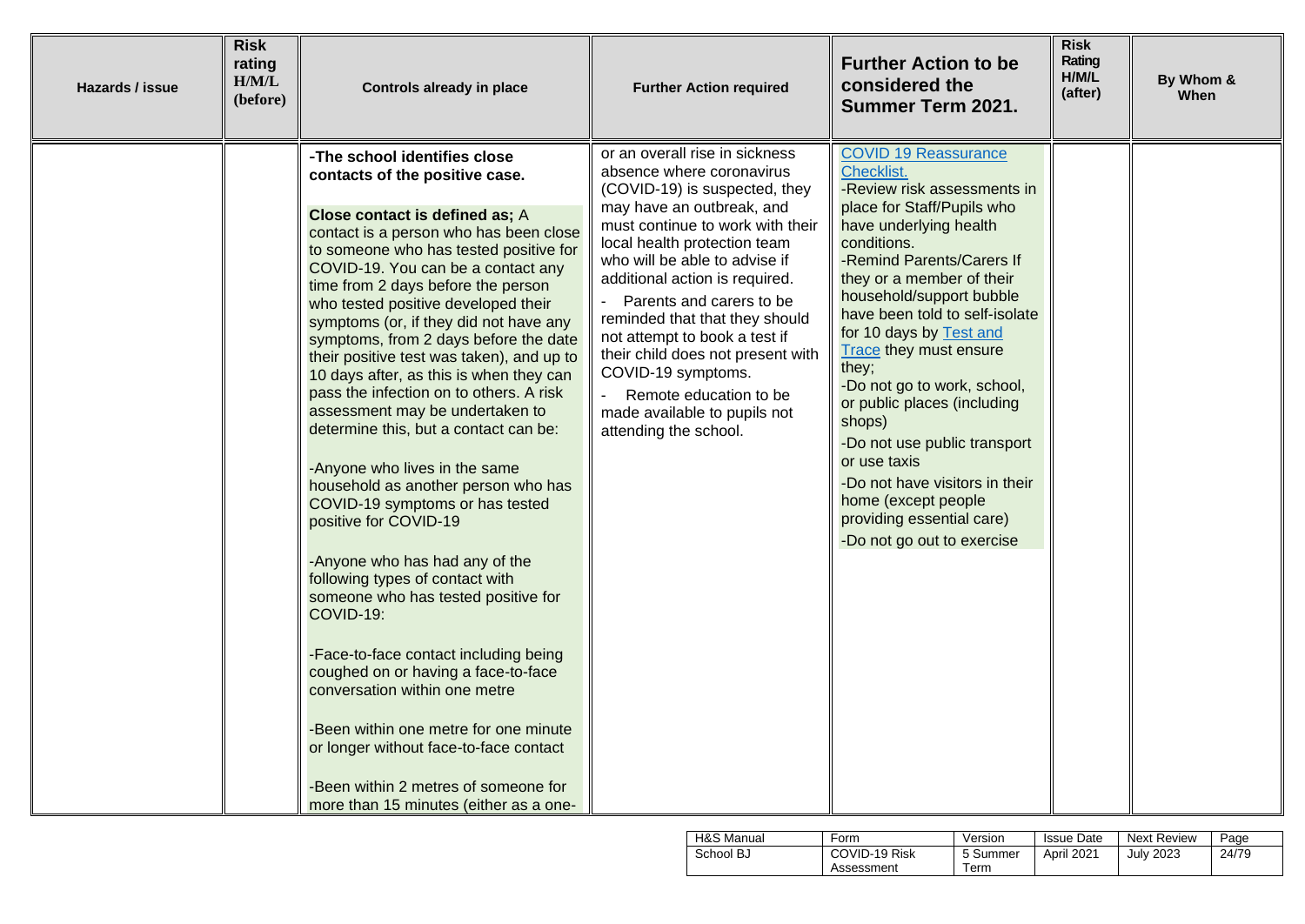| Hazards / issue | Risk rating H/M/L (before) | Controls already in place | Further Action required | Further Action to be considered the Summer Term 2021. | Risk Rating H/M/L (after) | By Whom & When |
|---|---|---|---|---|---|---|
| | | -**The school identifies close contacts of the positive case.**<br><br>**Close contact is defined as;** A contact is a person who has been close to someone who has tested positive for COVID-19. You can be a contact any time from 2 days before the person who tested positive developed their symptoms (or, if they did not have any symptoms, from 2 days before the date their positive test was taken), and up to 10 days after, as this is when they can pass the infection on to others. A risk assessment may be undertaken to determine this, but a contact can be:<br><br>-Anyone who lives in the same household as another person who has COVID-19 symptoms or has tested positive for COVID-19<br><br>-Anyone who has had any of the following types of contact with someone who has tested positive for COVID-19:<br><br>-Face-to-face contact including being coughed on or having a face-to-face conversation within one metre<br><br>-Been within one metre for one minute or longer without face-to-face contact<br><br>-Been within 2 metres of someone for more than 15 minutes (either as a one- | or an overall rise in sickness absence where coronavirus (COVID-19) is suspected, they may have an outbreak, and must continue to work with their local health protection team who will be able to advise if additional action is required.<br>- Parents and carers to be reminded that that they should not attempt to book a test if their child does not present with COVID-19 symptoms.<br>- Remote education to be made available to pupils not attending the school. | COVID 19 Reassurance Checklist.<br>-Review risk assessments in place for Staff/Pupils who have underlying health conditions.<br>-Remind Parents/Carers If they or a member of their household/support bubble have been told to self-isolate for 10 days by Test and Trace they must ensure they;<br>-Do not go to work, school, or public places (including shops)<br>-Do not use public transport or use taxis<br>-Do not have visitors in their home (except people providing essential care)<br>-Do not go out to exercise | | |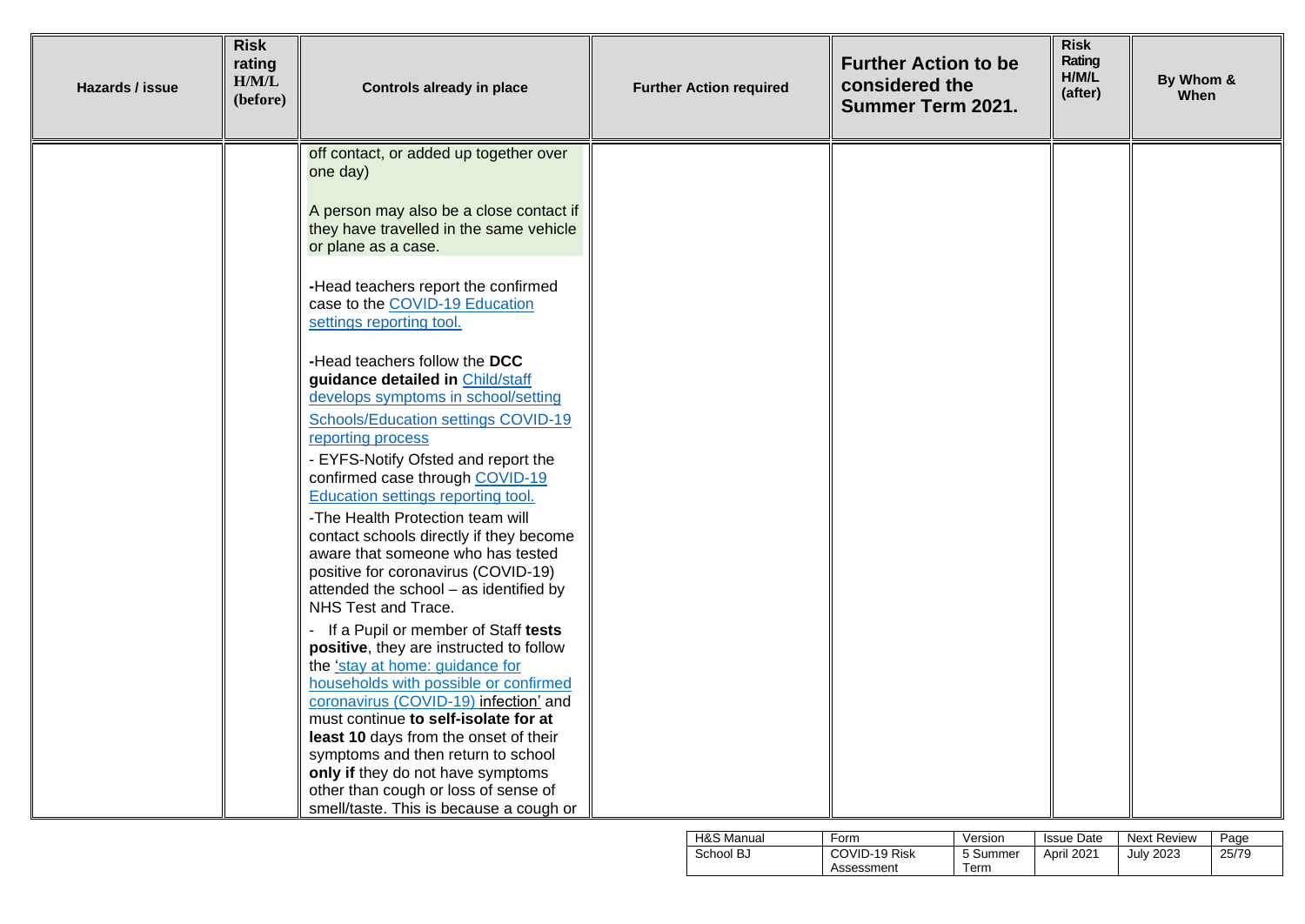| Hazards / issue | Risk rating H/M/L (before) | Controls already in place | Further Action required | Further Action to be considered the Summer Term 2021. | Risk Rating H/M/L (after) | By Whom & When |
|---|---|---|---|---|---|---|
| | | off contact, or added up together over one day)<br><br>A person may also be a close contact if they have travelled in the same vehicle or plane as a case.<br><br>-Head teachers report the confirmed case to the COVID-19 Education settings reporting tool.<br><br>-Head teachers follow the **DCC guidance detailed in** Child/staff develops symptoms in school/setting<br><br>Schools/Education settings COVID-19 reporting process<br><br>- EYFS-Notify Ofsted and report the confirmed case through COVID-19 Education settings reporting tool.<br><br>-The Health Protection team will contact schools directly if they become aware that someone who has tested positive for coronavirus (COVID-19) attended the school – as identified by NHS Test and Trace.<br><br>- If a Pupil or member of Staff **tests positive**, they are instructed to follow the 'stay at home: guidance for households with possible or confirmed coronavirus (COVID-19) infection' and must continue **to self-isolate for at least 10** days from the onset of their symptoms and then return to school **only if** they do not have symptoms other than cough or loss of sense of smell/taste. This is because a cough or | | | | |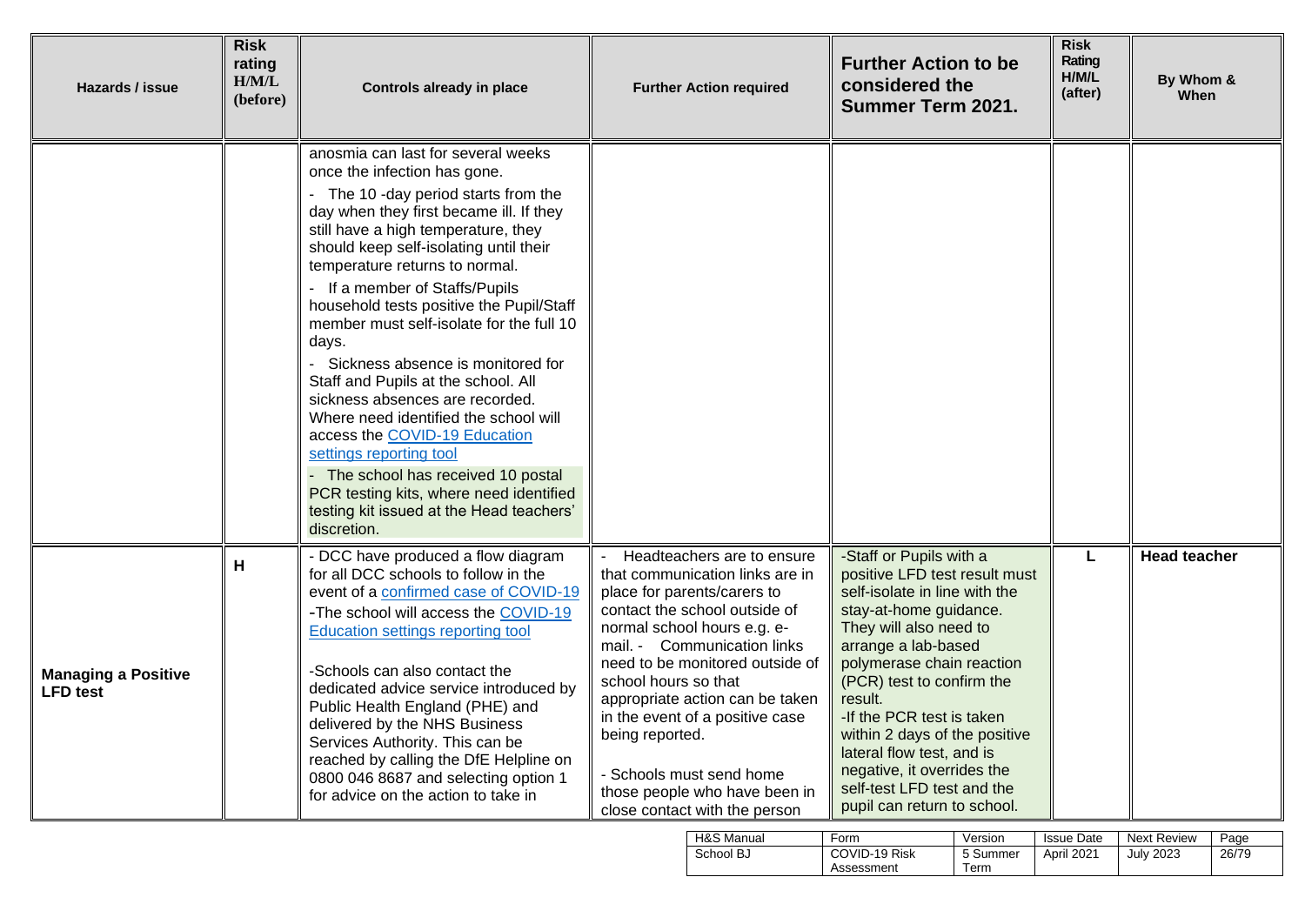| Hazards / issue | Risk rating H/M/L (before) | Controls already in place | Further Action required | Further Action to be considered the Summer Term 2021. | Risk Rating H/M/L (after) | By Whom & When |
|---|---|---|---|---|---|---|
| | | anosmia can last for several weeks once the infection has gone.<br>- The 10 -day period starts from the day when they first became ill. If they still have a high temperature, they should keep self-isolating until their temperature returns to normal.<br>- If a member of Staffs/Pupils household tests positive the Pupil/Staff member must self-isolate for the full 10 days.<br>- Sickness absence is monitored for Staff and Pupils at the school. All sickness absences are recorded. Where need identified the school will access the [COVID-19 Education settings reporting tool]<br>- The school has received 10 postal PCR testing kits, where need identified testing kit issued at the Head teachers' discretion. | | | | |
| **Managing a Positive LFD test** | **H** | - DCC have produced a flow diagram for all DCC schools to follow in the event of a [confirmed case of COVID-19]<br>-The school will access the [COVID-19 Education settings reporting tool]<br><br>-Schools can also contact the dedicated advice service introduced by Public Health England (PHE) and delivered by the NHS Business Services Authority. This can be reached by calling the DfE Helpline on 0800 046 8687 and selecting option 1 for advice on the action to take in | - Headteachers are to ensure that communication links are in place for parents/carers to contact the school outside of normal school hours e.g. e-mail. - Communication links need to be monitored outside of school hours so that appropriate action can be taken in the event of a positive case being reported.<br><br>- Schools must send home those people who have been in close contact with the person | -Staff or Pupils with a positive LFD test result must self-isolate in line with the stay-at-home guidance. They will also need to arrange a lab-based polymerase chain reaction (PCR) test to confirm the result.<br>-If the PCR test is taken within 2 days of the positive lateral flow test, and is negative, it overrides the self-test LFD test and the pupil can return to school. | **L** | **Head teacher** |

| H&S Manual | Form | Version | Issue Date | Next Review |
|---|---|---|---|---|
| School BJ | COVID-19 Risk Assessment | 5 Summer Term | April 2021 | July 2023 |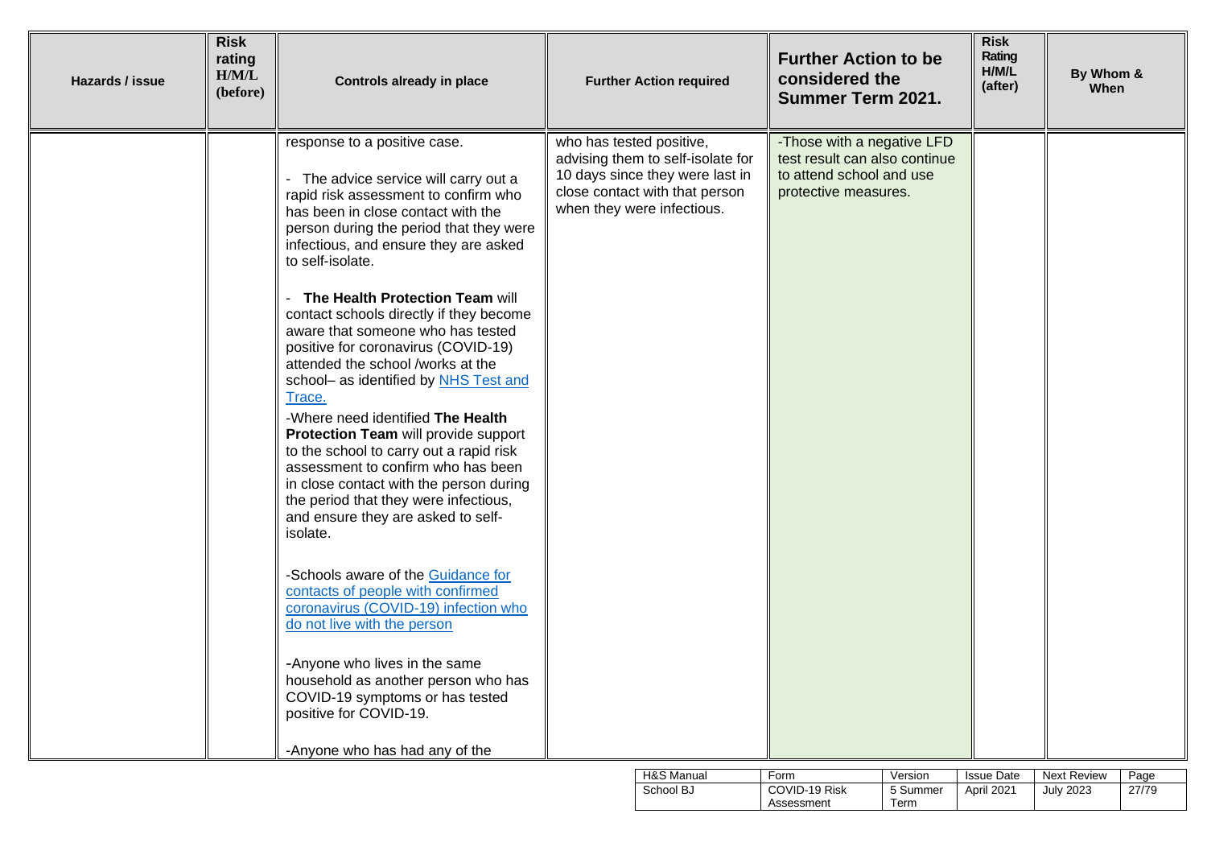| Hazards / issue | Risk rating H/M/L (before) | Controls already in place | Further Action required | Further Action to be considered the Summer Term 2021. | Risk Rating H/M/L (after) | By Whom & When |
|---|---|---|---|---|---|---|
| | | response to a positive case.<br><br>- The advice service will carry out a rapid risk assessment to confirm who has been in close contact with the person during the period that they were infectious, and ensure they are asked to self-isolate.<br><br>- **The Health Protection Team** will contact schools directly if they become aware that someone who has tested positive for coronavirus (COVID-19) attended the school /works at the school– as identified by [NHS Test and Trace.]()<br><br>-Where need identified **The Health Protection Team** will provide support to the school to carry out a rapid risk assessment to confirm who has been in close contact with the person during the period that they were infectious, and ensure they are asked to self-isolate.<br><br>-Schools aware of the [Guidance for contacts of people with confirmed coronavirus (COVID-19) infection who do not live with the person]()<br><br>-Anyone who lives in the same household as another person who has COVID-19 symptoms or has tested positive for COVID-19.<br><br>-Anyone who has had any of the | who has tested positive, advising them to self-isolate for 10 days since they were last in close contact with that person when they were infectious. | -Those with a negative LFD test result can also continue to attend school and use protective measures. | | |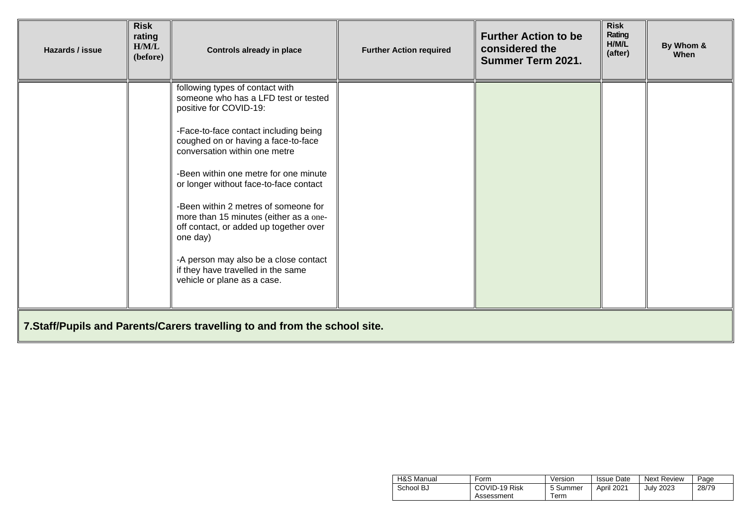| Hazards / issue | Risk rating H/M/L (before) | Controls already in place | Further Action required | Further Action to be considered the Summer Term 2021. | Risk Rating H/M/L (after) | By Whom & When |
|---|---|---|---|---|---|---|
| | | following types of contact with someone who has a LFD test or tested positive for COVID-19:<br><br>-Face-to-face contact including being coughed on or having a face-to-face conversation within one metre<br><br>-Been within one metre for one minute or longer without face-to-face contact<br><br>-Been within 2 metres of someone for more than 15 minutes (either as a one-off contact, or added up together over one day)<br><br>-A person may also be a close contact if they have travelled in the same vehicle or plane as a case. | | | | |

**7.Staff/Pupils and Parents/Carers travelling to and from the school site.**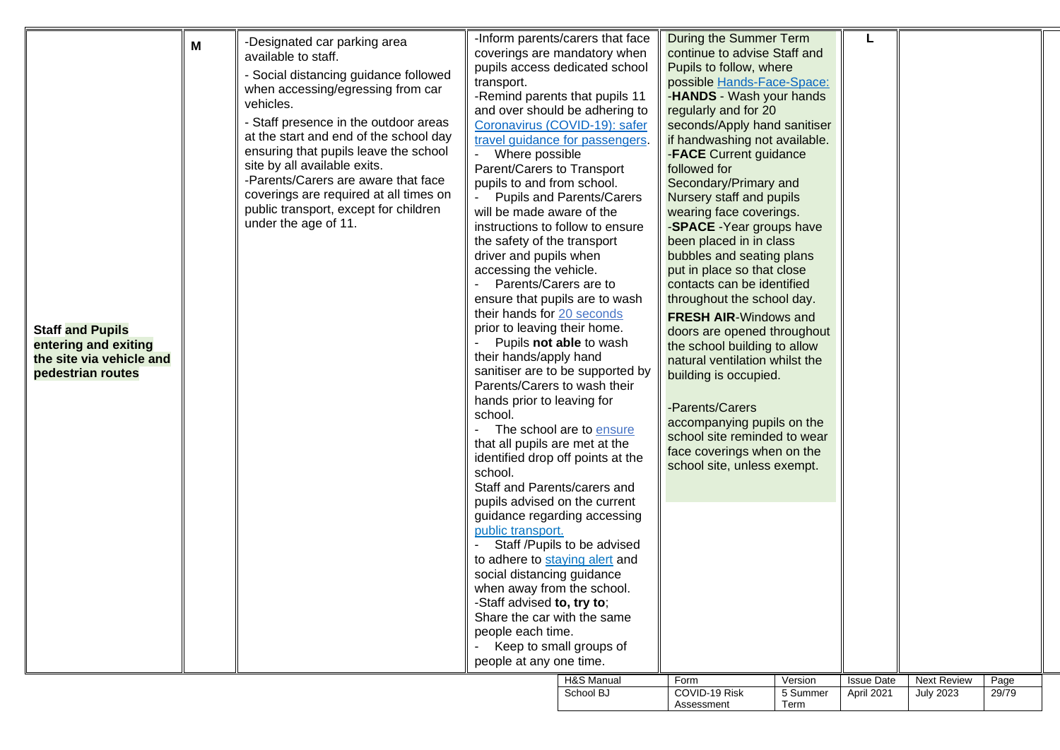| | | | | | | | |
|---|---|---|---|---|---|---|---|
| **Staff and Pupils entering and exiting the site via vehicle and pedestrian routes** | **M** | -Designated car parking area available to staff.<br>- Social distancing guidance followed when accessing/egressing from car vehicles.<br>- Staff presence in the outdoor areas at the start and end of the school day ensuring that pupils leave the school site by all available exits.<br>-Parents/Carers are aware that face coverings are required at all times on public transport, except for children under the age of 11. | -Inform parents/carers that face coverings are mandatory when pupils access dedicated school transport.<br>-Remind parents that pupils 11 and over should be adhering to Coronavirus (COVID-19): safer travel guidance for passengers.<br>- Where possible Parent/Carers to Transport pupils to and from school.<br>- Pupils and Parents/Carers will be made aware of the instructions to follow to ensure the safety of the transport driver and pupils when accessing the vehicle.<br>- Parents/Carers are to ensure that pupils are to wash their hands for 20 seconds prior to leaving their home.<br>- Pupils **not able** to wash their hands/apply hand sanitiser are to be supported by Parents/Carers to wash their hands prior to leaving for school.<br>- The school are to ensure that all pupils are met at the identified drop off points at the school.<br>Staff and Parents/carers and pupils advised on the current guidance regarding accessing public transport.<br>- Staff /Pupils to be advised to adhere to staying alert and social distancing guidance when away from the school.<br>-Staff advised **to, try to**;<br>Share the car with the same people each time.<br>- Keep to small groups of people at any one time. | During the Summer Term continue to advise Staff and Pupils to follow, where possible Hands-Face-Space:<br>-**HANDS** - Wash your hands regularly and for 20 seconds/Apply hand sanitiser if handwashing not available.<br>-**FACE** Current guidance followed for Secondary/Primary and Nursery staff and pupils wearing face coverings.<br>-**SPACE** -Year groups have been placed in in class bubbles and seating plans put in place so that close contacts can be identified throughout the school day.<br>**FRESH AIR**-Windows and doors are opened throughout the school building to allow natural ventilation whilst the building is occupied.<br><br>-Parents/Carers accompanying pupils on the school site reminded to wear face coverings when on the school site, unless exempt. | **L** | | |

| H&S Manual | Form | Version | Issue Date | Next Review | Page |
|---|---|---|---|---|---|
| School BJ | COVID-19 Risk Assessment | 5 Summer Term | April 2021 | July 2023 | 29/79 |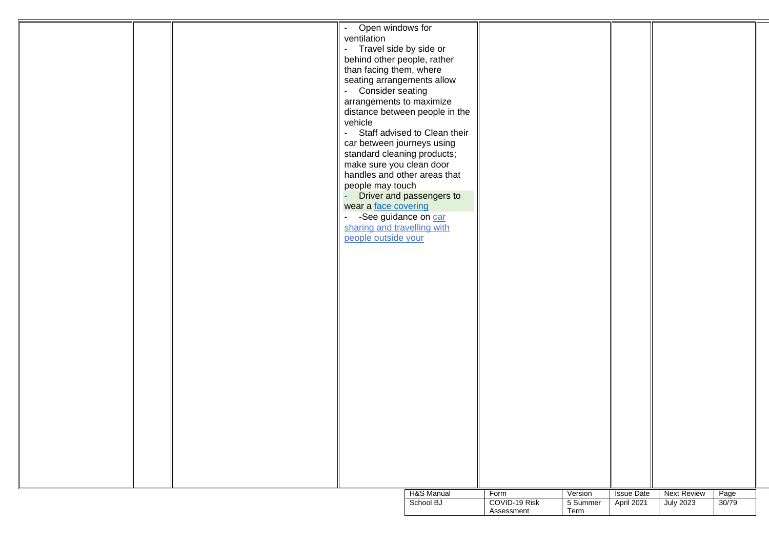| | | | | | | | |
|---|---|---|---|---|---|---|---|
| | | | - Open windows for ventilation<br>- Travel side by side or behind other people, rather than facing them, where seating arrangements allow<br>- Consider seating arrangements to maximize distance between people in the vehicle<br>- Staff advised to Clean their car between journeys using standard cleaning products; make sure you clean door handles and other areas that people may touch<br>- Driver and passengers to wear a face covering<br>- -See guidance on car sharing and travelling with people outside your | | | | |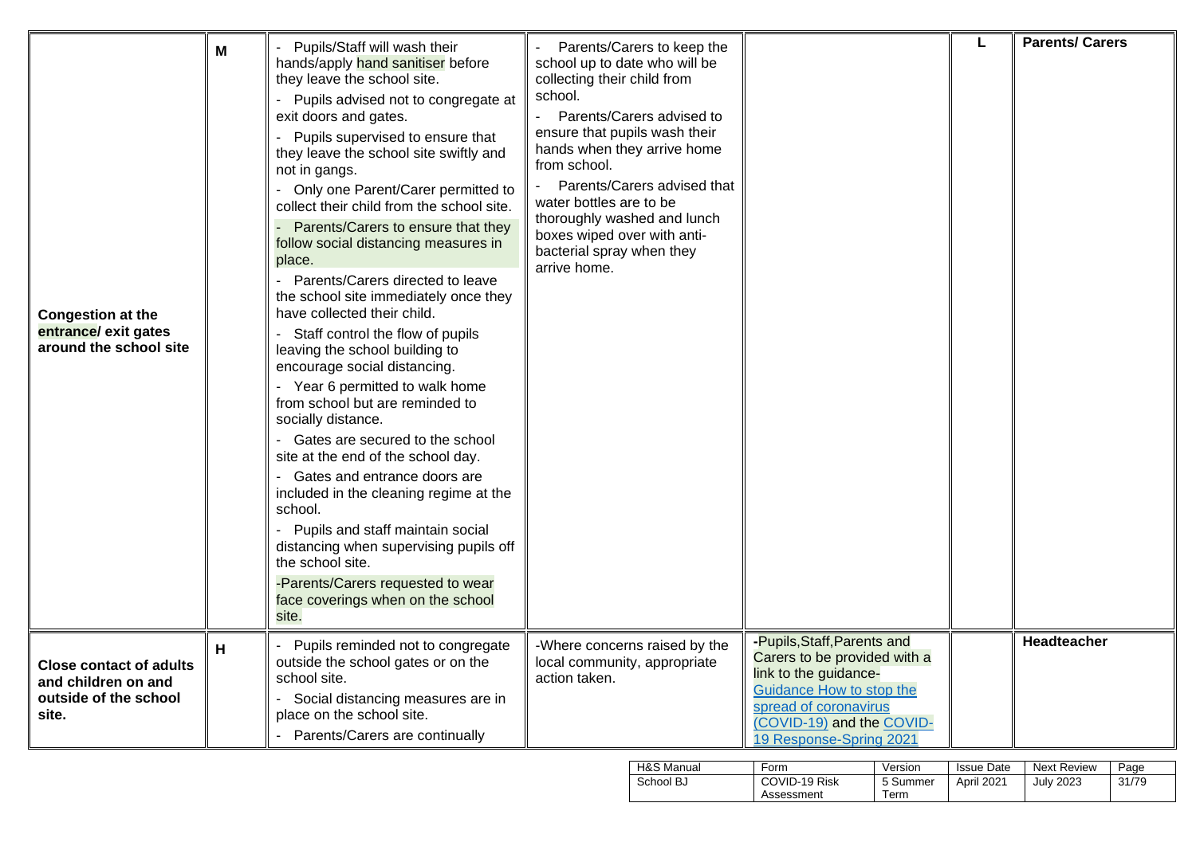| | | | | | | |
|---|---|---|---|---|---|---|
| Congestion at the entrance/ exit gates around the school site | M | - Pupils/Staff will wash their hands/apply hand sanitiser before they leave the school site.<br>- Pupils advised not to congregate at exit doors and gates.<br>- Pupils supervised to ensure that they leave the school site swiftly and not in gangs.<br>- Only one Parent/Carer permitted to collect their child from the school site.<br>- Parents/Carers to ensure that they follow social distancing measures in place.<br>- Parents/Carers directed to leave the school site immediately once they have collected their child.<br>- Staff control the flow of pupils leaving the school building to encourage social distancing.<br>- Year 6 permitted to walk home from school but are reminded to socially distance.<br>- Gates are secured to the school site at the end of the school day.<br>- Gates and entrance doors are included in the cleaning regime at the school.<br>- Pupils and staff maintain social distancing when supervising pupils off the school site.<br>-Parents/Carers requested to wear face coverings when on the school site. | - Parents/Carers to keep the school up to date who will be collecting their child from school.<br>- Parents/Carers advised to ensure that pupils wash their hands when they arrive home from school.<br>- Parents/Carers advised that water bottles are to be thoroughly washed and lunch boxes wiped over with anti-bacterial spray when they arrive home. | | L | Parents/ Carers |
| Close contact of adults and children on and outside of the school site. | H | - Pupils reminded not to congregate outside the school gates or on the school site.<br>- Social distancing measures are in place on the school site.<br>- Parents/Carers are continually | -Where concerns raised by the local community, appropriate action taken. | -Pupils,Staff,Parents and Carers to be provided with a link to the guidance- Guidance How to stop the spread of coronavirus (COVID-19) and the COVID-19 Response-Spring 2021 | | Headteacher |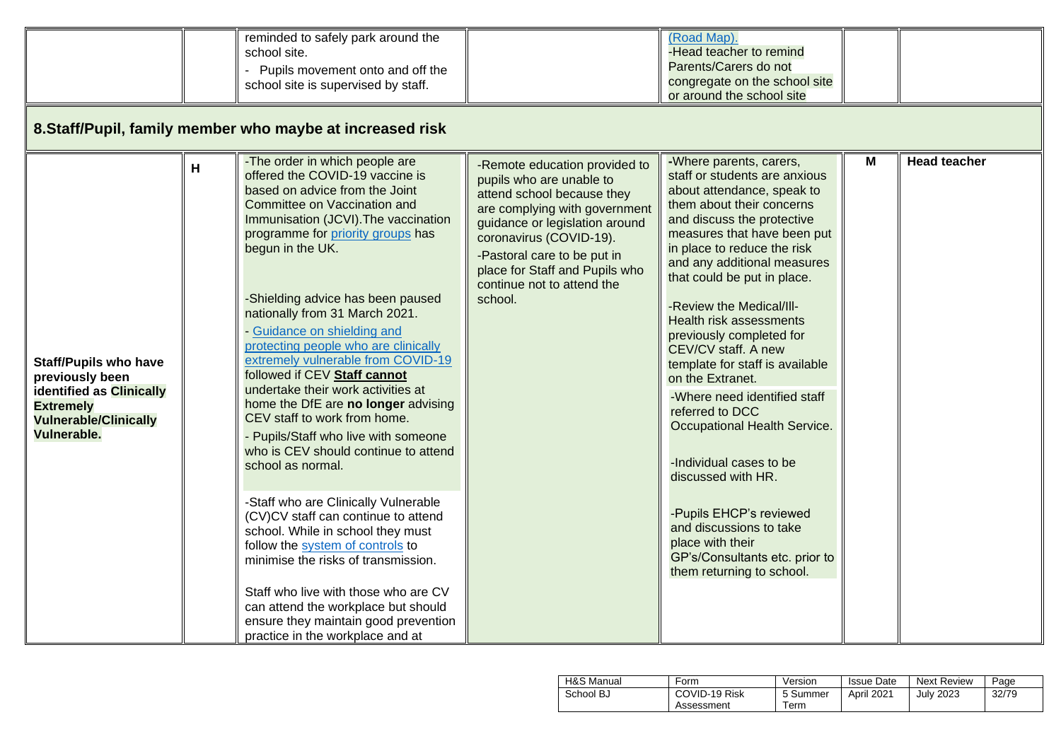| | | reminded to safely park around the school site.<br>- Pupils movement onto and off the school site is supervised by staff. | | (Road Map).<br>-Head teacher to remind Parents/Carers do not congregate on the school site or around the school site | | |
|---|---|---|---|---|---|---|

## 8.Staff/Pupil, family member who maybe at increased risk

| | | | | | | |
|---|---|---|---|---|---|---|
| **Staff/Pupils who have previously been identified as Clinically Extremely Vulnerable/Clinically Vulnerable.** | **H** | -The order in which people are offered the COVID-19 vaccine is based on advice from the Joint Committee on Vaccination and Immunisation (JCVI).The vaccination programme for priority groups has begun in the UK.<br><br>-Shielding advice has been paused nationally from 31 March 2021.<br>- Guidance on shielding and protecting people who are clinically extremely vulnerable from COVID-19 followed if CEV **Staff cannot** undertake their work activities at home the DfE are **no longer** advising CEV staff to work from home.<br>- Pupils/Staff who live with someone who is CEV should continue to attend school as normal.<br><br>-Staff who are Clinically Vulnerable (CV)CV staff can continue to attend school. While in school they must follow the system of controls to minimise the risks of transmission.<br><br>Staff who live with those who are CV can attend the workplace but should ensure they maintain good prevention practice in the workplace and at | -Remote education provided to pupils who are unable to attend school because they are complying with government guidance or legislation around coronavirus (COVID-19).<br>-Pastoral care to be put in place for Staff and Pupils who continue not to attend the school. | -Where parents, carers, staff or students are anxious about attendance, speak to them about their concerns and discuss the protective measures that have been put in place to reduce the risk and any additional measures that could be put in place.<br><br>-Review the Medical/Ill-Health risk assessments previously completed for CEV/CV staff. A new template for staff is available on the Extranet.<br>-Where need identified staff referred to DCC Occupational Health Service.<br><br>-Individual cases to be discussed with HR.<br><br>-Pupils EHCP's reviewed and discussions to take place with their GP's/Consultants etc. prior to them returning to school. | **M** | **Head teacher** |

| H&S Manual | Form | Version | Issue Date | Next Review | Page |
|---|---|---|---|---|---|
| School BJ | COVID-19 Risk Assessment | 5 Summer Term | April 2021 | July 2023 | 32/79 |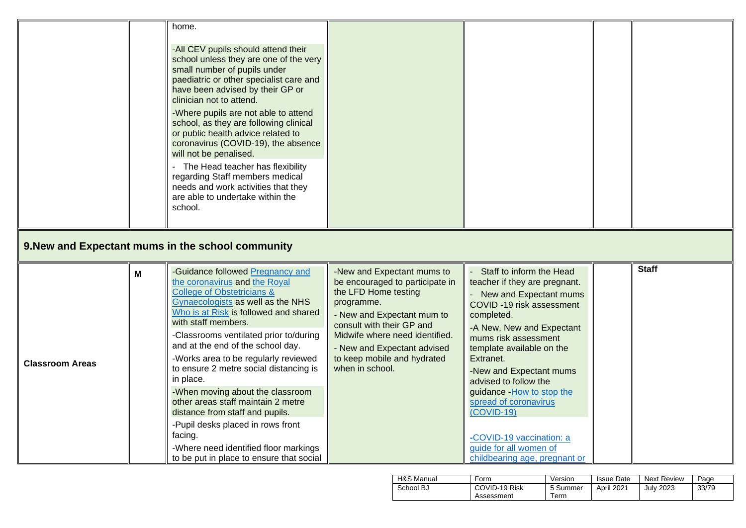| | | | | | | |
|---|---|---|---|---|---|---|
| | | home.<br><br>-All CEV pupils should attend their school unless they are one of the very small number of pupils under paediatric or other specialist care and have been advised by their GP or clinician not to attend.<br>-Where pupils are not able to attend school, as they are following clinical or public health advice related to coronavirus (COVID-19), the absence will not be penalised.<br>- The Head teacher has flexibility regarding Staff members medical needs and work activities that they are able to undertake within the school. | | | | |

## 9.New and Expectant mums in the school community

| | | | | | | |
|---|---|---|---|---|---|---|
| **Classroom Areas** | **M** | -Guidance followed Pregnancy and the coronavirus and the Royal College of Obstetricians & Gynaecologists as well as the NHS Who is at Risk is followed and shared with staff members.<br>-Classrooms ventilated prior to/during and at the end of the school day.<br>-Works area to be regularly reviewed to ensure 2 metre social distancing is in place.<br>-When moving about the classroom other areas staff maintain 2 metre distance from staff and pupils.<br>-Pupil desks placed in rows front facing.<br>-Where need identified floor markings to be put in place to ensure that social | -New and Expectant mums to be encouraged to participate in the LFD Home testing programme.<br>- New and Expectant mum to consult with their GP and Midwife where need identified.<br>- New and Expectant advised to keep mobile and hydrated when in school. | - Staff to inform the Head teacher if they are pregnant.<br>- New and Expectant mums COVID -19 risk assessment completed.<br>-A New, New and Expectant mums risk assessment template available on the Extranet.<br>-New and Expectant mums advised to follow the guidance -How to stop the spread of coronavirus (COVID-19)<br><br>-COVID-19 vaccination: a guide for all women of childbearing age, pregnant or | | **Staff** |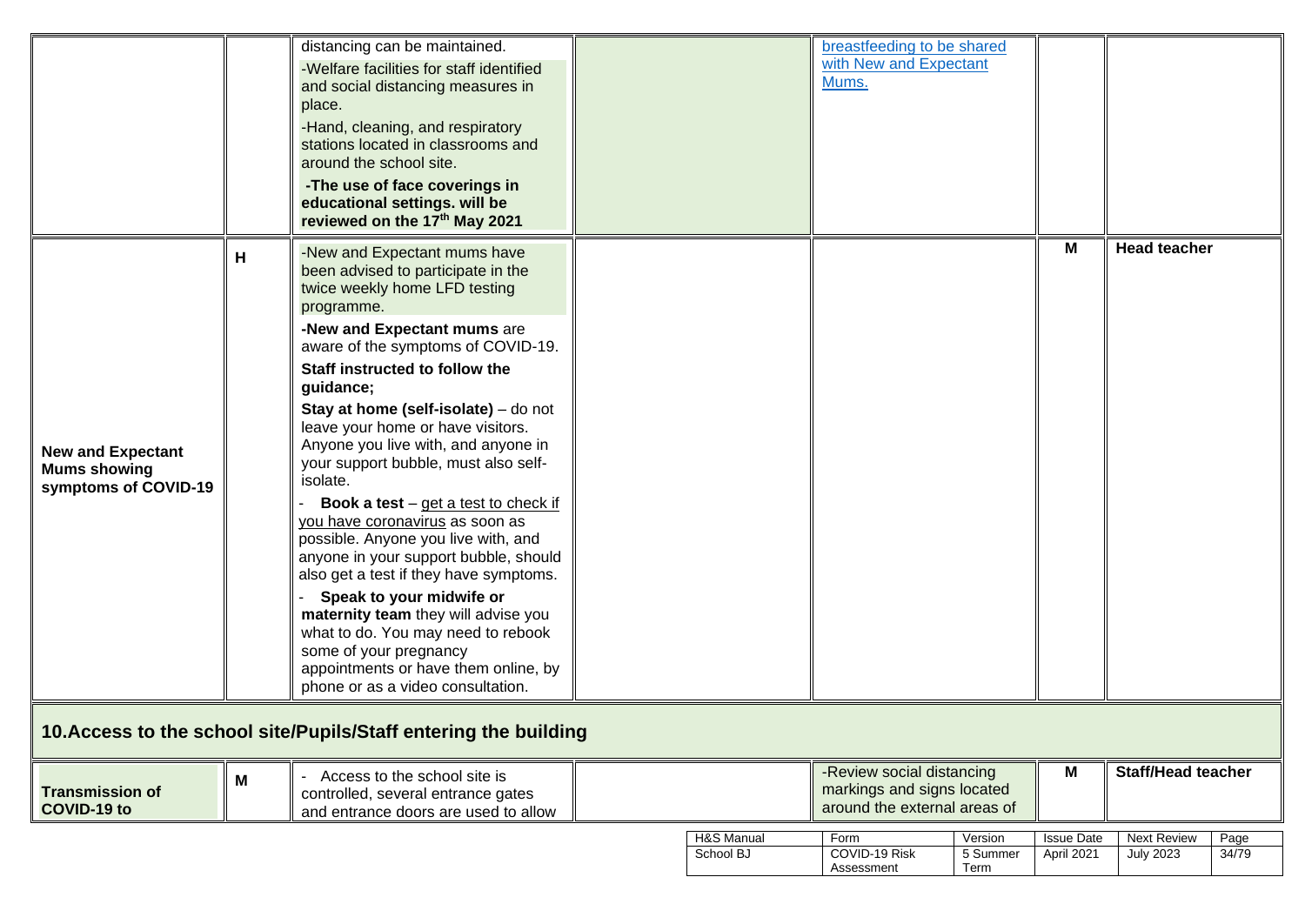| | | | | | | |
|---|---|---|---|---|---|---|
| | | distancing can be maintained.<br>-Welfare facilities for staff identified and social distancing measures in place.<br>-Hand, cleaning, and respiratory stations located in classrooms and around the school site.<br>**-The use of face coverings in educational settings. will be reviewed on the 17th May 2021** | | breastfeeding to be shared with New and Expectant Mums. | | |
| **New and Expectant Mums showing symptoms of COVID-19** | **H** | -New and Expectant mums have been advised to participate in the twice weekly home LFD testing programme.<br>**-New and Expectant mums** are aware of the symptoms of COVID-19.<br>**Staff instructed to follow the guidance;**<br>**Stay at home (self-isolate)** – do not leave your home or have visitors. Anyone you live with, and anyone in your support bubble, must also self-isolate.<br>- **Book a test** – get a test to check if you have coronavirus as soon as possible. Anyone you live with, and anyone in your support bubble, should also get a test if they have symptoms.<br>- **Speak to your midwife or maternity team** they will advise you what to do. You may need to rebook some of your pregnancy appointments or have them online, by phone or as a video consultation. | | | **M** | **Head teacher** |

## 10.Access to the school site/Pupils/Staff entering the building

| | | | | | | |
|---|---|---|---|---|---|---|
| **Transmission of COVID-19 to** | **M** | - Access to the school site is controlled, several entrance gates and entrance doors are used to allow | | -Review social distancing markings and signs located around the external areas of | **M** | **Staff/Head teacher** |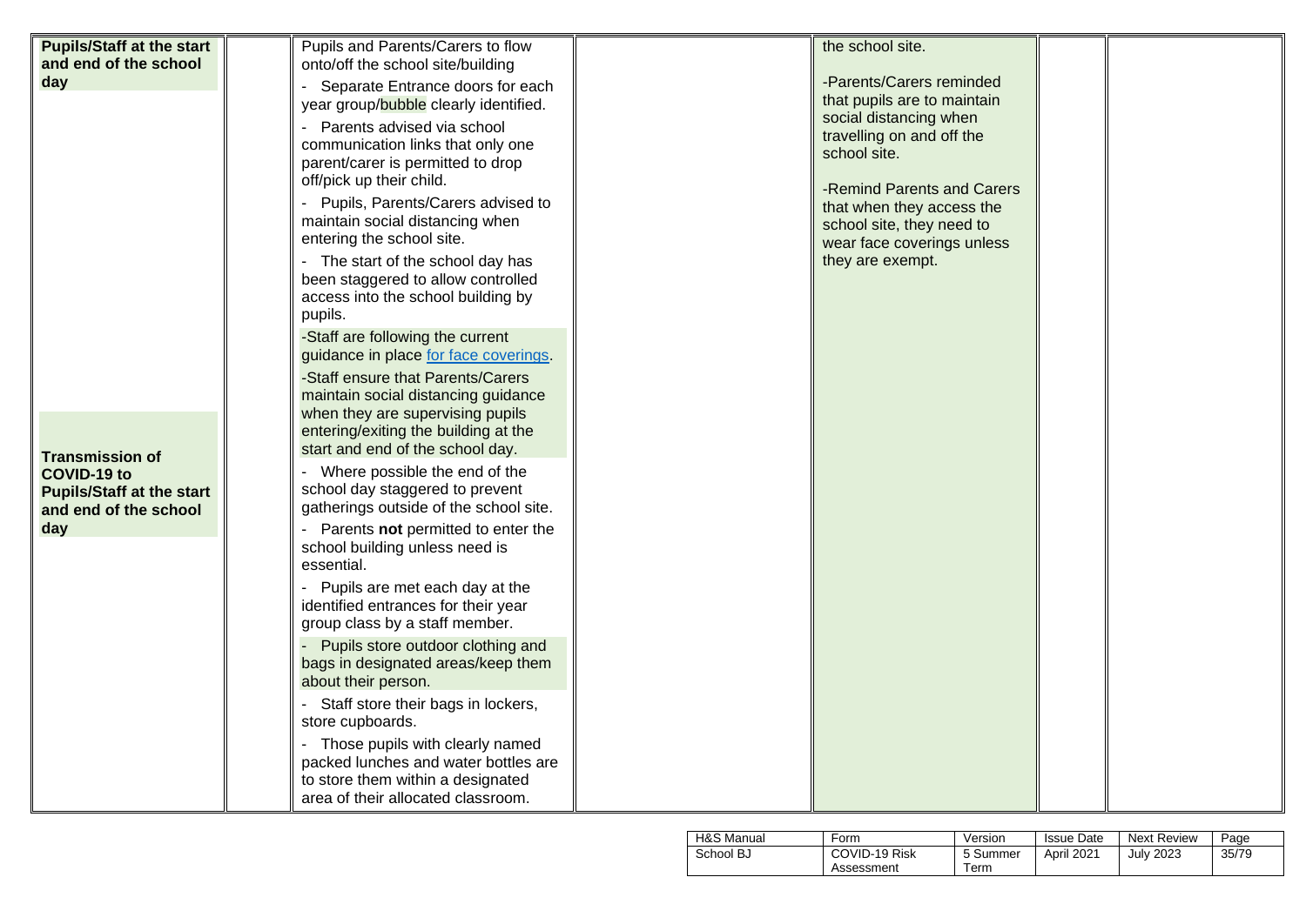| | | | | | | |
|---|---|---|---|---|---|---|
| **Pupils/Staff at the start and end of the school day**<br><br>**Transmission of COVID-19 to Pupils/Staff at the start and end of the school day** | | Pupils and Parents/Carers to flow onto/off the school site/building<br>- Separate Entrance doors for each year group/bubble clearly identified.<br>- Parents advised via school communication links that only one parent/carer is permitted to drop off/pick up their child.<br>- Pupils, Parents/Carers advised to maintain social distancing when entering the school site.<br>- The start of the school day has been staggered to allow controlled access into the school building by pupils.<br>-Staff are following the current guidance in place [for face coverings](for face coverings).<br>-Staff ensure that Parents/Carers maintain social distancing guidance when they are supervising pupils entering/exiting the building at the start and end of the school day.<br>- Where possible the end of the school day staggered to prevent gatherings outside of the school site.<br>- Parents **not** permitted to enter the school building unless need is essential.<br>- Pupils are met each day at the identified entrances for their year group class by a staff member.<br>- Pupils store outdoor clothing and bags in designated areas/keep them about their person.<br>- Staff store their bags in lockers, store cupboards.<br>- Those pupils with clearly named packed lunches and water bottles are to store them within a designated area of their allocated classroom. | | the school site.<br><br>-Parents/Carers reminded that pupils are to maintain social distancing when travelling on and off the school site.<br><br>-Remind Parents and Carers that when they access the school site, they need to wear face coverings unless they are exempt. | | |

| H&S Manual | Form | Version | Issue Date | Next Review |
|---|---|---|---|---|
| School BJ | COVID-19 Risk Assessment | 5 Summer Term | April 2021 | July 2023 |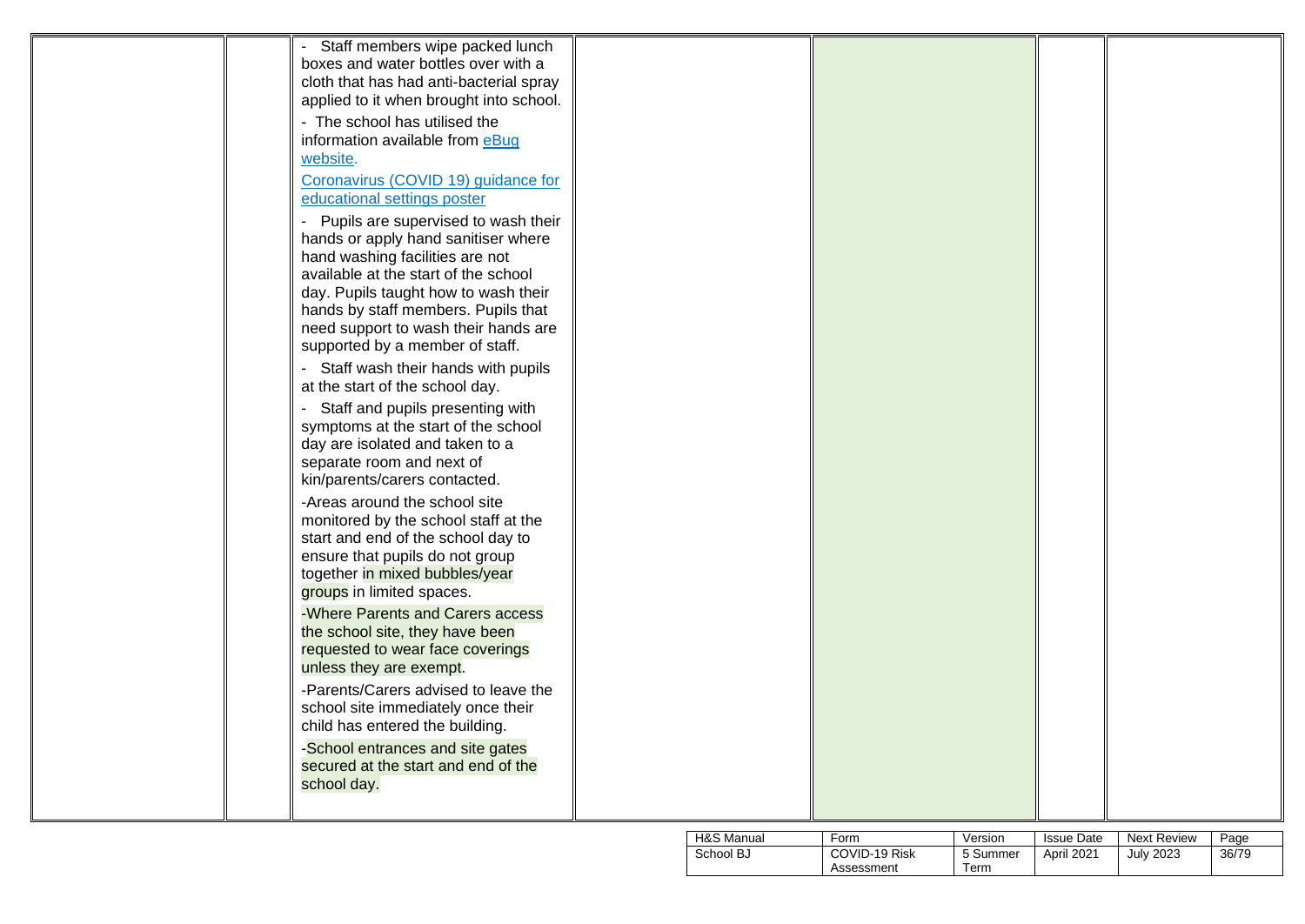|  |  |  |  |  |  |  |
|---|---|---|---|---|---|---|
|  |  | - Staff members wipe packed lunch boxes and water bottles over with a cloth that has had anti-bacterial spray applied to it when brought into school.<br>- The school has utilised the information available from eBug website.<br>Coronavirus (COVID 19) guidance for educational settings poster<br>- Pupils are supervised to wash their hands or apply hand sanitiser where hand washing facilities are not available at the start of the school day. Pupils taught how to wash their hands by staff members. Pupils that need support to wash their hands are supported by a member of staff.<br>- Staff wash their hands with pupils at the start of the school day.<br>- Staff and pupils presenting with symptoms at the start of the school day are isolated and taken to a separate room and next of kin/parents/carers contacted.<br>-Areas around the school site monitored by the school staff at the start and end of the school day to ensure that pupils do not group together in mixed bubbles/year groups in limited spaces.<br>-Where Parents and Carers access the school site, they have been requested to wear face coverings unless they are exempt.<br>-Parents/Carers advised to leave the school site immediately once their child has entered the building.<br>-School entrances and site gates secured at the start and end of the school day. |  |  |  |  |

| H&S Manual | Form | Version | Issue Date | Next Review | Page |
|---|---|---|---|---|---|
| School BJ | COVID-19 Risk Assessment | 5 Summer Term | April 2021 | July 2023 | 36/79 |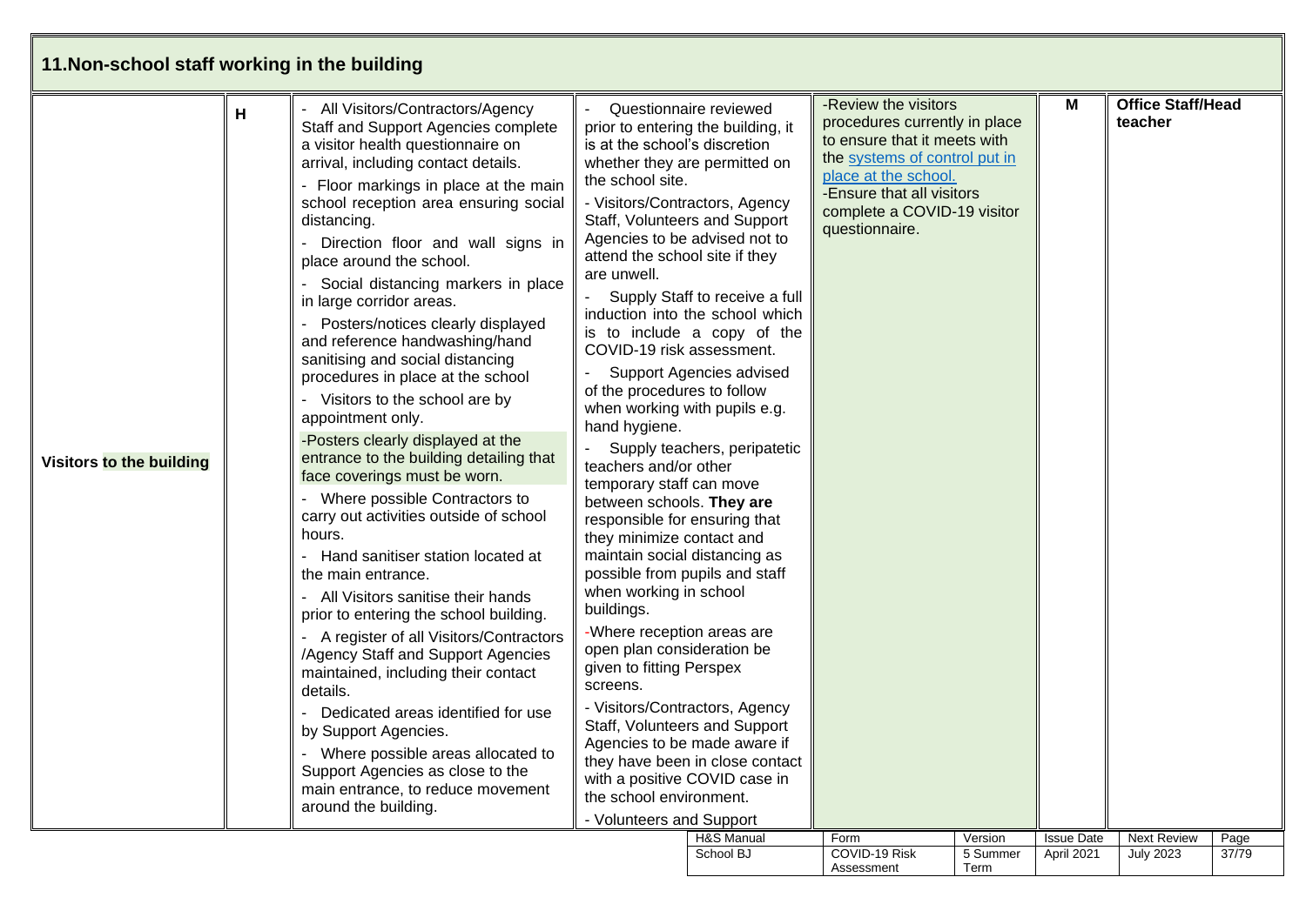## 11.Non-school staff working in the building

| | | | | | | |
|---|---|---|---|---|---|---|
| **Visitors to the building** | **H** | - All Visitors/Contractors/Agency Staff and Support Agencies complete a visitor health questionnaire on arrival, including contact details.<br>- Floor markings in place at the main school reception area ensuring social distancing.<br>- Direction floor and wall signs in place around the school.<br>- Social distancing markers in place in large corridor areas.<br>- Posters/notices clearly displayed and reference handwashing/hand sanitising and social distancing procedures in place at the school<br>- Visitors to the school are by appointment only.<br>-Posters clearly displayed at the entrance to the building detailing that face coverings must be worn.<br>- Where possible Contractors to carry out activities outside of school hours.<br>- Hand sanitiser station located at the main entrance.<br>- All Visitors sanitise their hands prior to entering the school building.<br>- A register of all Visitors/Contractors /Agency Staff and Support Agencies maintained, including their contact details.<br>- Dedicated areas identified for use by Support Agencies.<br>- Where possible areas allocated to Support Agencies as close to the main entrance, to reduce movement around the building. | - Questionnaire reviewed prior to entering the building, it is at the school's discretion whether they are permitted on the school site.<br>- Visitors/Contractors, Agency Staff, Volunteers and Support Agencies to be advised not to attend the school site if they are unwell.<br>- Supply Staff to receive a full induction into the school which is to include a copy of the COVID-19 risk assessment.<br>- Support Agencies advised of the procedures to follow when working with pupils e.g. hand hygiene.<br>- Supply teachers, peripatetic teachers and/or other temporary staff can move between schools. **They are** responsible for ensuring that they minimize contact and maintain social distancing as possible from pupils and staff when working in school buildings.<br>-Where reception areas are open plan consideration be given to fitting Perspex screens.<br>- Visitors/Contractors, Agency Staff, Volunteers and Support Agencies to be made aware if they have been in close contact with a positive COVID case in the school environment.<br>- Volunteers and Support | -Review the visitors procedures currently in place to ensure that it meets with the systems of control put in place at the school.<br>-Ensure that all visitors complete a COVID-19 visitor questionnaire. | **M** | **Office Staff/Head teacher** |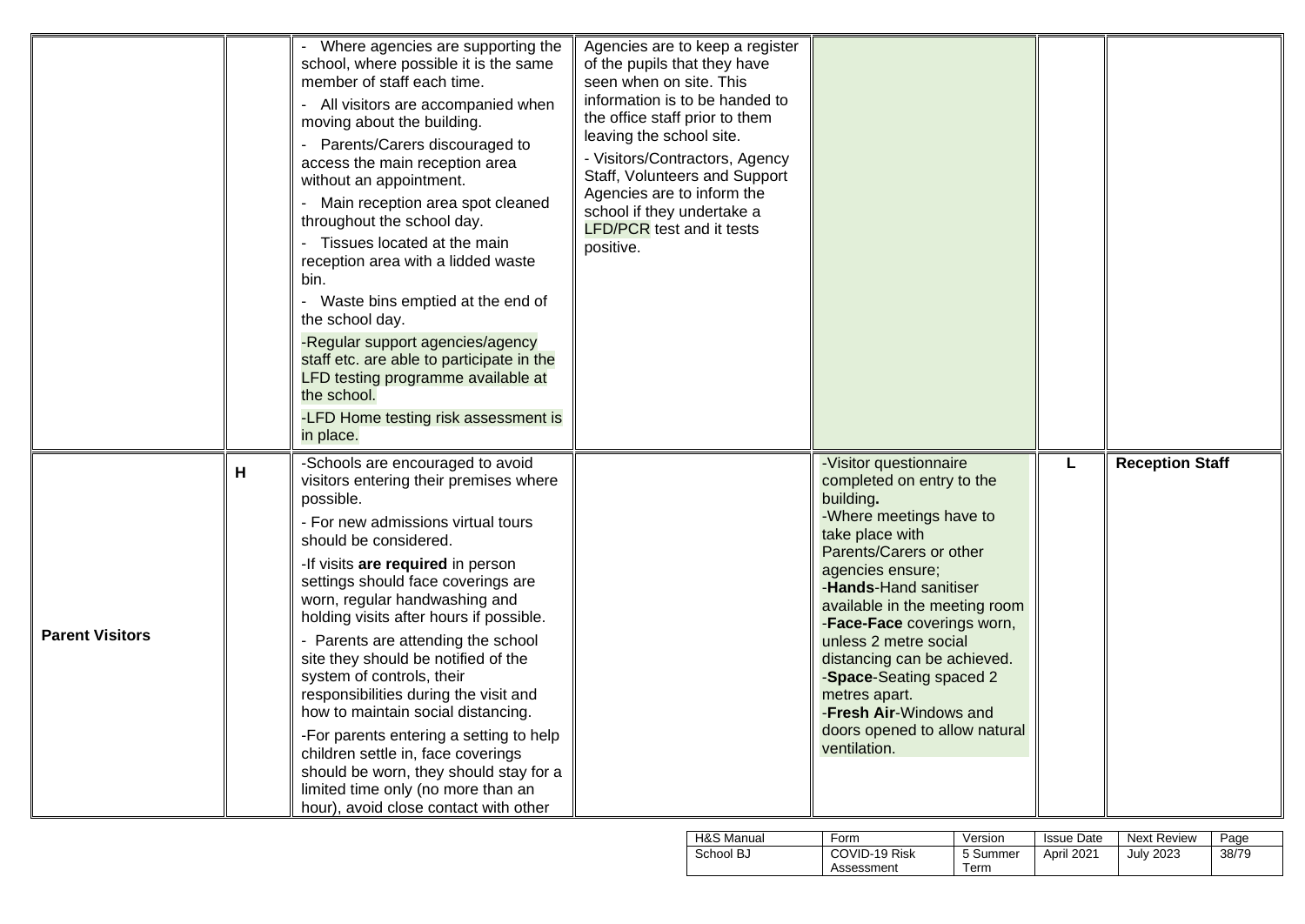| | | | | | | |
|---|---|---|---|---|---|---|
| | | - Where agencies are supporting the school, where possible it is the same member of staff each time.<br>- All visitors are accompanied when moving about the building.<br>- Parents/Carers discouraged to access the main reception area without an appointment.<br>- Main reception area spot cleaned throughout the school day.<br>- Tissues located at the main reception area with a lidded waste bin.<br>- Waste bins emptied at the end of the school day.<br>-Regular support agencies/agency staff etc. are able to participate in the LFD testing programme available at the school.<br>-LFD Home testing risk assessment is in place. | Agencies are to keep a register of the pupils that they have seen when on site. This information is to be handed to the office staff prior to them leaving the school site.<br>- Visitors/Contractors, Agency Staff, Volunteers and Support Agencies are to inform the school if they undertake a LFD/PCR test and it tests positive. | | | |
| **Parent Visitors** | **H** | -Schools are encouraged to avoid visitors entering their premises where possible.<br>- For new admissions virtual tours should be considered.<br>-If visits **are required** in person settings should face coverings are worn, regular handwashing and holding visits after hours if possible.<br>- Parents are attending the school site they should be notified of the system of controls, their responsibilities during the visit and how to maintain social distancing.<br>-For parents entering a setting to help children settle in, face coverings should be worn, they should stay for a limited time only (no more than an hour), avoid close contact with other | | -Visitor questionnaire completed on entry to the building**.**<br>-Where meetings have to take place with Parents/Carers or other agencies ensure;<br>-**Hands**-Hand sanitiser available in the meeting room<br>-**Face-Face** coverings worn, unless 2 metre social distancing can be achieved.<br>-**Space**-Seating spaced 2 metres apart.<br>-**Fresh Air**-Windows and doors opened to allow natural ventilation. | **L** | **Reception Staff** |

| H&S Manual | Form | Version | Issue Date | Next Review | Page |
|---|---|---|---|---|---|
| School BJ | COVID-19 Risk Assessment | 5 Summer Term | April 2021 | July 2023 | 38/79 |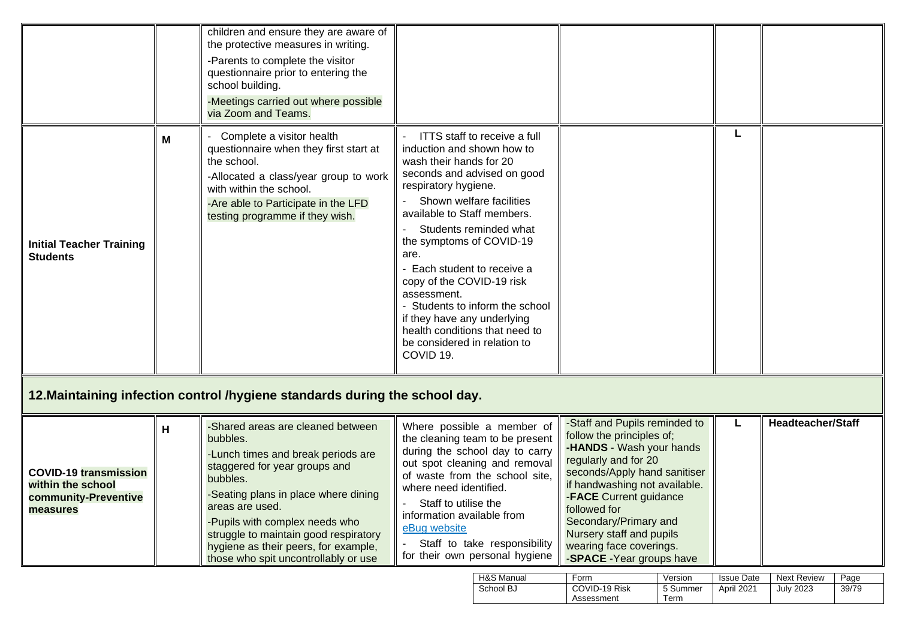| | | | | | | |
|---|---|---|---|---|---|---|
| | | children and ensure they are aware of the protective measures in writing.<br>-Parents to complete the visitor questionnaire prior to entering the school building.<br>-Meetings carried out where possible via Zoom and Teams. | | | | |
| **Initial Teacher Training Students** | **M** | - Complete a visitor health questionnaire when they first start at the school.<br>-Allocated a class/year group to work with within the school.<br>-Are able to Participate in the LFD testing programme if they wish. | - ITTS staff to receive a full induction and shown how to wash their hands for 20 seconds and advised on good respiratory hygiene.<br>- Shown welfare facilities available to Staff members.<br>- Students reminded what the symptoms of COVID-19 are.<br>- Each student to receive a copy of the COVID-19 risk assessment.<br>- Students to inform the school if they have any underlying health conditions that need to be considered in relation to COVID 19. | | **L** | |

## 12.Maintaining infection control /hygiene standards during the school day.

| | | | | | | |
|---|---|---|---|---|---|---|
| **COVID-19 transmission within the school community-Preventive measures** | **H** | -Shared areas are cleaned between bubbles.<br>-Lunch times and break periods are staggered for year groups and bubbles.<br>-Seating plans in place where dining areas are used.<br>-Pupils with complex needs who struggle to maintain good respiratory hygiene as their peers, for example, those who spit uncontrollably or use | Where possible a member of the cleaning team to be present during the school day to carry out spot cleaning and removal of waste from the school site, where need identified.<br>- Staff to utilise the information available from eBug website<br>- Staff to take responsibility for their own personal hygiene | -Staff and Pupils reminded to follow the principles of;<br>**-HANDS** - Wash your hands regularly and for 20 seconds/Apply hand sanitiser if handwashing not available.<br>-**FACE** Current guidance followed for Secondary/Primary and Nursery staff and pupils wearing face coverings.<br>-**SPACE** -Year groups have | **L** | **Headteacher/Staff** |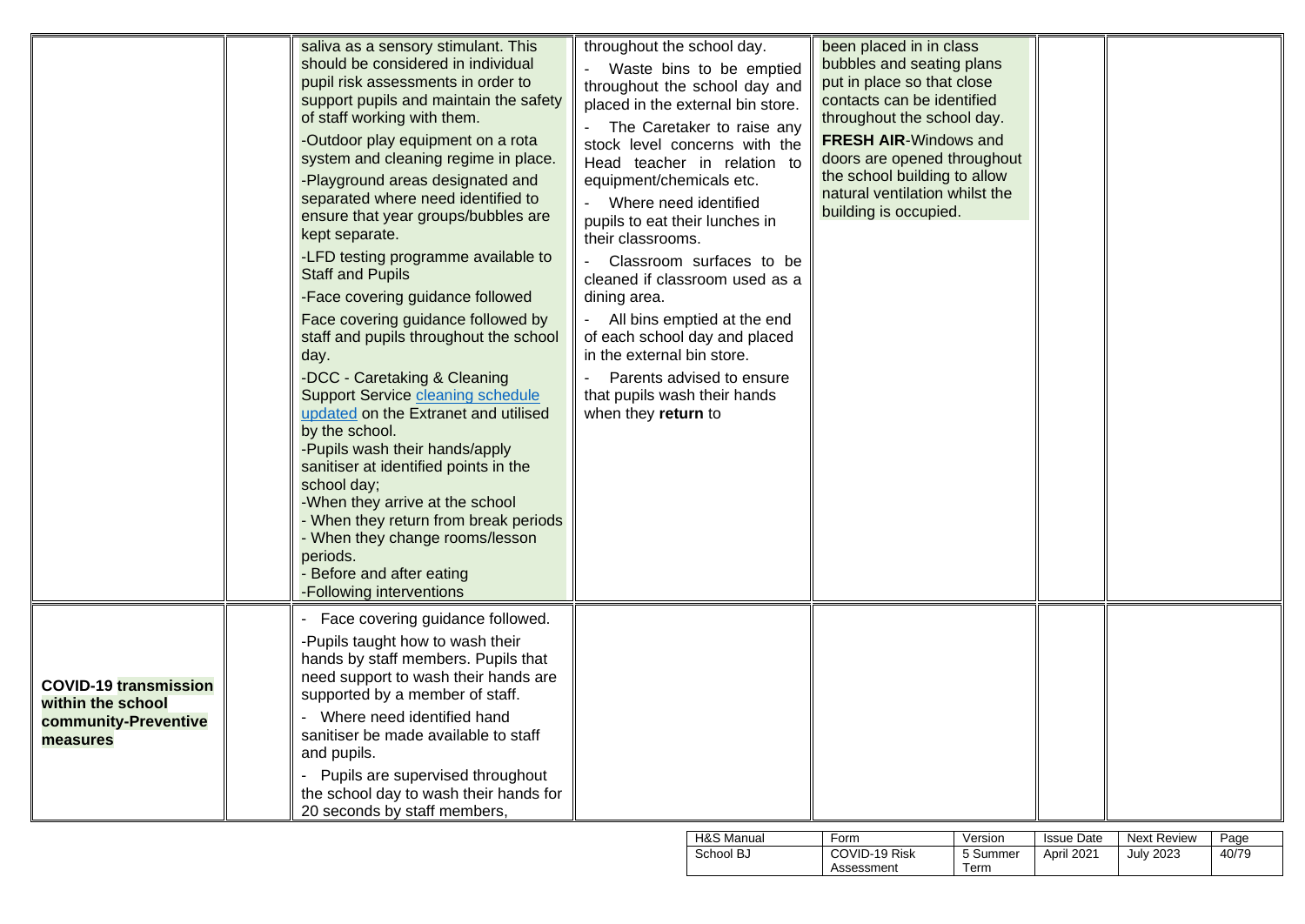| | | | | | | |
|---|---|---|---|---|---|---|
| | | saliva as a sensory stimulant. This should be considered in individual pupil risk assessments in order to support pupils and maintain the safety of staff working with them.<br>-Outdoor play equipment on a rota system and cleaning regime in place.<br>-Playground areas designated and separated where need identified to ensure that year groups/bubbles are kept separate.<br>-LFD testing programme available to Staff and Pupils<br>-Face covering guidance followed<br>Face covering guidance followed by staff and pupils throughout the school day.<br>-DCC - Caretaking & Cleaning Support Service cleaning schedule updated on the Extranet and utilised by the school.<br>-Pupils wash their hands/apply sanitiser at identified points in the school day;<br>-When they arrive at the school<br>- When they return from break periods<br>- When they change rooms/lesson periods.<br>- Before and after eating<br>-Following interventions | throughout the school day.<br>- Waste bins to be emptied throughout the school day and placed in the external bin store.<br>- The Caretaker to raise any stock level concerns with the Head teacher in relation to equipment/chemicals etc.<br>- Where need identified pupils to eat their lunches in their classrooms.<br>- Classroom surfaces to be cleaned if classroom used as a dining area.<br>- All bins emptied at the end of each school day and placed in the external bin store.<br>- Parents advised to ensure that pupils wash their hands when they **return** to | been placed in in class bubbles and seating plans put in place so that close contacts can be identified throughout the school day.<br>**FRESH AIR**-Windows and doors are opened throughout the school building to allow natural ventilation whilst the building is occupied. | | |
| **COVID-19 transmission within the school community-Preventive measures** | | - Face covering guidance followed.<br>-Pupils taught how to wash their hands by staff members. Pupils that need support to wash their hands are supported by a member of staff.<br>- Where need identified hand sanitiser be made available to staff and pupils.<br>- Pupils are supervised throughout the school day to wash their hands for 20 seconds by staff members, | | | | |

| H&S Manual | Form | Version | Issue Date | Next Review | Page |
|---|---|---|---|---|---|
| School BJ | COVID-19 Risk Assessment | 5 Summer Term | April 2021 | July 2023 | 40/79 |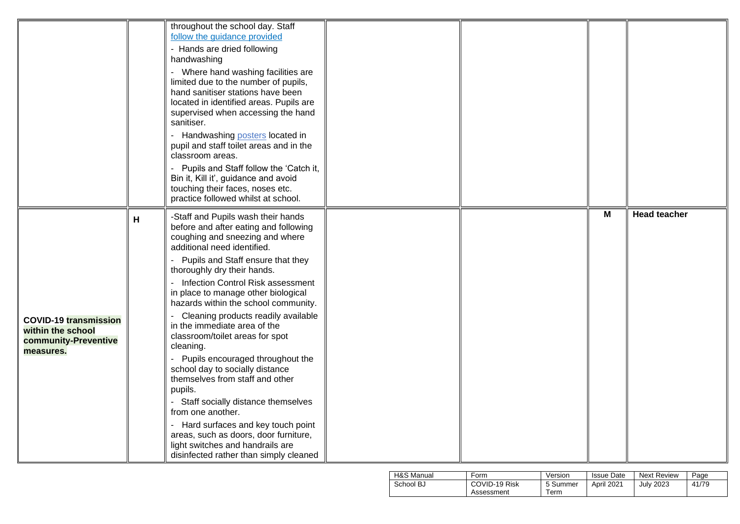|  |  |  |  |  |  |  |
|---|---|---|---|---|---|---|
|  |  | throughout the school day. Staff [follow the guidance provided](#)<br>- Hands are dried following handwashing<br>- Where hand washing facilities are limited due to the number of pupils, hand sanitiser stations have been located in identified areas. Pupils are supervised when accessing the hand sanitiser.<br>- Handwashing [posters](#) located in pupil and staff toilet areas and in the classroom areas.<br>- Pupils and Staff follow the 'Catch it, Bin it, Kill it', guidance and avoid touching their faces, noses etc. practice followed whilst at school. |  |  |  |  |
| **COVID-19 transmission within the school community-Preventive measures.** | **H** | -Staff and Pupils wash their hands before and after eating and following coughing and sneezing and where additional need identified.<br>- Pupils and Staff ensure that they thoroughly dry their hands.<br>- Infection Control Risk assessment in place to manage other biological hazards within the school community.<br>- Cleaning products readily available in the immediate area of the classroom/toilet areas for spot cleaning.<br>- Pupils encouraged throughout the school day to socially distance themselves from staff and other pupils.<br>- Staff socially distance themselves from one another.<br>- Hard surfaces and key touch point areas, such as doors, door furniture, light switches and handrails are disinfected rather than simply cleaned |  |  | **M** | **Head teacher** |

| H&S Manual | Form | Version | Issue Date | Next Review | Page |
|---|---|---|---|---|---|
| School BJ | COVID-19 Risk Assessment | 5 Summer Term | April 2021 | July 2023 | 41/79 |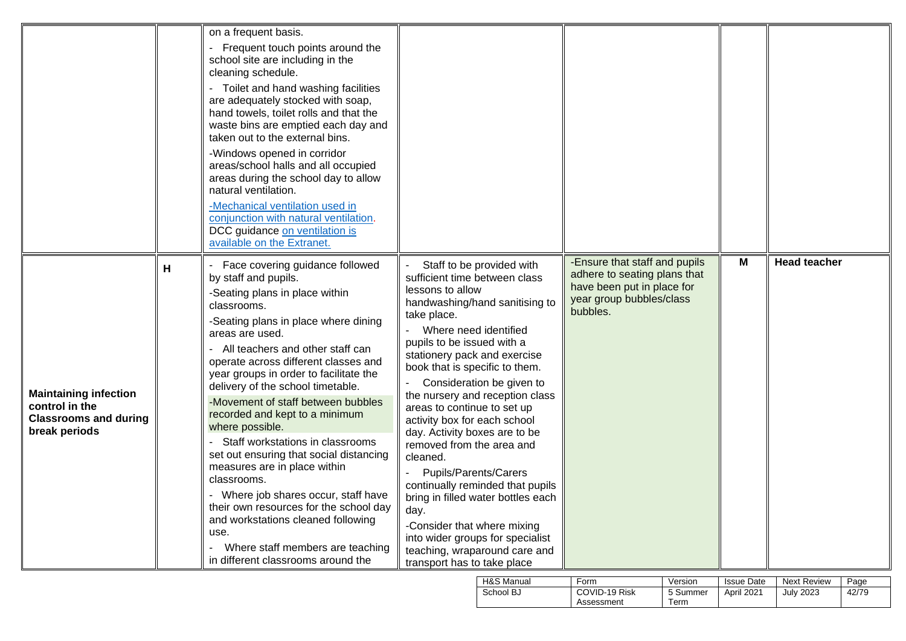| | | | | | | |
|---|---|---|---|---|---|---|
| | | on a frequent basis.<br>- Frequent touch points around the school site are including in the cleaning schedule.<br>- Toilet and hand washing facilities are adequately stocked with soap, hand towels, toilet rolls and that the waste bins are emptied each day and taken out to the external bins.<br>-Windows opened in corridor areas/school halls and all occupied areas during the school day to allow natural ventilation.<br>-Mechanical ventilation used in conjunction with natural ventilation. DCC guidance on ventilation is available on the Extranet. | | | | |
| **Maintaining infection control in the Classrooms and during break periods** | **H** | - Face covering guidance followed by staff and pupils.<br>-Seating plans in place within classrooms.<br>-Seating plans in place where dining areas are used.<br>- All teachers and other staff can operate across different classes and year groups in order to facilitate the delivery of the school timetable.<br>-Movement of staff between bubbles recorded and kept to a minimum where possible.<br>- Staff workstations in classrooms set out ensuring that social distancing measures are in place within classrooms.<br>- Where job shares occur, staff have their own resources for the school day and workstations cleaned following use.<br>- Where staff members are teaching in different classrooms around the | - Staff to be provided with sufficient time between class lessons to allow handwashing/hand sanitising to take place.<br>- Where need identified pupils to be issued with a stationery pack and exercise book that is specific to them.<br>- Consideration be given to the nursery and reception class areas to continue to set up activity box for each school day. Activity boxes are to be removed from the area and cleaned.<br>- Pupils/Parents/Carers continually reminded that pupils bring in filled water bottles each day.<br>-Consider that where mixing into wider groups for specialist teaching, wraparound care and transport has to take place | -Ensure that staff and pupils adhere to seating plans that have been put in place for year group bubbles/class bubbles. | **M** | **Head teacher** |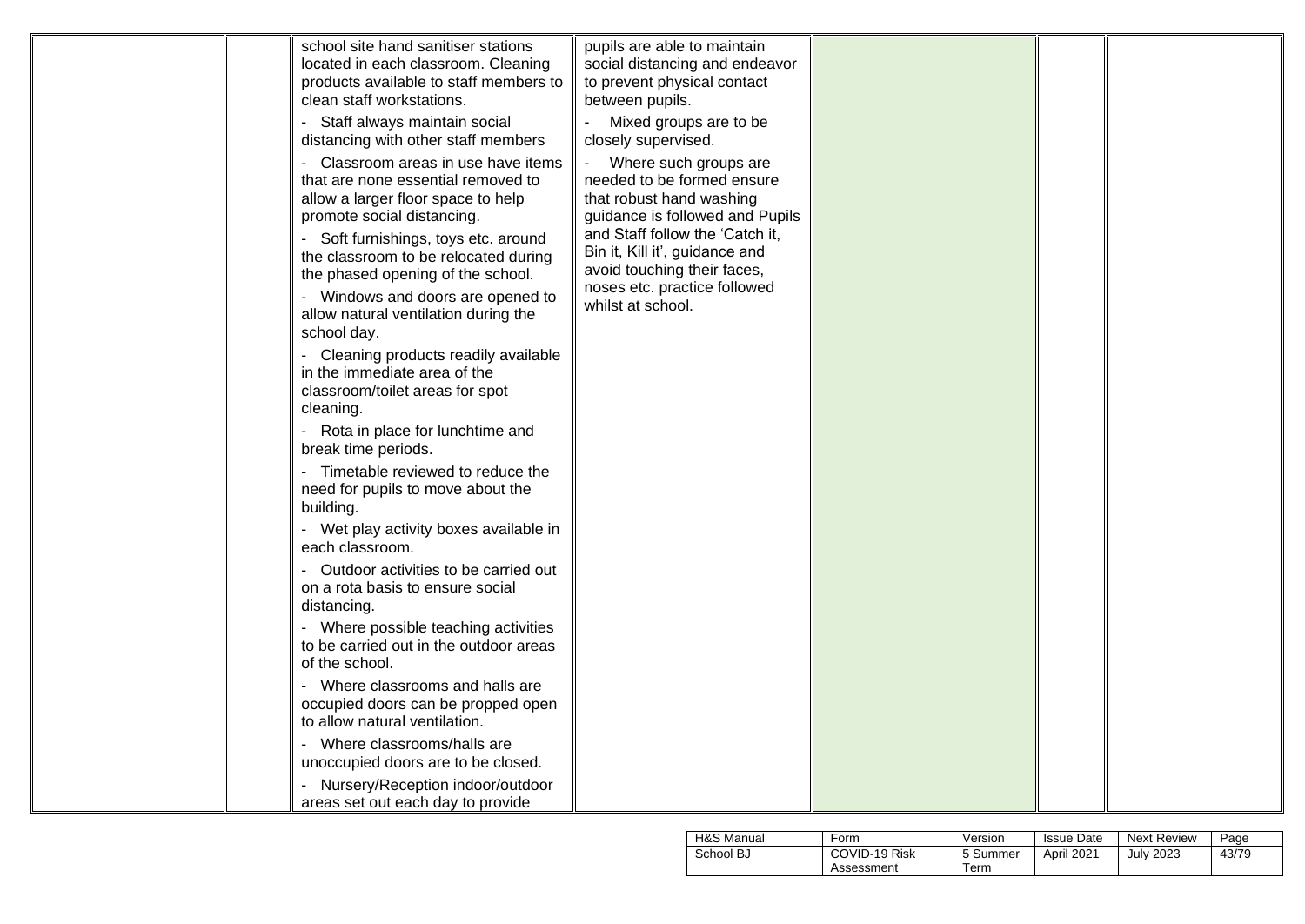| | | | | | | |
|---|---|---|---|---|---|---|
| | | school site hand sanitiser stations located in each classroom. Cleaning products available to staff members to clean staff workstations.<br>- Staff always maintain social distancing with other staff members<br>- Classroom areas in use have items that are none essential removed to allow a larger floor space to help promote social distancing.<br>- Soft furnishings, toys etc. around the classroom to be relocated during the phased opening of the school.<br>- Windows and doors are opened to allow natural ventilation during the school day.<br>- Cleaning products readily available in the immediate area of the classroom/toilet areas for spot cleaning.<br>- Rota in place for lunchtime and break time periods.<br>- Timetable reviewed to reduce the need for pupils to move about the building.<br>- Wet play activity boxes available in each classroom.<br>- Outdoor activities to be carried out on a rota basis to ensure social distancing.<br>- Where possible teaching activities to be carried out in the outdoor areas of the school.<br>- Where classrooms and halls are occupied doors can be propped open to allow natural ventilation.<br>- Where classrooms/halls are unoccupied doors are to be closed.<br>- Nursery/Reception indoor/outdoor areas set out each day to provide | pupils are able to maintain social distancing and endeavor to prevent physical contact between pupils.<br>- Mixed groups are to be closely supervised.<br>- Where such groups are needed to be formed ensure that robust hand washing guidance is followed and Pupils and Staff follow the 'Catch it, Bin it, Kill it', guidance and avoid touching their faces, noses etc. practice followed whilst at school. | | | |

| H&S Manual | Form | Version | Issue Date | Next Review | Page |
|---|---|---|---|---|---|
| School BJ | COVID-19 Risk Assessment | 5 Summer Term | April 2021 | July 2023 | 43/79 |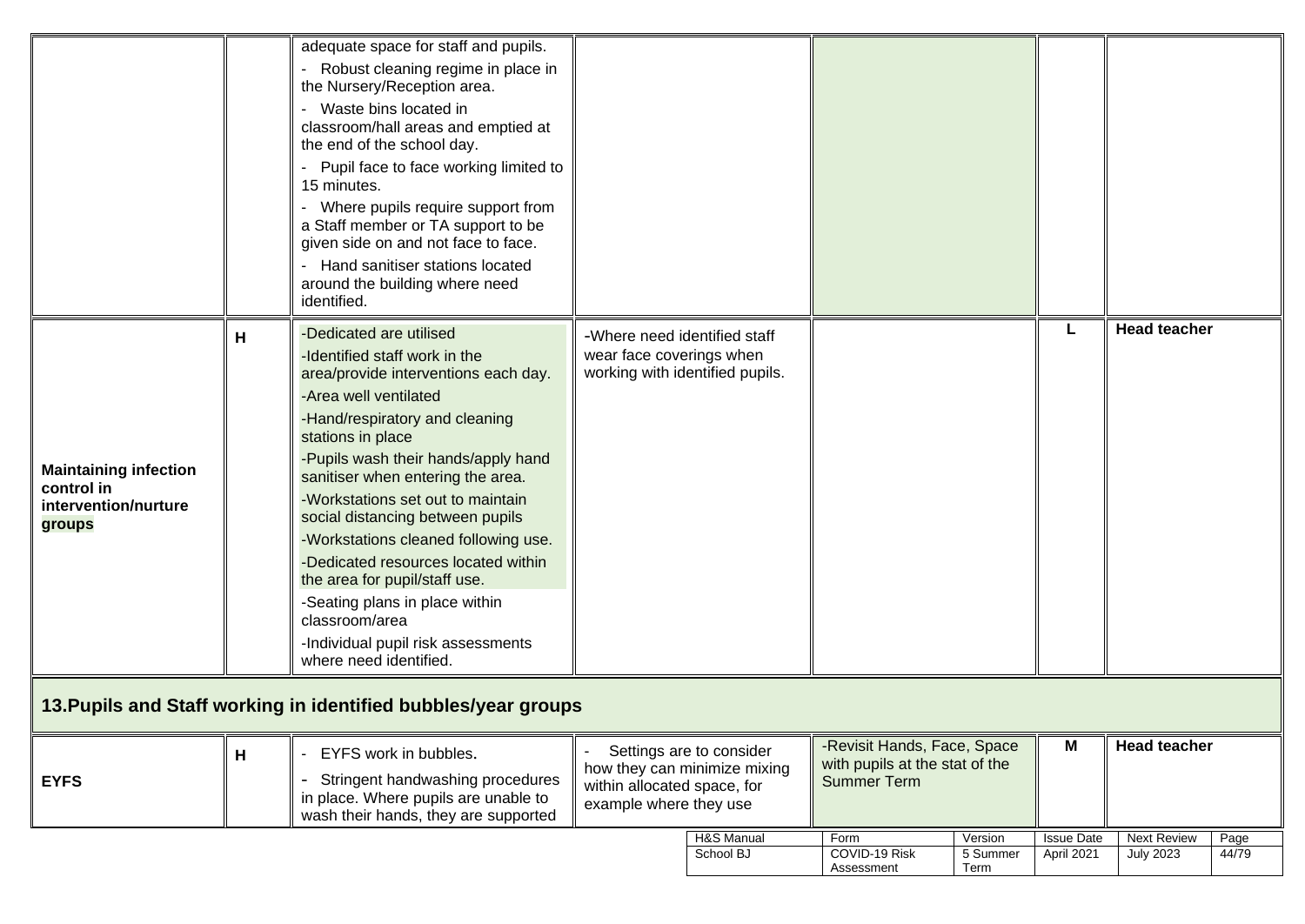| | | | | | | |
|---|---|---|---|---|---|---|
| | | adequate space for staff and pupils.<br>- Robust cleaning regime in place in the Nursery/Reception area.<br>- Waste bins located in classroom/hall areas and emptied at the end of the school day.<br>- Pupil face to face working limited to 15 minutes.<br>- Where pupils require support from a Staff member or TA support to be given side on and not face to face.<br>- Hand sanitiser stations located around the building where need identified. | | | | |
| **Maintaining infection control in intervention/nurture groups** | **H** | -Dedicated are utilised<br>-Identified staff work in the area/provide interventions each day.<br>-Area well ventilated<br>-Hand/respiratory and cleaning stations in place<br>-Pupils wash their hands/apply hand sanitiser when entering the area.<br>-Workstations set out to maintain social distancing between pupils<br>-Workstations cleaned following use.<br>-Dedicated resources located within the area for pupil/staff use.<br>-Seating plans in place within classroom/area<br>-Individual pupil risk assessments where need identified. | -Where need identified staff wear face coverings when working with identified pupils. | | **L** | **Head teacher** |

## 13.Pupils and Staff working in identified bubbles/year groups

| | | | | | | |
|---|---|---|---|---|---|---|
| **EYFS** | **H** | - EYFS work in bubbles.<br>- Stringent handwashing procedures in place. Where pupils are unable to wash their hands, they are supported | - Settings are to consider how they can minimize mixing within allocated space, for example where they use | -Revisit Hands, Face, Space with pupils at the stat of the Summer Term | **M** | **Head teacher** |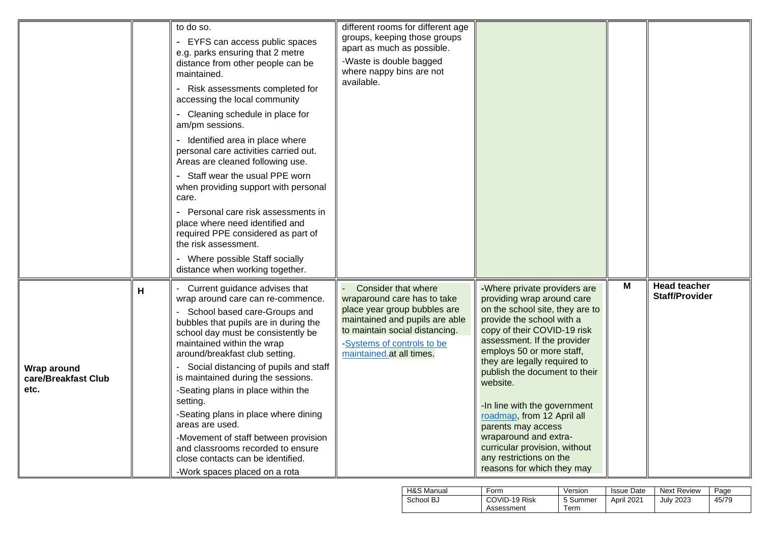| | | | | | | |
|---|---|---|---|---|---|---|
| | | to do so.<br>- EYFS can access public spaces e.g. parks ensuring that 2 metre distance from other people can be maintained.<br>- Risk assessments completed for accessing the local community<br>- Cleaning schedule in place for am/pm sessions.<br>- Identified area in place where personal care activities carried out. Areas are cleaned following use.<br>- Staff wear the usual PPE worn when providing support with personal care.<br>- Personal care risk assessments in place where need identified and required PPE considered as part of the risk assessment.<br>- Where possible Staff socially distance when working together. | different rooms for different age groups, keeping those groups apart as much as possible.<br>-Waste is double bagged where nappy bins are not available. | | | |
| **Wrap around care/Breakfast Club etc.** | **H** | - Current guidance advises that wrap around care can re-commence.<br>- School based care-Groups and bubbles that pupils are in during the school day must be consistently be maintained within the wrap around/breakfast club setting.<br>- Social distancing of pupils and staff is maintained during the sessions.<br>-Seating plans in place within the setting.<br>-Seating plans in place where dining areas are used.<br>-Movement of staff between provision and classrooms recorded to ensure close contacts can be identified.<br>-Work spaces placed on a rota | - Consider that where wraparound care has to take place year group bubbles are maintained and pupils are able to maintain social distancing.<br>-Systems of controls to be maintained. at all times. | -Where private providers are providing wrap around care on the school site, they are to provide the school with a copy of their COVID-19 risk assessment. If the provider employs 50 or more staff, they are legally required to publish the document to their website.<br><br>-In line with the government roadmap, from 12 April all parents may access wraparound and extra-curricular provision, without any restrictions on the reasons for which they may | **M** | **Head teacher Staff/Provider** |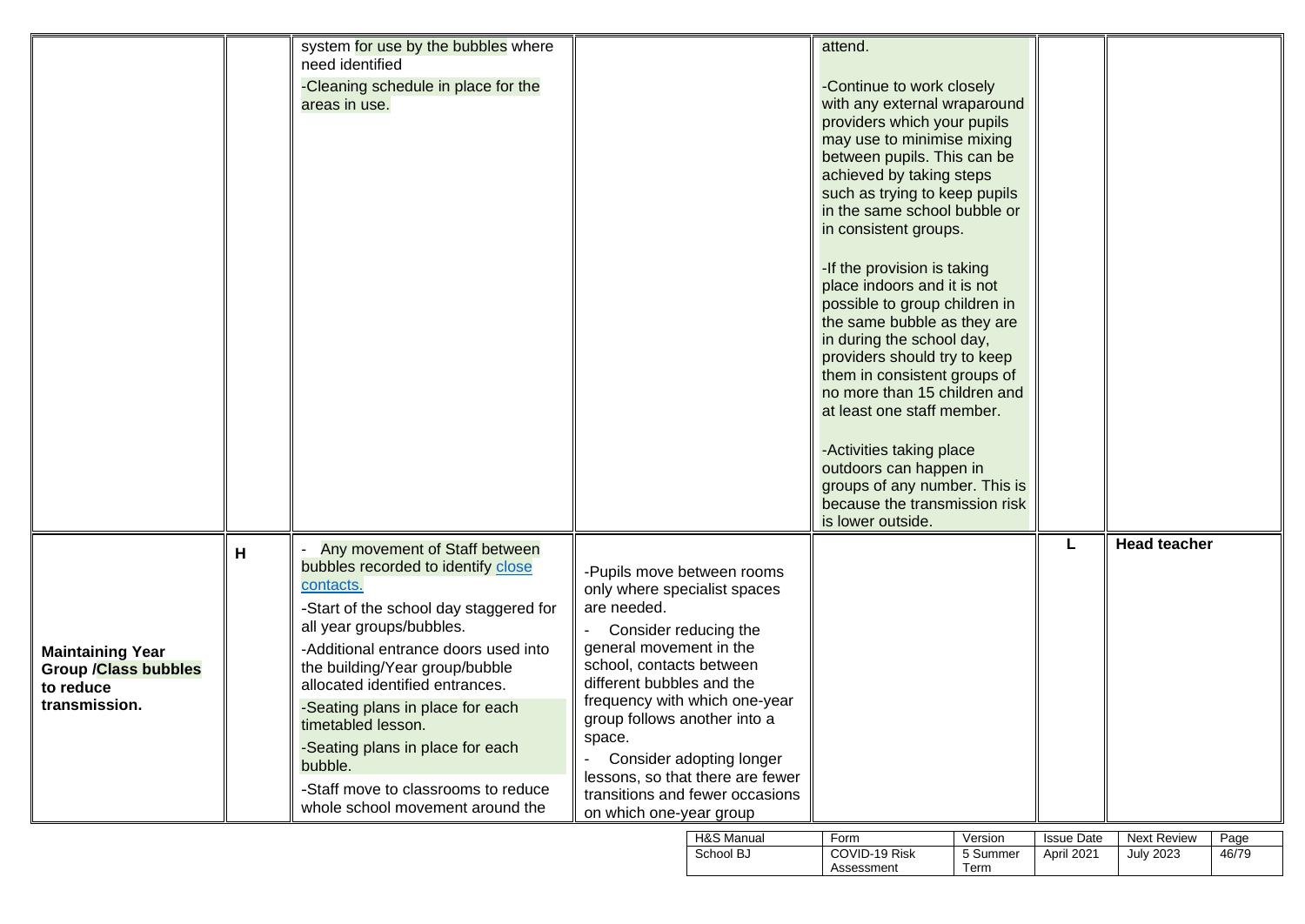| | | | | | | |
|---|---|---|---|---|---|---|
| | | system for use by the bubbles where need identified<br>-Cleaning schedule in place for the areas in use. | | attend.<br><br>-Continue to work closely with any external wraparound providers which your pupils may use to minimise mixing between pupils. This can be achieved by taking steps such as trying to keep pupils in the same school bubble or in consistent groups.<br><br>-If the provision is taking place indoors and it is not possible to group children in the same bubble as they are in during the school day, providers should try to keep them in consistent groups of no more than 15 children and at least one staff member.<br><br>-Activities taking place outdoors can happen in groups of any number. This is because the transmission risk is lower outside. | | |
| **Maintaining Year Group /Class bubbles to reduce transmission.** | **H** | - Any movement of Staff between bubbles recorded to identify [close contacts.]()<br>-Start of the school day staggered for all year groups/bubbles.<br>-Additional entrance doors used into the building/Year group/bubble allocated identified entrances.<br>-Seating plans in place for each timetabled lesson.<br>-Seating plans in place for each bubble.<br>-Staff move to classrooms to reduce whole school movement around the | -Pupils move between rooms only where specialist spaces are needed.<br>- Consider reducing the general movement in the school, contacts between different bubbles and the frequency with which one-year group follows another into a space.<br>- Consider adopting longer lessons, so that there are fewer transitions and fewer occasions on which one-year group | | **L** | **Head teacher** |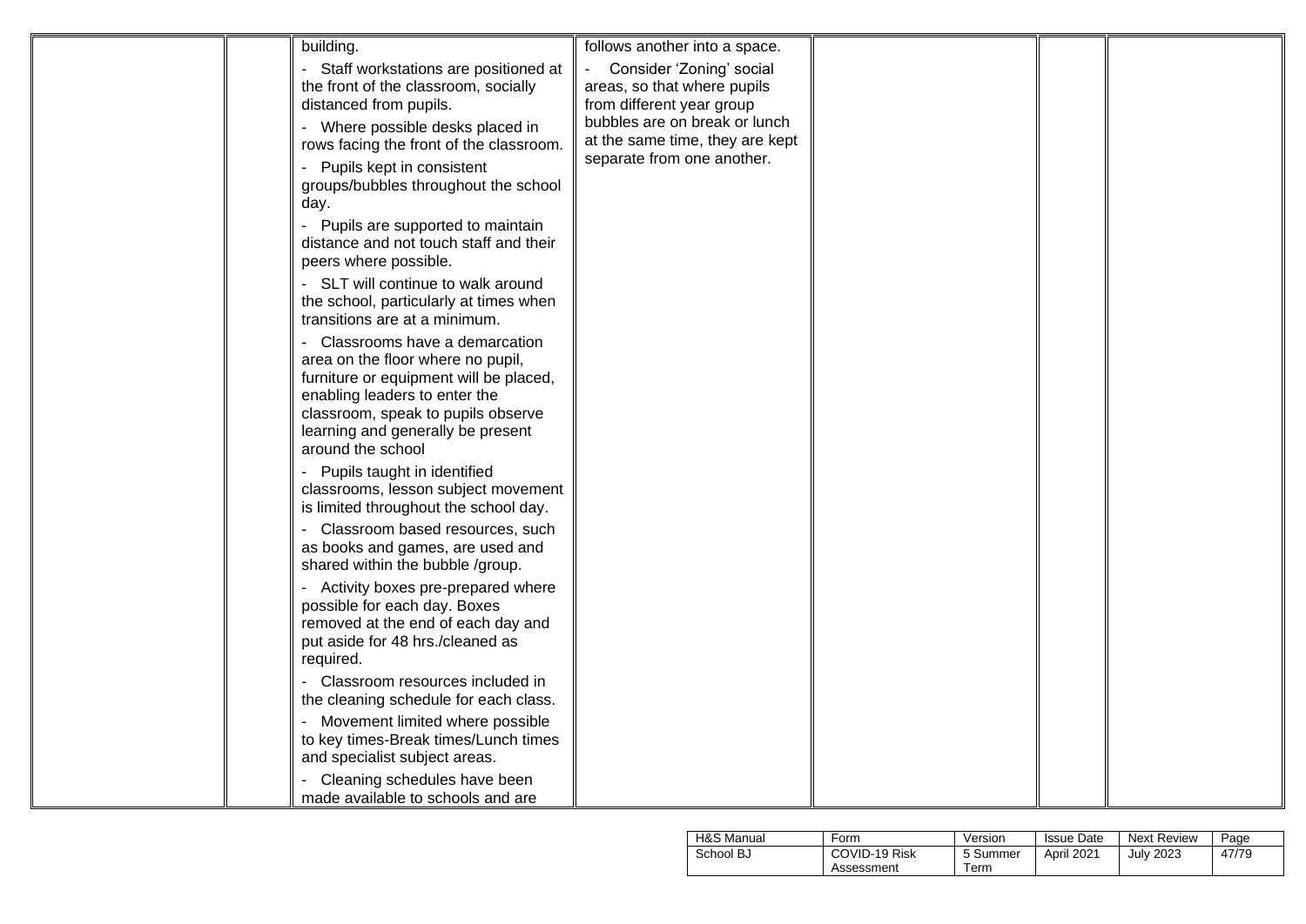| | | | | | | |
|---|---|---|---|---|---|---|
| | | building.<br>- Staff workstations are positioned at the front of the classroom, socially distanced from pupils.<br>- Where possible desks placed in rows facing the front of the classroom.<br>- Pupils kept in consistent groups/bubbles throughout the school day.<br>- Pupils are supported to maintain distance and not touch staff and their peers where possible.<br>- SLT will continue to walk around the school, particularly at times when transitions are at a minimum.<br>- Classrooms have a demarcation area on the floor where no pupil, furniture or equipment will be placed, enabling leaders to enter the classroom, speak to pupils observe learning and generally be present around the school<br>- Pupils taught in identified classrooms, lesson subject movement is limited throughout the school day.<br>- Classroom based resources, such as books and games, are used and shared within the bubble /group.<br>- Activity boxes pre-prepared where possible for each day. Boxes removed at the end of each day and put aside for 48 hrs./cleaned as required.<br>- Classroom resources included in the cleaning schedule for each class.<br>- Movement limited where possible to key times-Break times/Lunch times and specialist subject areas.<br>- Cleaning schedules have been made available to schools and are | follows another into a space.<br>- Consider 'Zoning' social areas, so that where pupils from different year group bubbles are on break or lunch at the same time, they are kept separate from one another. | | | |

| H&S Manual | Form | Version | Issue Date | Next Review | Page |
|---|---|---|---|---|---|
| School BJ | COVID-19 Risk Assessment | 5 Summer Term | April 2021 | July 2023 | 47/79 |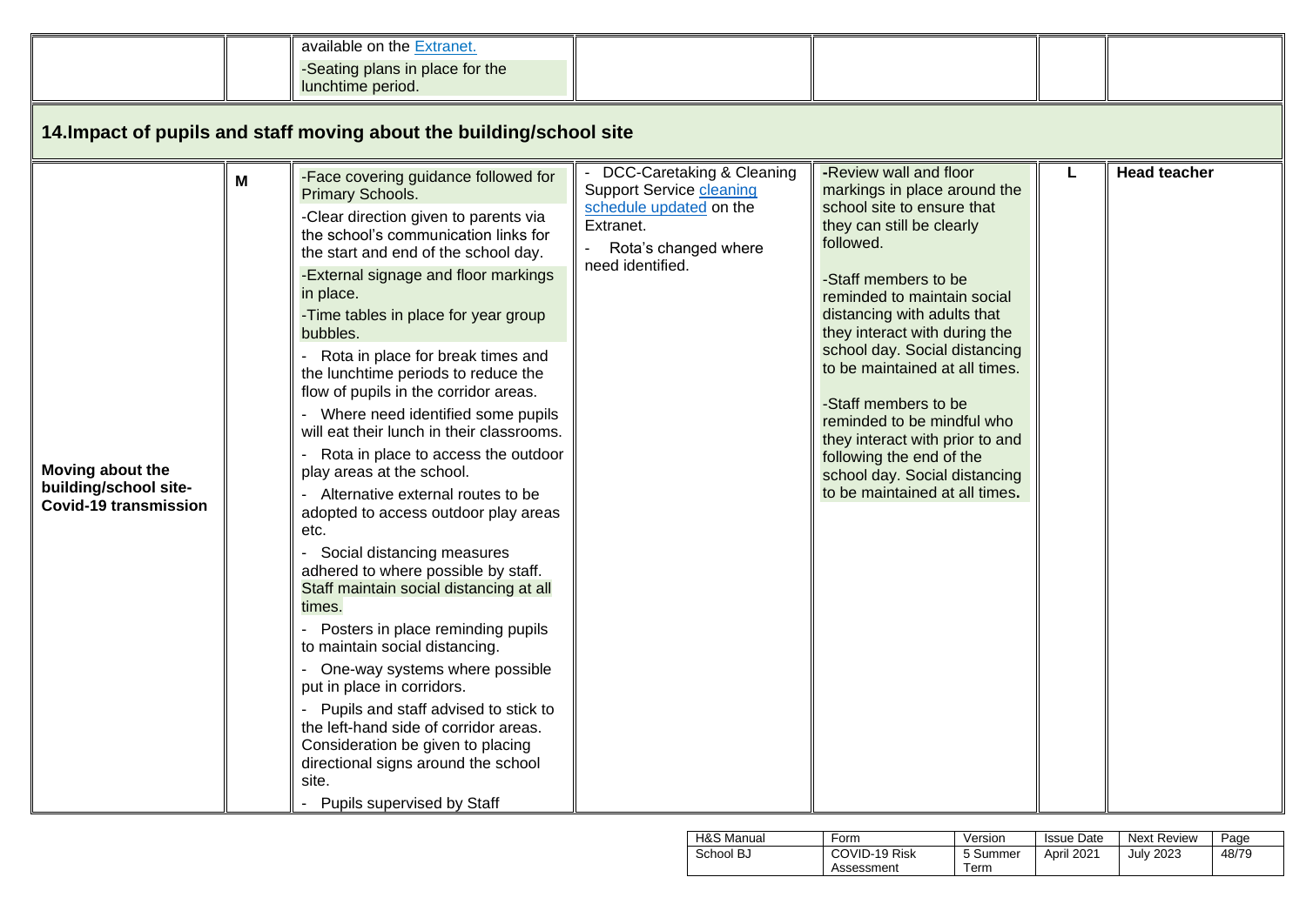| | | available on the Extranet.<br>-Seating plans in place for the lunchtime period. | | | | |
|---|---|---|---|---|---|---|

## 14. Impact of pupils and staff moving about the building/school site

| | | | | | | |
|---|---|---|---|---|---|---|
| **Moving about the building/school site- Covid-19 transmission** | **M** | -Face covering guidance followed for Primary Schools.<br>-Clear direction given to parents via the school's communication links for the start and end of the school day.<br>-External signage and floor markings in place.<br>-Time tables in place for year group bubbles.<br>- Rota in place for break times and the lunchtime periods to reduce the flow of pupils in the corridor areas.<br>- Where need identified some pupils will eat their lunch in their classrooms.<br>- Rota in place to access the outdoor play areas at the school.<br>- Alternative external routes to be adopted to access outdoor play areas etc.<br>- Social distancing measures adhered to where possible by staff. Staff maintain social distancing at all times.<br>- Posters in place reminding pupils to maintain social distancing.<br>- One-way systems where possible put in place in corridors.<br>- Pupils and staff advised to stick to the left-hand side of corridor areas. Consideration be given to placing directional signs around the school site.<br>- Pupils supervised by Staff | - DCC-Caretaking & Cleaning Support Service cleaning schedule updated on the Extranet.<br>- Rota's changed where need identified. | -Review wall and floor markings in place around the school site to ensure that they can still be clearly followed.<br><br>-Staff members to be reminded to maintain social distancing with adults that they interact with during the school day. Social distancing to be maintained at all times.<br><br>-Staff members to be reminded to be mindful who they interact with prior to and following the end of the school day. Social distancing to be maintained at all times. | **L** | **Head teacher** |

| H&S Manual | Form | Version | Issue Date | Next Review |
|---|---|---|---|---|
| School BJ | COVID-19 Risk Assessment | 5 Summer Term | April 2021 | July 2023 |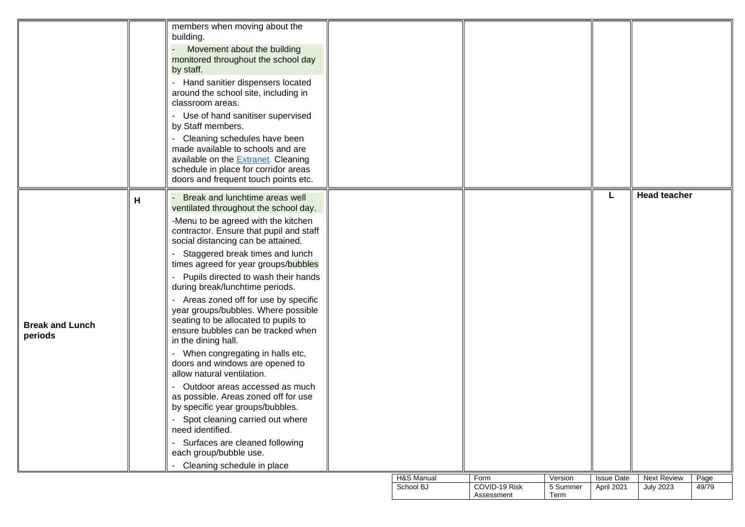| | | | | | | |
|---|---|---|---|---|---|---|
| | | members when moving about the building.<br>- Movement about the building monitored throughout the school day by staff.<br>- Hand sanitier dispensers located around the school site, including in classroom areas.<br>- Use of hand sanitiser supervised by Staff members.<br>- Cleaning schedules have been made available to schools and are available on the Extranet. Cleaning schedule in place for corridor areas doors and frequent touch points etc. | | | | |
| **Break and Lunch periods** | **H** | - Break and lunchtime areas well ventilated throughout the school day.<br>-Menu to be agreed with the kitchen contractor. Ensure that pupil and staff social distancing can be attained.<br>- Staggered break times and lunch times agreed for year groups/bubbles<br>- Pupils directed to wash their hands during break/lunchtime periods.<br>- Areas zoned off for use by specific year groups/bubbles. Where possible seating to be allocated to pupils to ensure bubbles can be tracked when in the dining hall.<br>- When congregating in halls etc, doors and windows are opened to allow natural ventilation.<br>- Outdoor areas accessed as much as possible. Areas zoned off for use by specific year groups/bubbles.<br>- Spot cleaning carried out where need identified.<br>- Surfaces are cleaned following each group/bubble use.<br>- Cleaning schedule in place | | | **L** | **Head teacher** |

| H&S Manual | Form | Version | Issue Date | Next Review |
|---|---|---|---|---|
| School BJ | COVID-19 Risk Assessment | 5 Summer Term | April 2021 | July 2023 |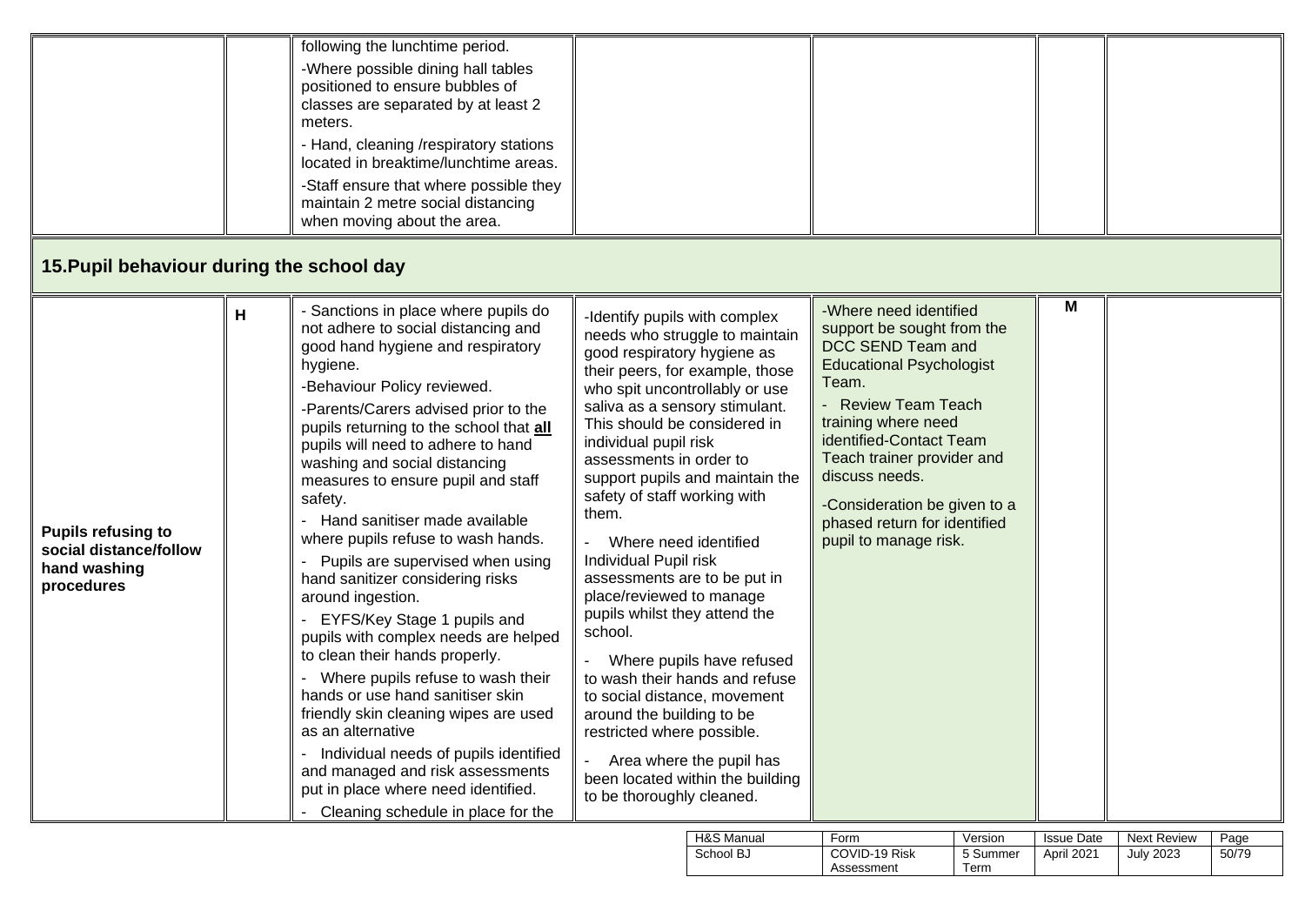| | | following the lunchtime period.<br>-Where possible dining hall tables positioned to ensure bubbles of classes are separated by at least 2 meters.<br>- Hand, cleaning /respiratory stations located in breaktime/lunchtime areas.<br>-Staff ensure that where possible they maintain 2 metre social distancing when moving about the area. | | | | |
|---|---|---|---|---|---|---|

## 15.Pupil behaviour during the school day

| | | | | | | |
|---|---|---|---|---|---|---|
| **Pupils refusing to social distance/follow hand washing procedures** | **H** | - Sanctions in place where pupils do not adhere to social distancing and good hand hygiene and respiratory hygiene.<br>-Behaviour Policy reviewed.<br>-Parents/Carers advised prior to the pupils returning to the school that **all** pupils will need to adhere to hand washing and social distancing measures to ensure pupil and staff safety.<br>- Hand sanitiser made available where pupils refuse to wash hands.<br>- Pupils are supervised when using hand sanitizer considering risks around ingestion.<br>- EYFS/Key Stage 1 pupils and pupils with complex needs are helped to clean their hands properly.<br>- Where pupils refuse to wash their hands or use hand sanitiser skin friendly skin cleaning wipes are used as an alternative<br>- Individual needs of pupils identified and managed and risk assessments put in place where need identified.<br>- Cleaning schedule in place for the | -Identify pupils with complex needs who struggle to maintain good respiratory hygiene as their peers, for example, those who spit uncontrollably or use saliva as a sensory stimulant. This should be considered in individual pupil risk assessments in order to support pupils and maintain the safety of staff working with them.<br>- Where need identified Individual Pupil risk assessments are to be put in place/reviewed to manage pupils whilst they attend the school.<br>- Where pupils have refused to wash their hands and refuse to social distance, movement around the building to be restricted where possible.<br>- Area where the pupil has been located within the building to be thoroughly cleaned. | -Where need identified support be sought from the DCC SEND Team and Educational Psychologist Team.<br>- Review Team Teach training where need identified-Contact Team Teach trainer provider and discuss needs.<br>-Consideration be given to a phased return for identified pupil to manage risk. | **M** | |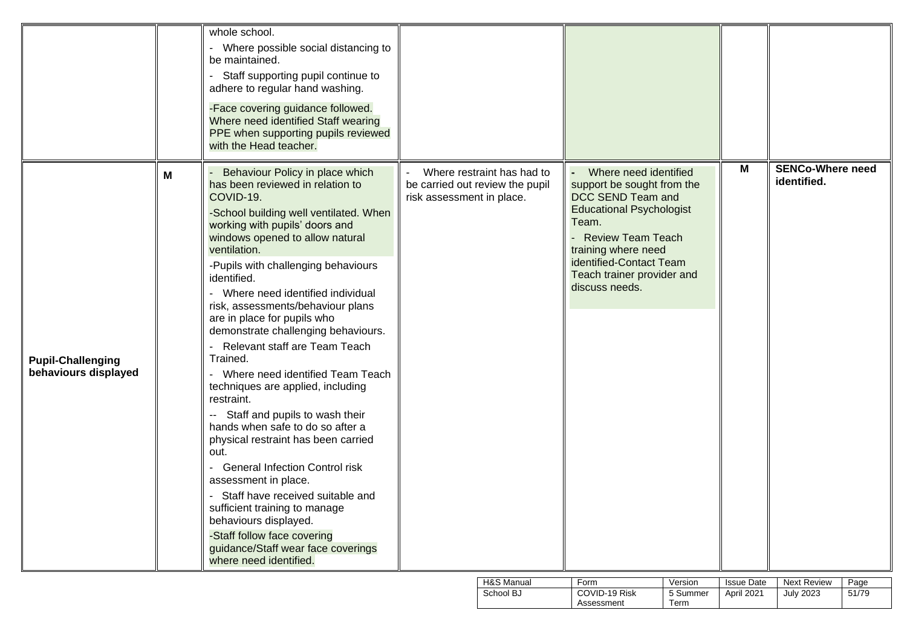| | | | | | | |
|---|---|---|---|---|---|---|
| | | whole school.<br>- Where possible social distancing to be maintained.<br>- Staff supporting pupil continue to adhere to regular hand washing.<br>-Face covering guidance followed. Where need identified Staff wearing PPE when supporting pupils reviewed with the Head teacher. | | | | |
| **Pupil-Challenging behaviours displayed** | **M** | - Behaviour Policy in place which has been reviewed in relation to COVID-19.<br>-School building well ventilated. When working with pupils' doors and windows opened to allow natural ventilation.<br>-Pupils with challenging behaviours identified.<br>- Where need identified individual risk, assessments/behaviour plans are in place for pupils who demonstrate challenging behaviours.<br>- Relevant staff are Team Teach Trained.<br>- Where need identified Team Teach techniques are applied, including restraint.<br>-- Staff and pupils to wash their hands when safe to do so after a physical restraint has been carried out.<br>- General Infection Control risk assessment in place.<br>- Staff have received suitable and sufficient training to manage behaviours displayed.<br>-Staff follow face covering guidance/Staff wear face coverings where need identified. | - Where restraint has had to be carried out review the pupil risk assessment in place. | - Where need identified support be sought from the DCC SEND Team and Educational Psychologist Team.<br>- Review Team Teach training where need identified-Contact Team Teach trainer provider and discuss needs. | **M** | **SENCo-Where need identified.** |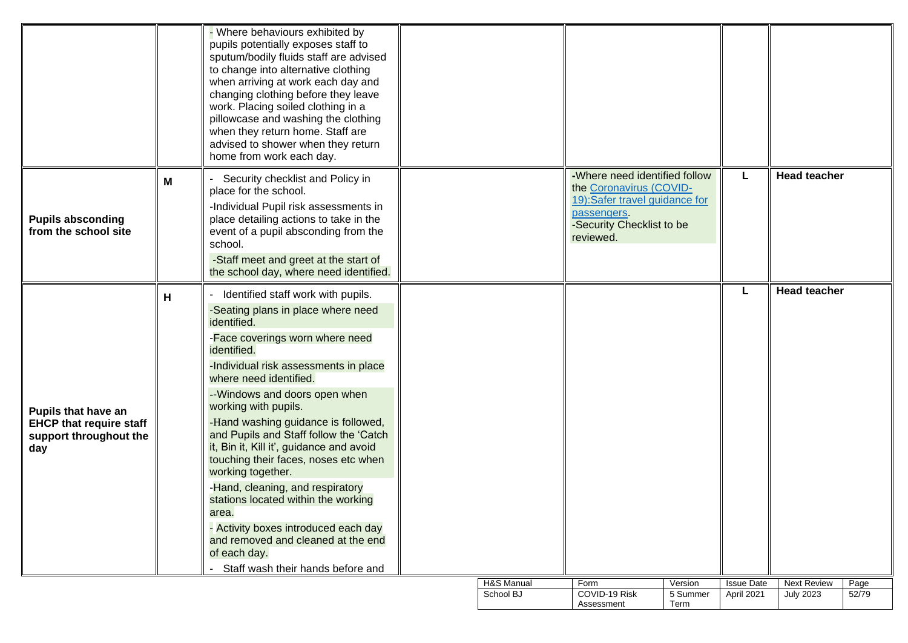| | | | | | | |
|---|---|---|---|---|---|---|
| | | - Where behaviours exhibited by pupils potentially exposes staff to sputum/bodily fluids staff are advised to change into alternative clothing when arriving at work each day and changing clothing before they leave work. Placing soiled clothing in a pillowcase and washing the clothing when they return home. Staff are advised to shower when they return home from work each day. | | | | |
| **Pupils absconding from the school site** | **M** | - Security checklist and Policy in place for the school.<br>-Individual Pupil risk assessments in place detailing actions to take in the event of a pupil absconding from the school.<br>-Staff meet and greet at the start of the school day, where need identified. | | -Where need identified follow the Coronavirus (COVID-19):Safer travel guidance for passengers.<br>-Security Checklist to be reviewed. | **L** | **Head teacher** |
| **Pupils that have an EHCP that require staff support throughout the day** | **H** | - Identified staff work with pupils.<br>-Seating plans in place where need identified.<br>-Face coverings worn where need identified.<br>-Individual risk assessments in place where need identified.<br>--Windows and doors open when working with pupils.<br>-Hand washing guidance is followed, and Pupils and Staff follow the 'Catch it, Bin it, Kill it', guidance and avoid touching their faces, noses etc when working together.<br>-Hand, cleaning, and respiratory stations located within the working area.<br>- Activity boxes introduced each day and removed and cleaned at the end of each day.<br>- Staff wash their hands before and | | | **L** | **Head teacher** |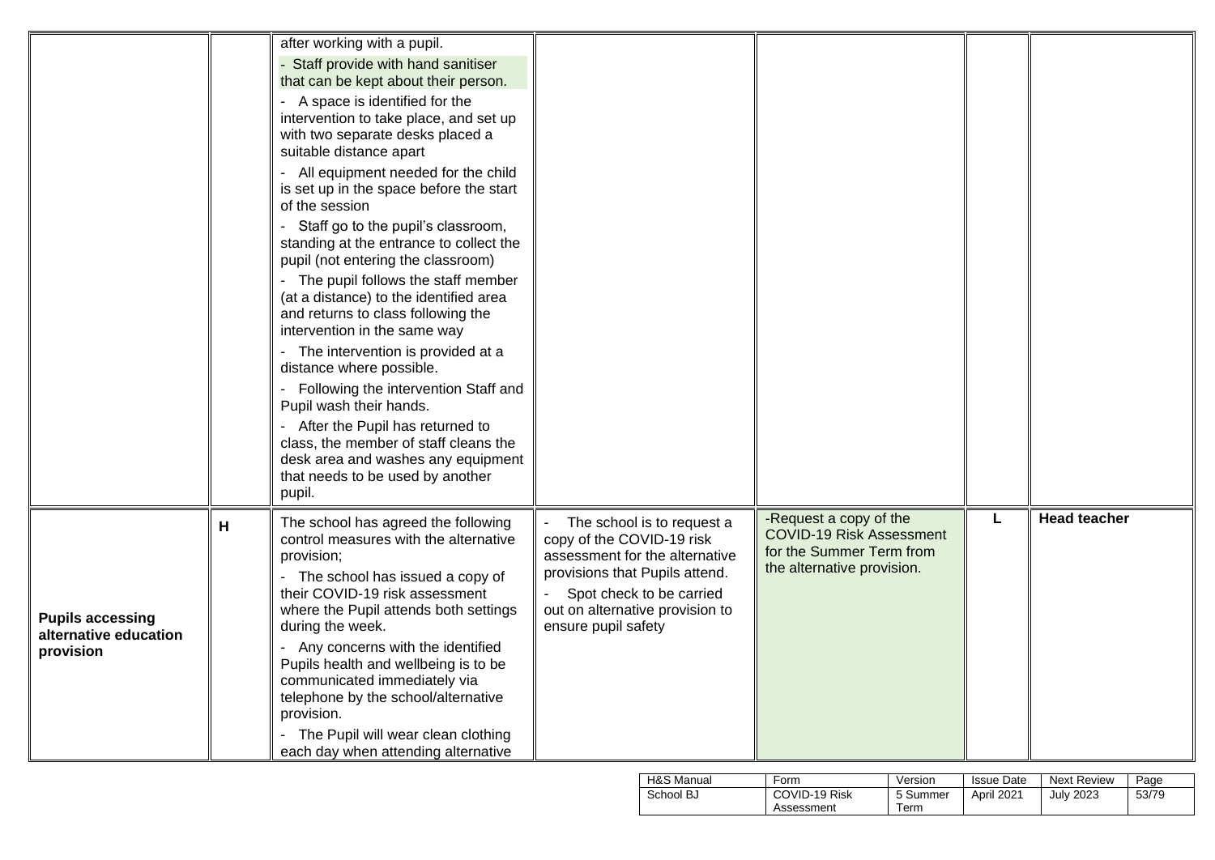| | | | | | | |
|---|---|---|---|---|---|---|
| | | after working with a pupil.<br>- Staff provide with hand sanitiser that can be kept about their person.<br>- A space is identified for the intervention to take place, and set up with two separate desks placed a suitable distance apart<br>- All equipment needed for the child is set up in the space before the start of the session<br>- Staff go to the pupil's classroom, standing at the entrance to collect the pupil (not entering the classroom)<br>- The pupil follows the staff member (at a distance) to the identified area and returns to class following the intervention in the same way<br>- The intervention is provided at a distance where possible.<br>- Following the intervention Staff and Pupil wash their hands.<br>- After the Pupil has returned to class, the member of staff cleans the desk area and washes any equipment that needs to be used by another pupil. | | | | |
| **Pupils accessing alternative education provision** | **H** | The school has agreed the following control measures with the alternative provision;<br>- The school has issued a copy of their COVID-19 risk assessment where the Pupil attends both settings during the week.<br>- Any concerns with the identified Pupils health and wellbeing is to be communicated immediately via telephone by the school/alternative provision.<br>- The Pupil will wear clean clothing each day when attending alternative | - The school is to request a copy of the COVID-19 risk assessment for the alternative provisions that Pupils attend.<br>- Spot check to be carried out on alternative provision to ensure pupil safety | -Request a copy of the COVID-19 Risk Assessment for the Summer Term from the alternative provision. | **L** | **Head teacher** |

| H&S Manual | Form | Version | Issue Date | Next Review | Page |
|---|---|---|---|---|---|
| School BJ | COVID-19 Risk Assessment | 5 Summer Term | April 2021 | July 2023 | 53/79 |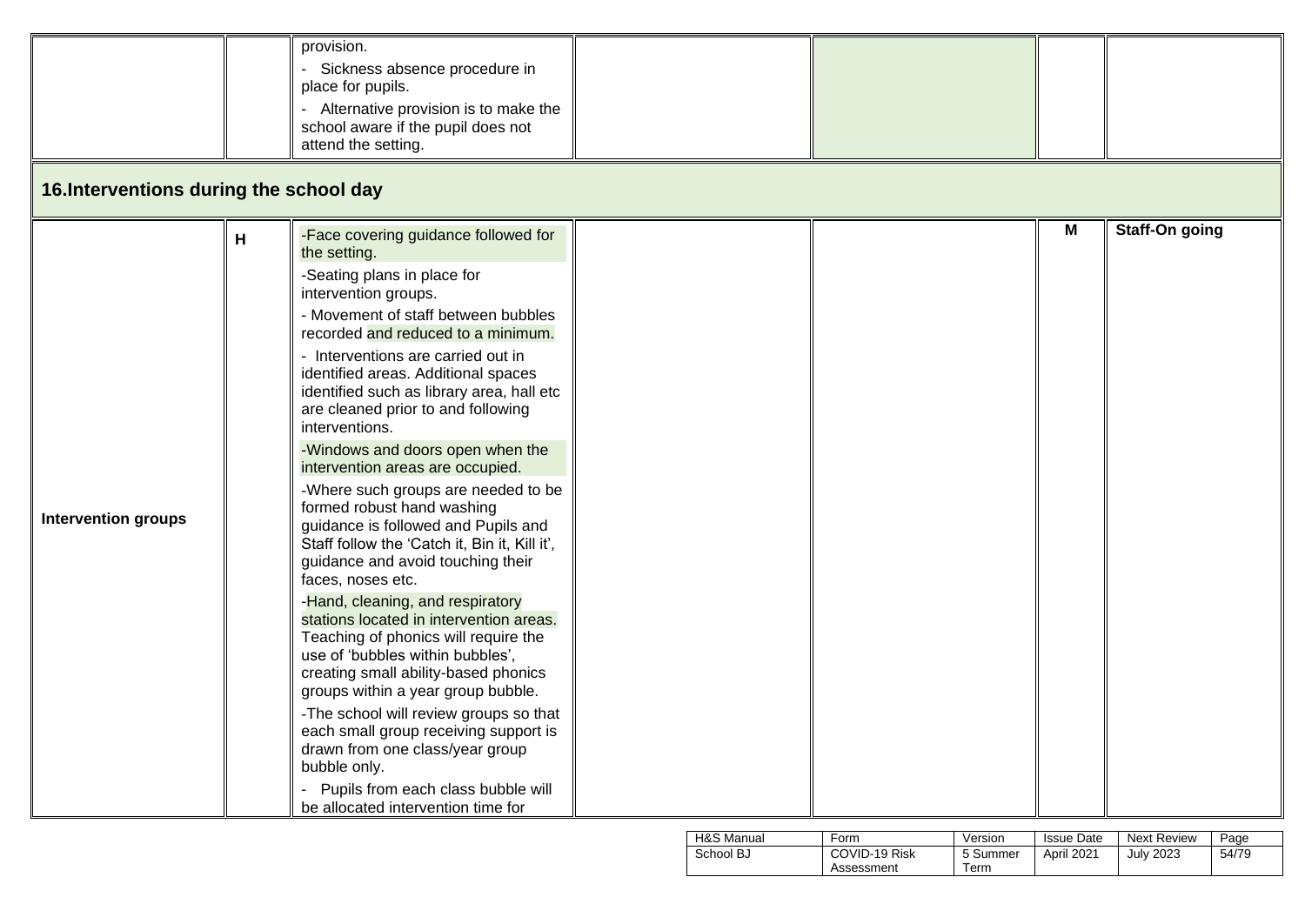| | | | | | | |
|---|---|---|---|---|---|---|
| | | provision.<br>- Sickness absence procedure in place for pupils.<br>- Alternative provision is to make the school aware if the pupil does not attend the setting. | | | | |

## 16.Interventions during the school day

| | | | | | | |
|---|---|---|---|---|---|---|
| **Intervention groups** | **H** | -Face covering guidance followed for the setting.<br>-Seating plans in place for intervention groups.<br>- Movement of staff between bubbles recorded and reduced to a minimum.<br>- Interventions are carried out in identified areas. Additional spaces identified such as library area, hall etc are cleaned prior to and following interventions.<br>-Windows and doors open when the intervention areas are occupied.<br>-Where such groups are needed to be formed robust hand washing guidance is followed and Pupils and Staff follow the 'Catch it, Bin it, Kill it', guidance and avoid touching their faces, noses etc.<br>-Hand, cleaning, and respiratory stations located in intervention areas. Teaching of phonics will require the use of 'bubbles within bubbles', creating small ability-based phonics groups within a year group bubble.<br>-The school will review groups so that each small group receiving support is drawn from one class/year group bubble only.<br>- Pupils from each class bubble will be allocated intervention time for | | | **M** | **Staff-On going** |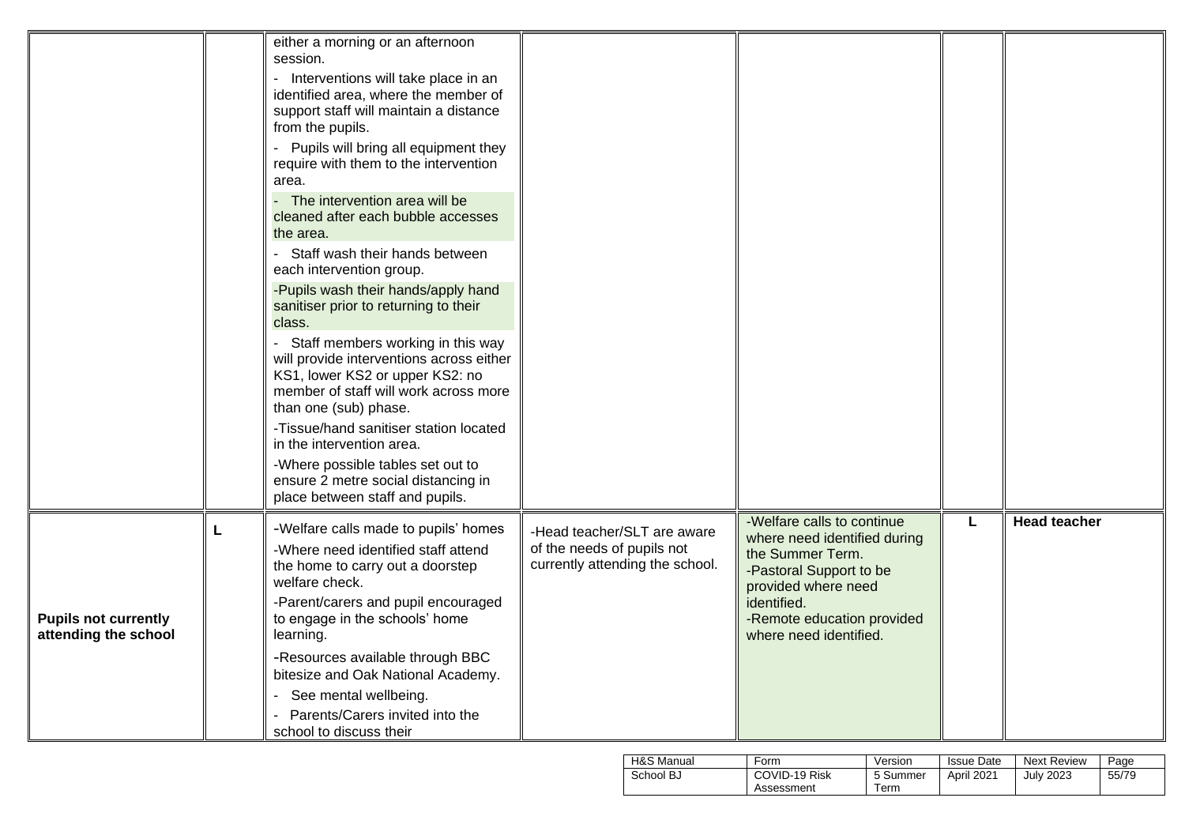| | | | | | | |
|---|---|---|---|---|---|---|
| | | either a morning or an afternoon session.<br>- Interventions will take place in an identified area, where the member of support staff will maintain a distance from the pupils.<br>- Pupils will bring all equipment they require with them to the intervention area.<br>- The intervention area will be cleaned after each bubble accesses the area.<br>- Staff wash their hands between each intervention group.<br>-Pupils wash their hands/apply hand sanitiser prior to returning to their class.<br>- Staff members working in this way will provide interventions across either KS1, lower KS2 or upper KS2: no member of staff will work across more than one (sub) phase.<br>-Tissue/hand sanitiser station located in the intervention area.<br>-Where possible tables set out to ensure 2 metre social distancing in place between staff and pupils. | | | | |
| **Pupils not currently attending the school** | **L** | -Welfare calls made to pupils' homes<br>-Where need identified staff attend the home to carry out a doorstep welfare check.<br>-Parent/carers and pupil encouraged to engage in the schools' home learning.<br>-Resources available through BBC bitesize and Oak National Academy.<br>- See mental wellbeing.<br>- Parents/Carers invited into the school to discuss their | -Head teacher/SLT are aware of the needs of pupils not currently attending the school. | -Welfare calls to continue where need identified during the Summer Term.<br>-Pastoral Support to be provided where need identified.<br>-Remote education provided where need identified. | **L** | **Head teacher** |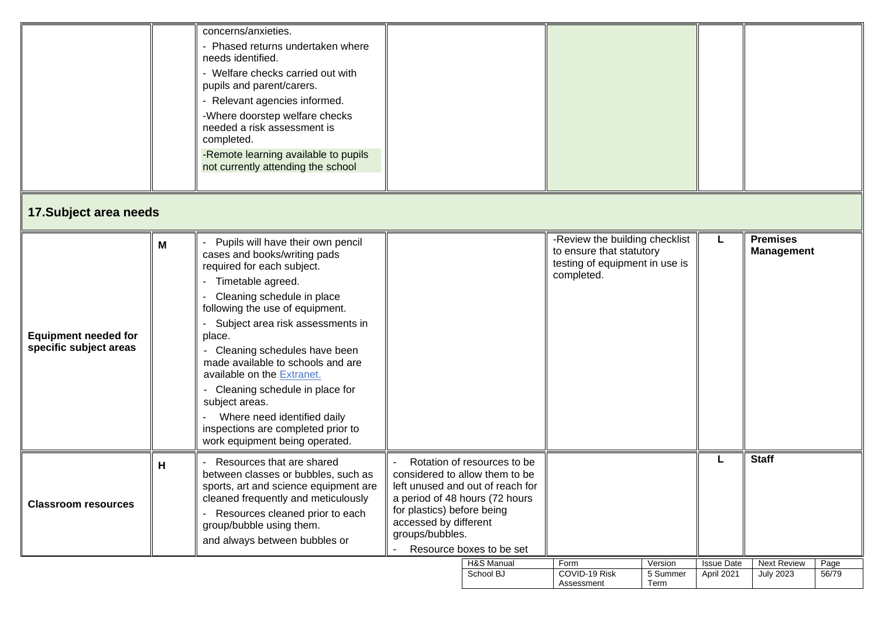| | | | | | | |
|---|---|---|---|---|---|---|
| | | concerns/anxieties.<br>- Phased returns undertaken where needs identified.<br>- Welfare checks carried out with pupils and parent/carers.<br>- Relevant agencies informed.<br>-Where doorstep welfare checks needed a risk assessment is completed.<br>-Remote learning available to pupils not currently attending the school | | | | |

## 17.Subject area needs

| | | | | | | |
|---|---|---|---|---|---|---|
| **Equipment needed for specific subject areas** | **M** | - Pupils will have their own pencil cases and books/writing pads required for each subject.<br>- Timetable agreed.<br>- Cleaning schedule in place following the use of equipment.<br>- Subject area risk assessments in place.<br>- Cleaning schedules have been made available to schools and are available on the Extranet.<br>- Cleaning schedule in place for subject areas.<br>- Where need identified daily inspections are completed prior to work equipment being operated. | | -Review the building checklist to ensure that statutory testing of equipment in use is completed. | **L** | **Premises Management** |
| **Classroom resources** | **H** | - Resources that are shared between classes or bubbles, such as sports, art and science equipment are cleaned frequently and meticulously<br>- Resources cleaned prior to each group/bubble using them.<br>and always between bubbles or | - Rotation of resources to be considered to allow them to be left unused and out of reach for a period of 48 hours (72 hours for plastics) before being accessed by different groups/bubbles.<br>- Resource boxes to be set | | **L** | **Staff** |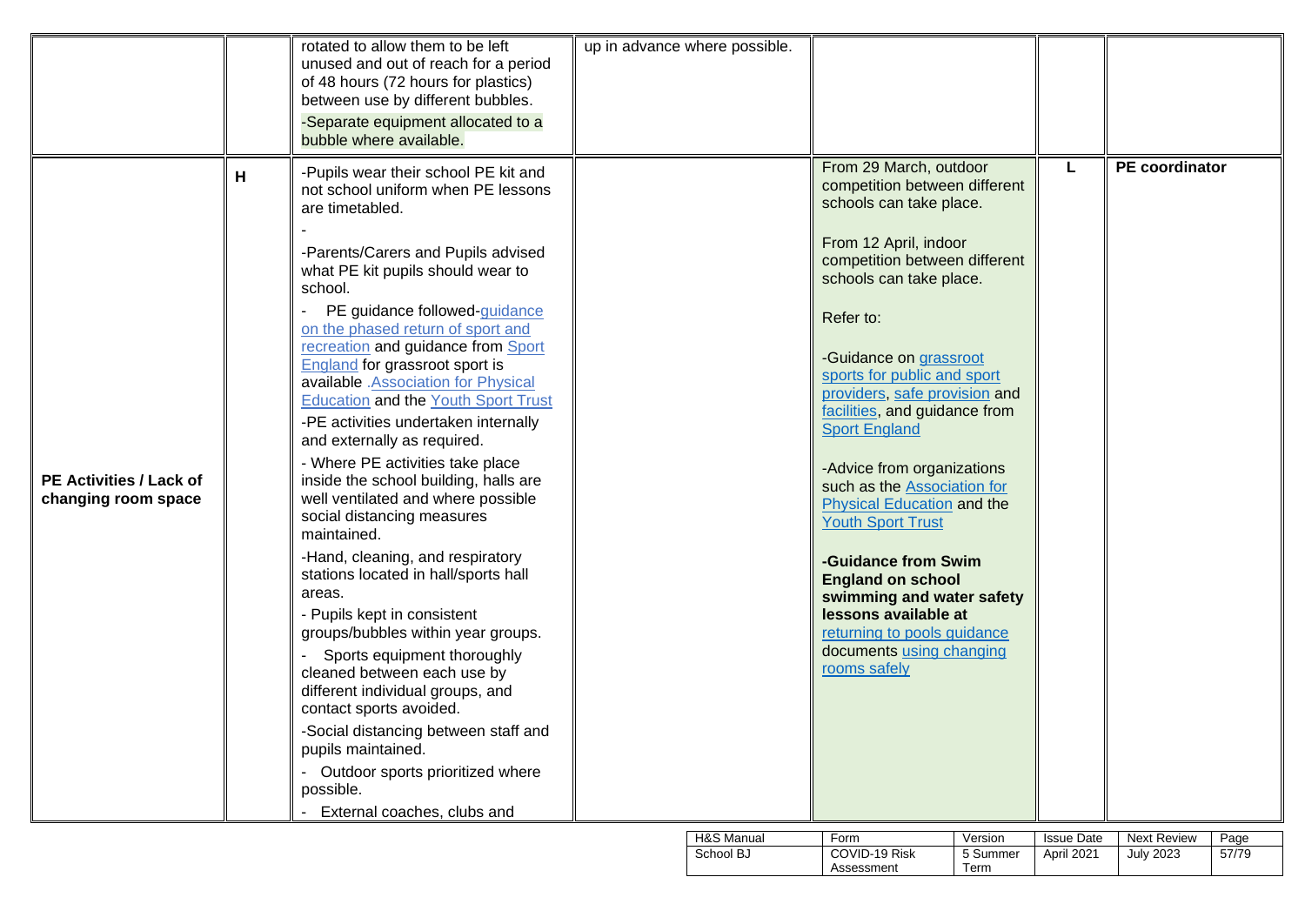| | | | | | | |
|---|---|---|---|---|---|---|
| | | rotated to allow them to be left unused and out of reach for a period of 48 hours (72 hours for plastics) between use by different bubbles.<br>-Separate equipment allocated to a bubble where available. | up in advance where possible. | | | |
| **PE Activities / Lack of changing room space** | **H** | -Pupils wear their school PE kit and not school uniform when PE lessons are timetabled.<br>-<br>-Parents/Carers and Pupils advised what PE kit pupils should wear to school.<br>- PE guidance followed-guidance on the phased return of sport and recreation and guidance from Sport England for grassroot sport is available .Association for Physical Education and the Youth Sport Trust<br>-PE activities undertaken internally and externally as required.<br>- Where PE activities take place inside the school building, halls are well ventilated and where possible social distancing measures maintained.<br>-Hand, cleaning, and respiratory stations located in hall/sports hall areas.<br>- Pupils kept in consistent groups/bubbles within year groups.<br>- Sports equipment thoroughly cleaned between each use by different individual groups, and contact sports avoided.<br>-Social distancing between staff and pupils maintained.<br>- Outdoor sports prioritized where possible.<br>- External coaches, clubs and | | From 29 March, outdoor competition between different schools can take place.<br><br>From 12 April, indoor competition between different schools can take place.<br><br>Refer to:<br><br>-Guidance on grassroot sports for public and sport providers, safe provision and facilities, and guidance from Sport England<br><br>-Advice from organizations such as the Association for Physical Education and the Youth Sport Trust<br><br>**-Guidance from Swim England on school swimming and water safety lessons available at** returning to pools guidance documents using changing rooms safely | **L** | **PE coordinator** |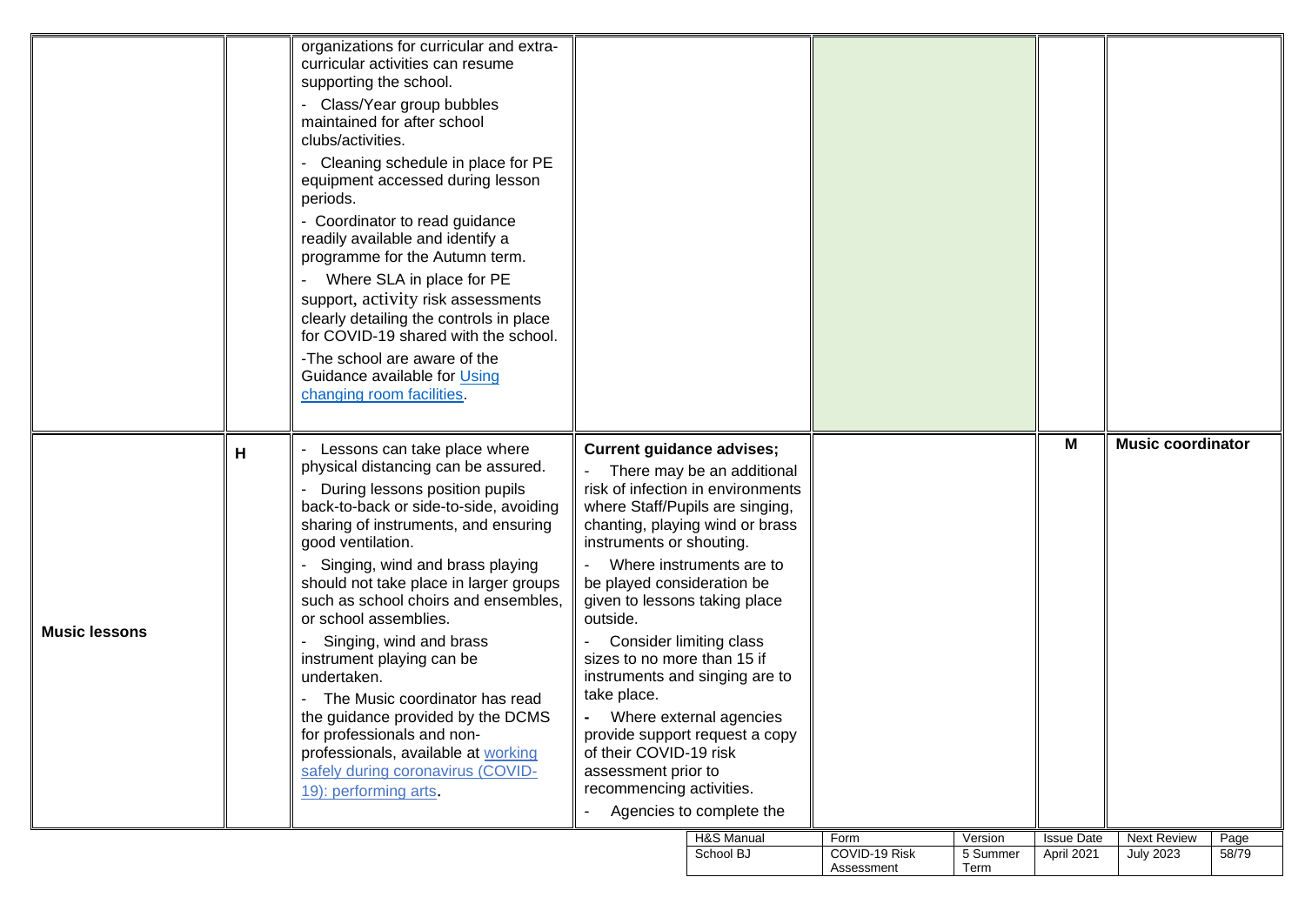| | | | | | | |
|---|---|---|---|---|---|---|
| | | organizations for curricular and extra-curricular activities can resume supporting the school.<br>- Class/Year group bubbles maintained for after school clubs/activities.<br>- Cleaning schedule in place for PE equipment accessed during lesson periods.<br>- Coordinator to read guidance readily available and identify a programme for the Autumn term.<br>- Where SLA in place for PE support, activity risk assessments clearly detailing the controls in place for COVID-19 shared with the school.<br>-The school are aware of the Guidance available for [Using changing room facilities](). | | | | |
| **Music lessons** | H | - Lessons can take place where physical distancing can be assured.<br>- During lessons position pupils back-to-back or side-to-side, avoiding sharing of instruments, and ensuring good ventilation.<br>- Singing, wind and brass playing should not take place in larger groups such as school choirs and ensembles, or school assemblies.<br>- Singing, wind and brass instrument playing can be undertaken.<br>- The Music coordinator has read the guidance provided by the DCMS for professionals and non-professionals, available at [working safely during coronavirus (COVID-19): performing arts](). | **Current guidance advises;**<br>- There may be an additional risk of infection in environments where Staff/Pupils are singing, chanting, playing wind or brass instruments or shouting.<br>- Where instruments are to be played consideration be given to lessons taking place outside.<br>- Consider limiting class sizes to no more than 15 if instruments and singing are to take place.<br>- Where external agencies provide support request a copy of their COVID-19 risk assessment prior to recommencing activities.<br>- Agencies to complete the | | M | **Music coordinator** |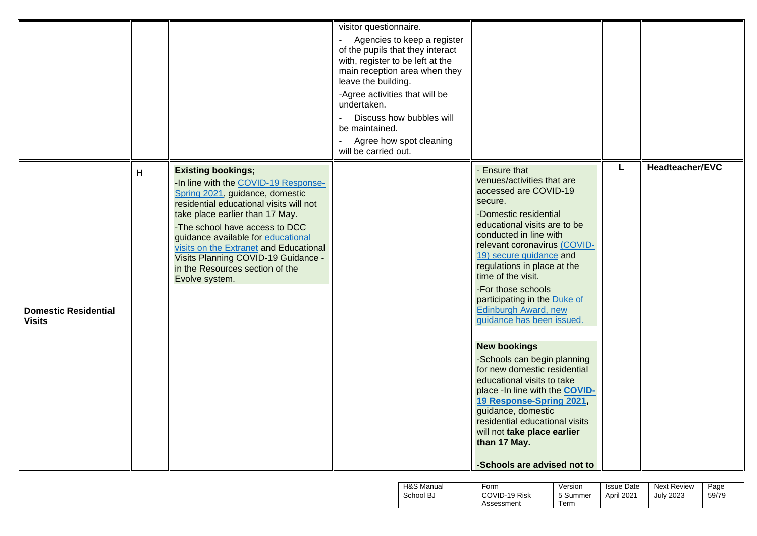| | | | | | | |
|---|---|---|---|---|---|---|
| | | | visitor questionnaire.<br>- Agencies to keep a register of the pupils that they interact with, register to be left at the main reception area when they leave the building.<br>-Agree activities that will be undertaken.<br>- Discuss how bubbles will be maintained.<br>- Agree how spot cleaning will be carried out. | | | |
| **Domestic Residential Visits** | **H** | **Existing bookings;**<br>-In line with the COVID-19 Response-Spring 2021, guidance, domestic residential educational visits will not take place earlier than 17 May.<br>-The school have access to DCC guidance available for educational visits on the Extranet and Educational Visits Planning COVID-19 Guidance - in the Resources section of the Evolve system. | | - Ensure that venues/activities that are accessed are COVID-19 secure.<br>-Domestic residential educational visits are to be conducted in line with relevant coronavirus (COVID-19) secure guidance and regulations in place at the time of the visit.<br>-For those schools participating in the Duke of Edinburgh Award, new guidance has been issued.<br><br>**New bookings**<br>-Schools can begin planning for new domestic residential educational visits to take place -In line with the **COVID-19 Response-Spring 2021,** guidance, domestic residential educational visits will not **take place earlier than 17 May.**<br><br>**-Schools are advised not to** | **L** | **Headteacher/EVC** |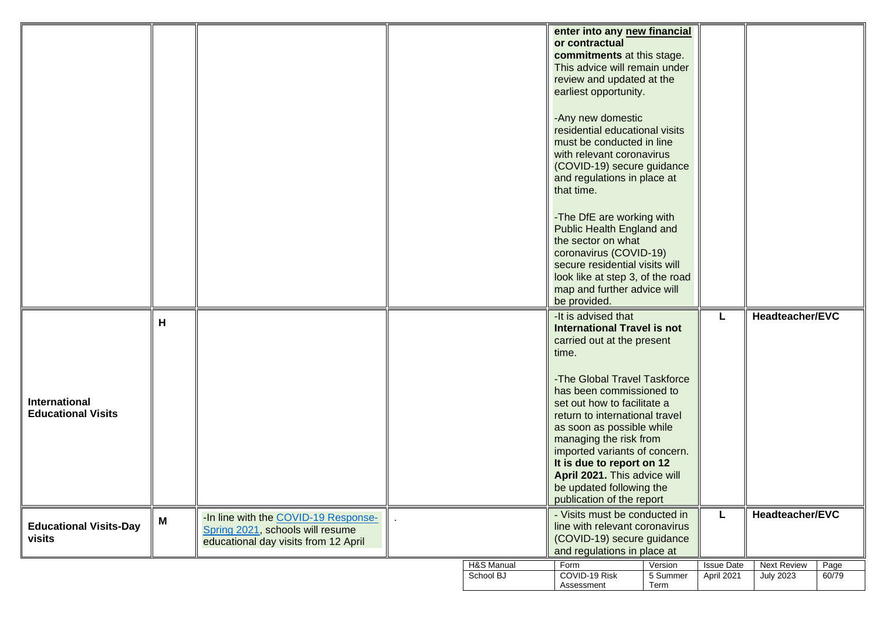|  |  |  |  |  |  |  |
|---|---|---|---|---|---|---|
|  |  |  |  | **enter into any new financial or contractual commitments** at this stage. This advice will remain under review and updated at the earliest opportunity.<br><br>-Any new domestic residential educational visits must be conducted in line with relevant coronavirus (COVID-19) secure guidance and regulations in place at that time.<br><br>-The DfE are working with Public Health England and the sector on what coronavirus (COVID-19) secure residential visits will look like at step 3, of the road map and further advice will be provided. |  |  |
| **International Educational Visits** | **H** |  |  | -It is advised that **International Travel is not** carried out at the present time.<br><br>-The Global Travel Taskforce has been commissioned to set out how to facilitate a return to international travel as soon as possible while managing the risk from imported variants of concern. **It is due to report on 12 April 2021.** This advice will be updated following the publication of the report | **L** | **Headteacher/EVC** |
| **Educational Visits-Day visits** | **M** | -In line with the [COVID-19 Response-Spring 2021](), schools will resume educational day visits from 12 April | . | - Visits must be conducted in line with relevant coronavirus (COVID-19) secure guidance and regulations in place at | **L** | **Headteacher/EVC** |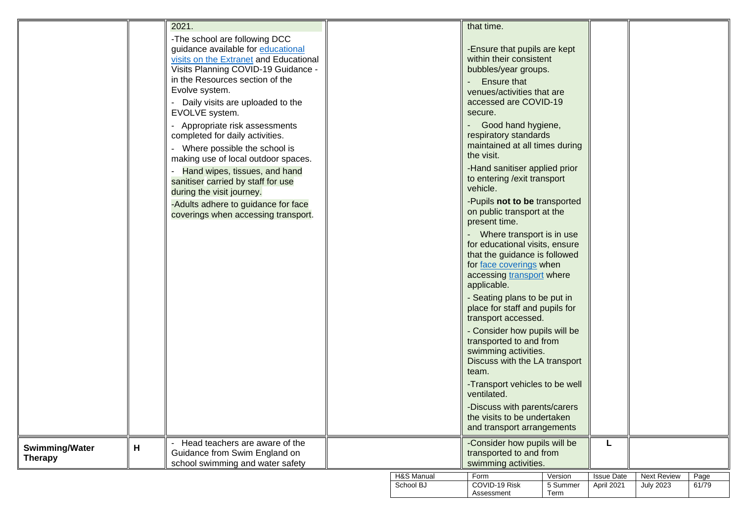| | | | | | | |
|---|---|---|---|---|---|---|
| | | 2021.<br><br>-The school are following DCC guidance available for educational visits on the Extranet and Educational Visits Planning COVID-19 Guidance - in the Resources section of the Evolve system.<br><br>- Daily visits are uploaded to the EVOLVE system.<br><br>- Appropriate risk assessments completed for daily activities.<br><br>- Where possible the school is making use of local outdoor spaces.<br><br>- Hand wipes, tissues, and hand sanitiser carried by staff for use during the visit journey.<br><br>-Adults adhere to guidance for face coverings when accessing transport. | | that time.<br><br>-Ensure that pupils are kept within their consistent bubbles/year groups.<br><br>- Ensure that venues/activities that are accessed are COVID-19 secure.<br><br>- Good hand hygiene, respiratory standards maintained at all times during the visit.<br><br>-Hand sanitiser applied prior to entering /exit transport vehicle.<br><br>-Pupils **not to be** transported on public transport at the present time.<br><br>- Where transport is in use for educational visits, ensure that the guidance is followed for face coverings when accessing transport where applicable.<br><br>- Seating plans to be put in place for staff and pupils for transport accessed.<br><br>- Consider how pupils will be transported to and from swimming activities. Discuss with the LA transport team.<br><br>-Transport vehicles to be well ventilated.<br><br>-Discuss with parents/carers the visits to be undertaken and transport arrangements | | |
| **Swimming/Water Therapy** | **H** | - Head teachers are aware of the Guidance from Swim England on school swimming and water safety | | -Consider how pupils will be transported to and from swimming activities. | **L** | |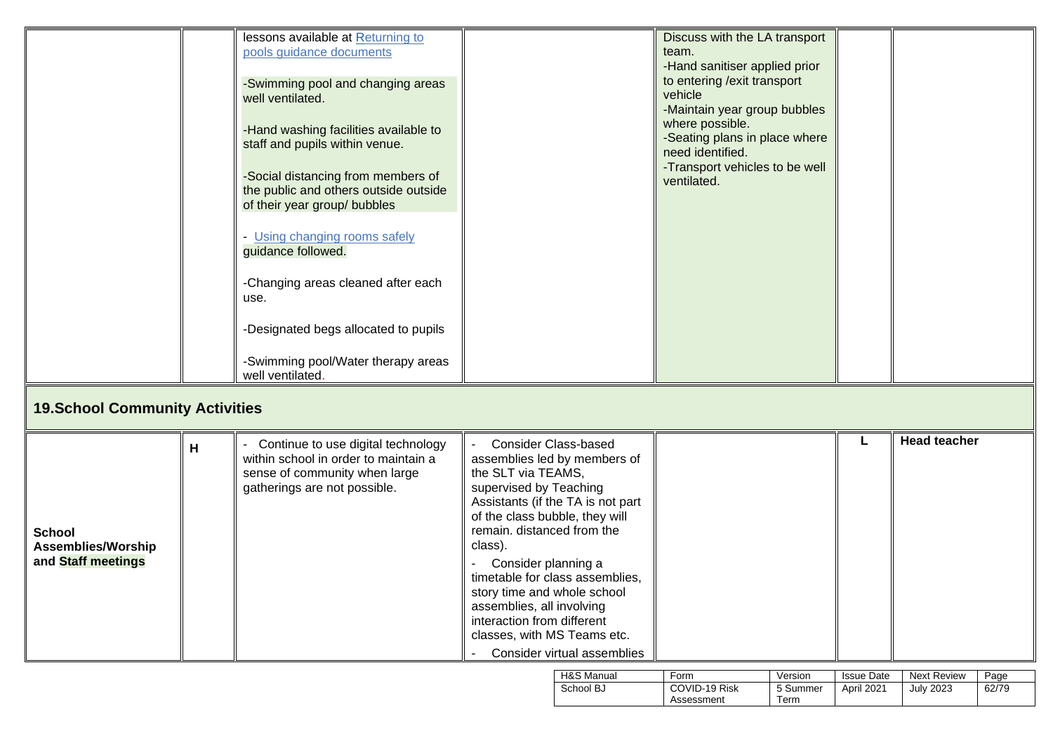| | | | | | | |
|---|---|---|---|---|---|---|
| | | lessons available at Returning to pools guidance documents<br><br>-Swimming pool and changing areas well ventilated.<br><br>-Hand washing facilities available to staff and pupils within venue.<br><br>-Social distancing from members of the public and others outside outside of their year group/ bubbles<br><br>- Using changing rooms safely guidance followed.<br><br>-Changing areas cleaned after each use.<br><br>-Designated begs allocated to pupils<br><br>-Swimming pool/Water therapy areas well ventilated. | | Discuss with the LA transport team.<br>-Hand sanitiser applied prior to entering /exit transport vehicle<br>-Maintain year group bubbles where possible.<br>-Seating plans in place where need identified.<br>-Transport vehicles to be well ventilated. | | |

## 19.School Community Activities

| | | | | | | |
|---|---|---|---|---|---|---|
| **School Assemblies/Worship and Staff meetings** | **H** | - Continue to use digital technology within school in order to maintain a sense of community when large gatherings are not possible. | - Consider Class-based assemblies led by members of the SLT via TEAMS, supervised by Teaching Assistants (if the TA is not part of the class bubble, they will remain. distanced from the class).<br>- Consider planning a timetable for class assemblies, story time and whole school assemblies, all involving interaction from different classes, with MS Teams etc.<br>- Consider virtual assemblies | | **L** | **Head teacher** |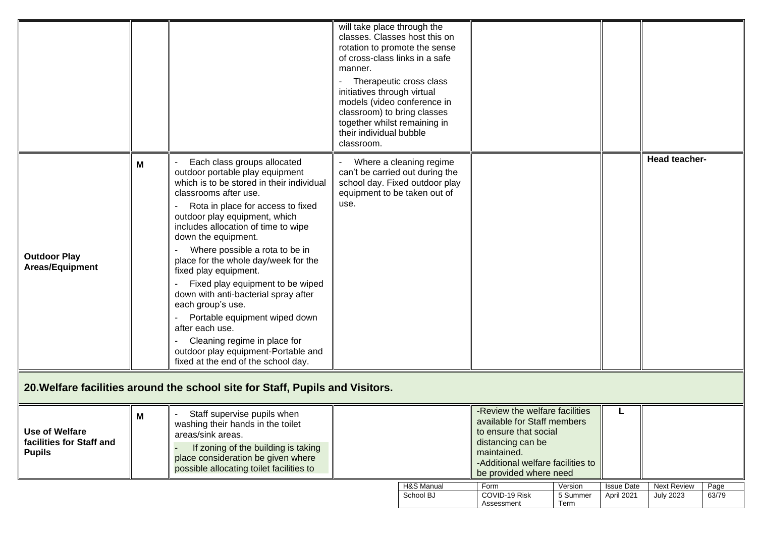| | | | | | | |
|---|---|---|---|---|---|---|
| | | | will take place through the classes. Classes host this on rotation to promote the sense of cross-class links in a safe manner.<br>- Therapeutic cross class initiatives through virtual models (video conference in classroom) to bring classes together whilst remaining in their individual bubble classroom. | | | |
| **Outdoor Play Areas/Equipment** | **M** | - Each class groups allocated outdoor portable play equipment which is to be stored in their individual classrooms after use.<br>- Rota in place for access to fixed outdoor play equipment, which includes allocation of time to wipe down the equipment.<br>- Where possible a rota to be in place for the whole day/week for the fixed play equipment.<br>- Fixed play equipment to be wiped down with anti-bacterial spray after each group's use.<br>- Portable equipment wiped down after each use.<br>- Cleaning regime in place for outdoor play equipment-Portable and fixed at the end of the school day. | - Where a cleaning regime can't be carried out during the school day. Fixed outdoor play equipment to be taken out of use. | | | **Head teacher-** |

## 20. Welfare facilities around the school site for Staff, Pupils and Visitors.

| | | | | | | |
|---|---|---|---|---|---|---|
| **Use of Welfare facilities for Staff and Pupils** | **M** | - Staff supervise pupils when washing their hands in the toilet areas/sink areas.<br>- If zoning of the building is taking place consideration be given where possible allocating toilet facilities to | | -Review the welfare facilities available for Staff members to ensure that social distancing can be maintained.<br>-Additional welfare facilities to be provided where need | **L** | |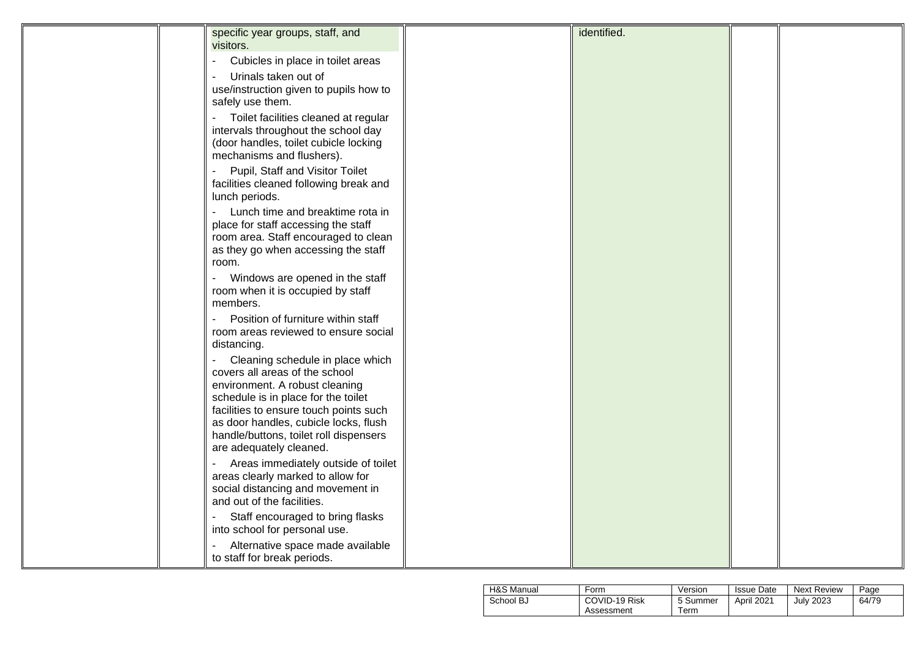|  |  |  |  |  |  |  |
|---|---|---|---|---|---|---|
|  |  | specific year groups, staff, and visitors.<br>- Cubicles in place in toilet areas<br>- Urinals taken out of use/instruction given to pupils how to safely use them.<br>- Toilet facilities cleaned at regular intervals throughout the school day (door handles, toilet cubicle locking mechanisms and flushers).<br>- Pupil, Staff and Visitor Toilet facilities cleaned following break and lunch periods.<br>- Lunch time and breaktime rota in place for staff accessing the staff room area. Staff encouraged to clean as they go when accessing the staff room.<br>- Windows are opened in the staff room when it is occupied by staff members.<br>- Position of furniture within staff room areas reviewed to ensure social distancing.<br>- Cleaning schedule in place which covers all areas of the school environment. A robust cleaning schedule is in place for the toilet facilities to ensure touch points such as door handles, cubicle locks, flush handle/buttons, toilet roll dispensers are adequately cleaned.<br>- Areas immediately outside of toilet areas clearly marked to allow for social distancing and movement in and out of the facilities.<br>- Staff encouraged to bring flasks into school for personal use.<br>- Alternative space made available to staff for break periods. |  | identified. |  |  |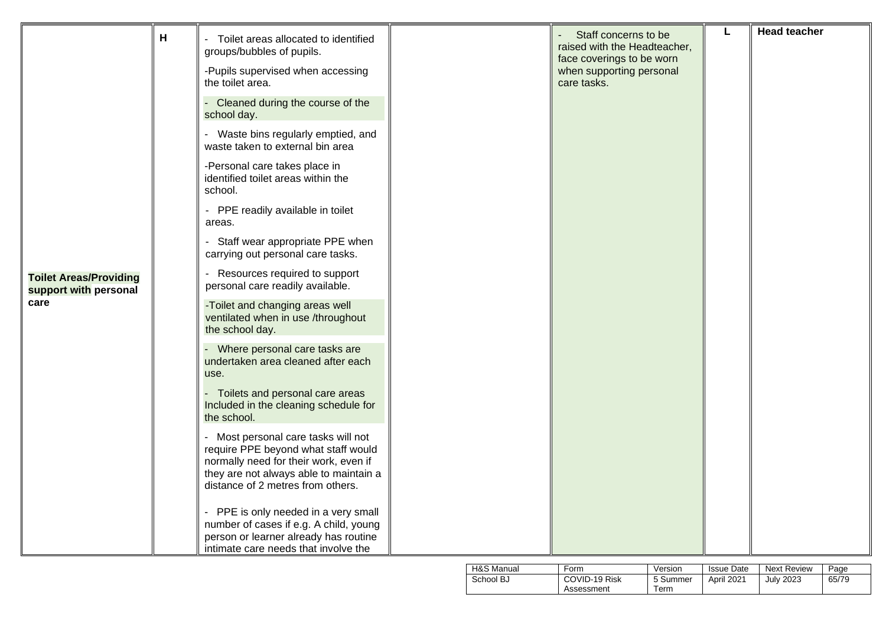| | | | | | | |
|---|---|---|---|---|---|---|
| **Toilet Areas/Providing support with personal care** | **H** | - Toilet areas allocated to identified groups/bubbles of pupils.<br><br>-Pupils supervised when accessing the toilet area.<br><br>- Cleaned during the course of the school day.<br><br>- Waste bins regularly emptied, and waste taken to external bin area<br><br>-Personal care takes place in identified toilet areas within the school.<br><br>- PPE readily available in toilet areas.<br><br>- Staff wear appropriate PPE when carrying out personal care tasks.<br><br>- Resources required to support personal care readily available.<br><br>-Toilet and changing areas well ventilated when in use /throughout the school day.<br><br>- Where personal care tasks are undertaken area cleaned after each use.<br><br>- Toilets and personal care areas Included in the cleaning schedule for the school.<br><br>- Most personal care tasks will not require PPE beyond what staff would normally need for their work, even if they are not always able to maintain a distance of 2 metres from others.<br><br>- PPE is only needed in a very small number of cases if e.g. A child, young person or learner already has routine intimate care needs that involve the | | - Staff concerns to be raised with the Headteacher, face coverings to be worn when supporting personal care tasks. | **L** | **Head teacher** |

| H&S Manual | Form | Version | Issue Date | Next Review |
|---|---|---|---|---|
| School BJ | COVID-19 Risk Assessment | 5 Summer Term | April 2021 | July 2023 |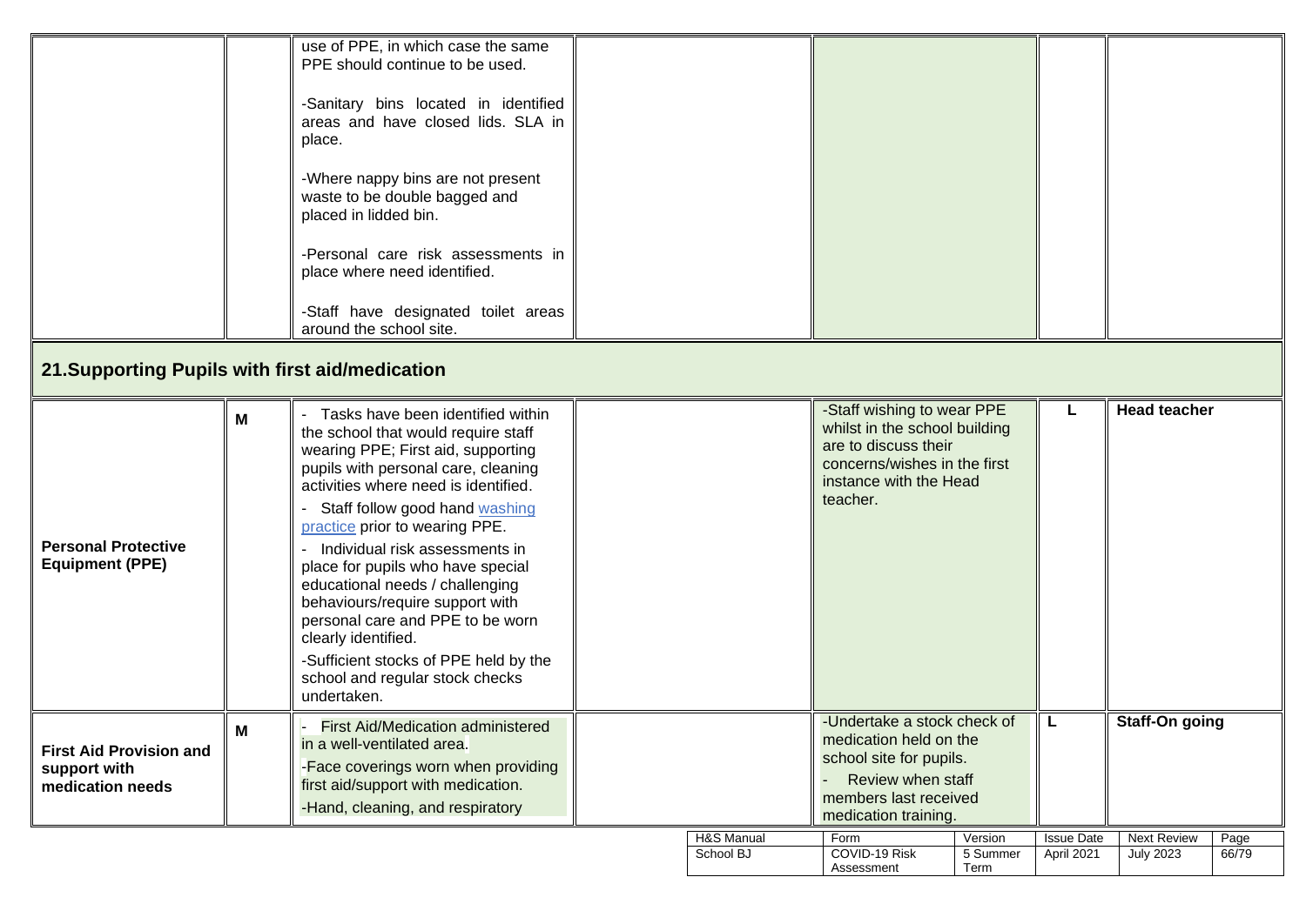| | | | | | | |
|---|---|---|---|---|---|---|
| | | use of PPE, in which case the same PPE should continue to be used.<br><br>-Sanitary bins located in identified areas and have closed lids. SLA in place.<br><br>-Where nappy bins are not present waste to be double bagged and placed in lidded bin.<br><br>-Personal care risk assessments in place where need identified.<br><br>-Staff have designated toilet areas around the school site. | | | | |

## 21.Supporting Pupils with first aid/medication

| | | | | | | |
|---|---|---|---|---|---|---|
| **Personal Protective Equipment (PPE)** | **M** | - Tasks have been identified within the school that would require staff wearing PPE; First aid, supporting pupils with personal care, cleaning activities where need is identified.<br>- Staff follow good hand [washing practice](washing practice) prior to wearing PPE.<br>- Individual risk assessments in place for pupils who have special educational needs / challenging behaviours/require support with personal care and PPE to be worn clearly identified.<br>-Sufficient stocks of PPE held by the school and regular stock checks undertaken. | | -Staff wishing to wear PPE whilst in the school building are to discuss their concerns/wishes in the first instance with the Head teacher. | **L** | **Head teacher** |
| **First Aid Provision and support with medication needs** | **M** | - First Aid/Medication administered in a well-ventilated area.<br>-Face coverings worn when providing first aid/support with medication.<br>-Hand, cleaning, and respiratory | | -Undertake a stock check of medication held on the school site for pupils.<br>- Review when staff members last received medication training. | **L** | **Staff-On going** |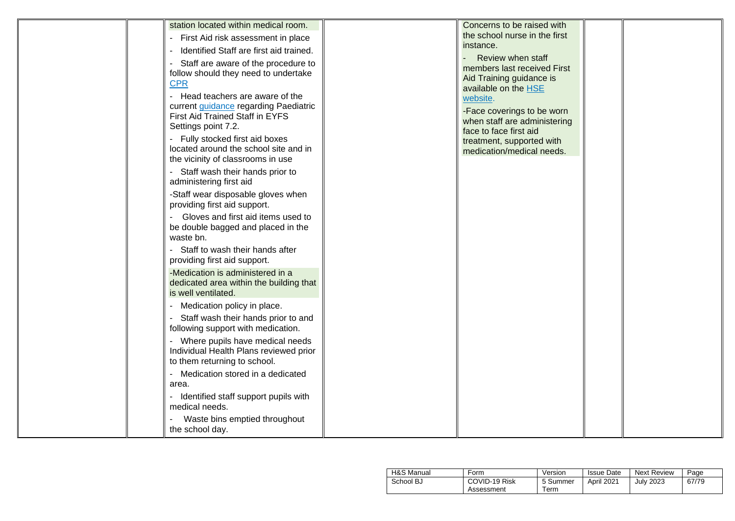| | | | | | | |
|---|---|---|---|---|---|---|
| | | station located within medical room.<br>- First Aid risk assessment in place<br>- Identified Staff are first aid trained.<br>- Staff are aware of the procedure to follow should they need to undertake CPR<br>- Head teachers are aware of the current guidance regarding Paediatric First Aid Trained Staff in EYFS Settings point 7.2.<br>- Fully stocked first aid boxes located around the school site and in the vicinity of classrooms in use<br>- Staff wash their hands prior to administering first aid<br>-Staff wear disposable gloves when providing first aid support.<br>- Gloves and first aid items used to be double bagged and placed in the waste bn.<br>- Staff to wash their hands after providing first aid support.<br>-Medication is administered in a dedicated area within the building that is well ventilated.<br>- Medication policy in place.<br>- Staff wash their hands prior to and following support with medication.<br>- Where pupils have medical needs Individual Health Plans reviewed prior to them returning to school.<br>- Medication stored in a dedicated area.<br>- Identified staff support pupils with medical needs.<br>- Waste bins emptied throughout the school day. | | Concerns to be raised with the school nurse in the first instance.<br>- Review when staff members last received First Aid Training guidance is available on the HSE website.<br>-Face coverings to be worn when staff are administering face to face first aid treatment, supported with medication/medical needs. | | |

| H&S Manual | Form | Version | Issue Date | Next Review | Page |
|---|---|---|---|---|---|
| School BJ | COVID-19 Risk Assessment | 5 Summer Term | April 2021 | July 2023 | 67/79 |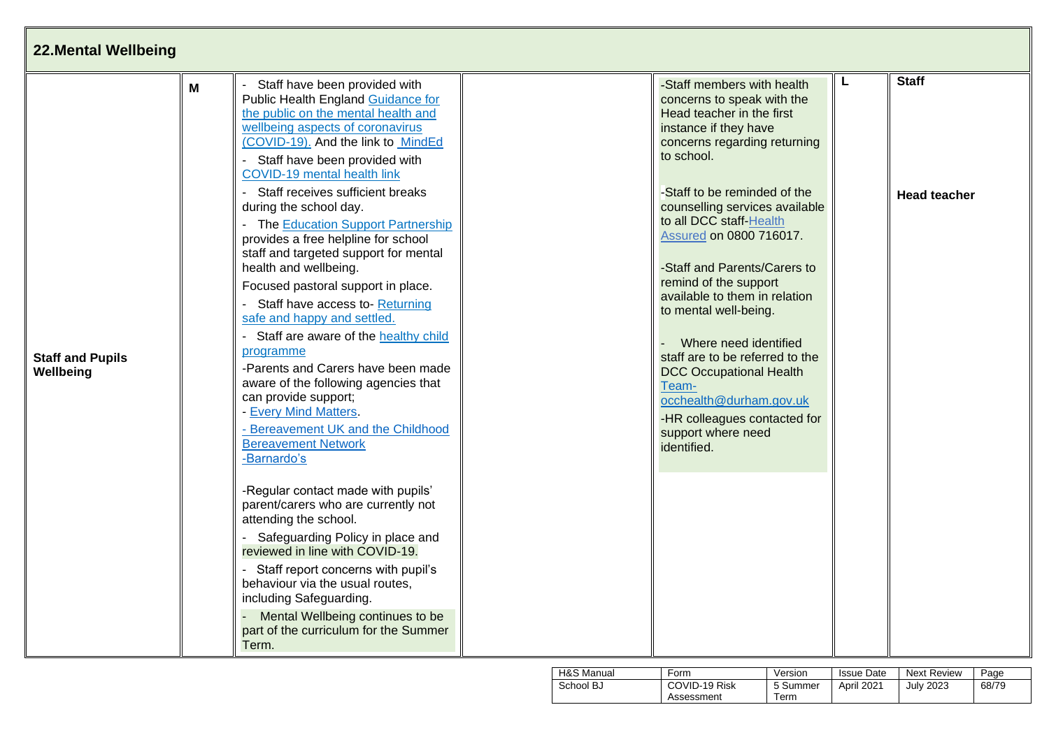## 22.Mental Wellbeing

| | | | | | | |
|---|---|---|---|---|---|---|
| **Staff and Pupils Wellbeing** | **M** | - Staff have been provided with Public Health England Guidance for the public on the mental health and wellbeing aspects of coronavirus (COVID-19). And the link to MindEd<br>- Staff have been provided with COVID-19 mental health link<br>- Staff receives sufficient breaks during the school day.<br>- The Education Support Partnership provides a free helpline for school staff and targeted support for mental health and wellbeing.<br>Focused pastoral support in place.<br>- Staff have access to- Returning safe and happy and settled.<br>- Staff are aware of the healthy child programme<br>-Parents and Carers have been made aware of the following agencies that can provide support;<br>- Every Mind Matters.<br>- Bereavement UK and the Childhood Bereavement Network<br>-Barnardo's<br><br>-Regular contact made with pupils' parent/carers who are currently not attending the school.<br>- Safeguarding Policy in place and reviewed in line with COVID-19.<br>- Staff report concerns with pupil's behaviour via the usual routes, including Safeguarding.<br>- Mental Wellbeing continues to be part of the curriculum for the Summer Term. | | -Staff members with health concerns to speak with the Head teacher in the first instance if they have concerns regarding returning to school.<br><br>-Staff to be reminded of the counselling services available to all DCC staff-Health Assured on 0800 716017.<br><br>-Staff and Parents/Carers to remind of the support available to them in relation to mental well-being.<br><br>- Where need identified staff are to be referred to the DCC Occupational Health Team- occhealth@durham.gov.uk<br>-HR colleagues contacted for support where need identified. | **L** | **Staff**<br><br>**Head teacher** |

| H&S Manual | Form | Version | Issue Date | Next Review | Page |
|---|---|---|---|---|---|
| School BJ | COVID-19 Risk Assessment | 5 Summer Term | April 2021 | July 2023 | 68/79 |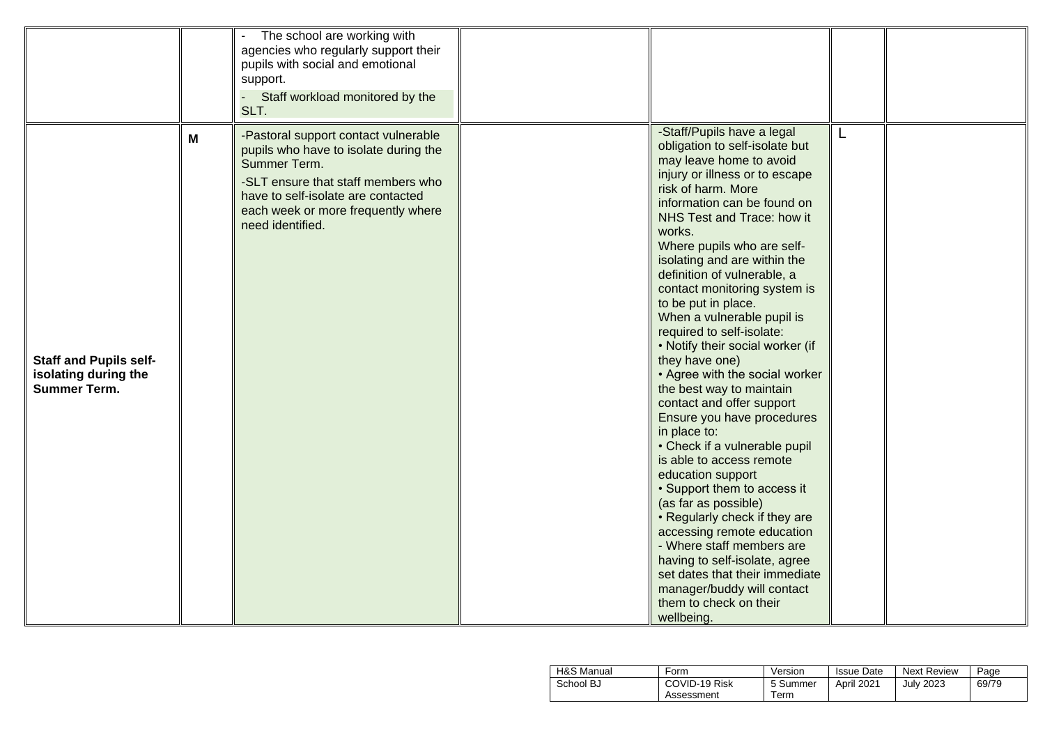| | | | | | | |
|---|---|---|---|---|---|---|
| | | - The school are working with agencies who regularly support their pupils with social and emotional support.<br>- Staff workload monitored by the SLT. | | | | |
| **Staff and Pupils self-isolating during the Summer Term.** | **M** | -Pastoral support contact vulnerable pupils who have to isolate during the Summer Term.<br>-SLT ensure that staff members who have to self-isolate are contacted each week or more frequently where need identified. | | -Staff/Pupils have a legal obligation to self-isolate but may leave home to avoid injury or illness or to escape risk of harm. More information can be found on NHS Test and Trace: how it works.<br>Where pupils who are self-isolating and are within the definition of vulnerable, a contact monitoring system is to be put in place.<br>When a vulnerable pupil is required to self-isolate:<br>• Notify their social worker (if they have one)<br>• Agree with the social worker the best way to maintain contact and offer support<br>Ensure you have procedures in place to:<br>• Check if a vulnerable pupil is able to access remote education support<br>• Support them to access it (as far as possible)<br>• Regularly check if they are accessing remote education<br>- Where staff members are having to self-isolate, agree set dates that their immediate manager/buddy will contact them to check on their wellbeing. | L | |

| H&S Manual | Form | Version | Issue Date | Next Review | Page |
|---|---|---|---|---|---|
| School BJ | COVID-19 Risk Assessment | 5 Summer Term | April 2021 | July 2023 | 69/79 |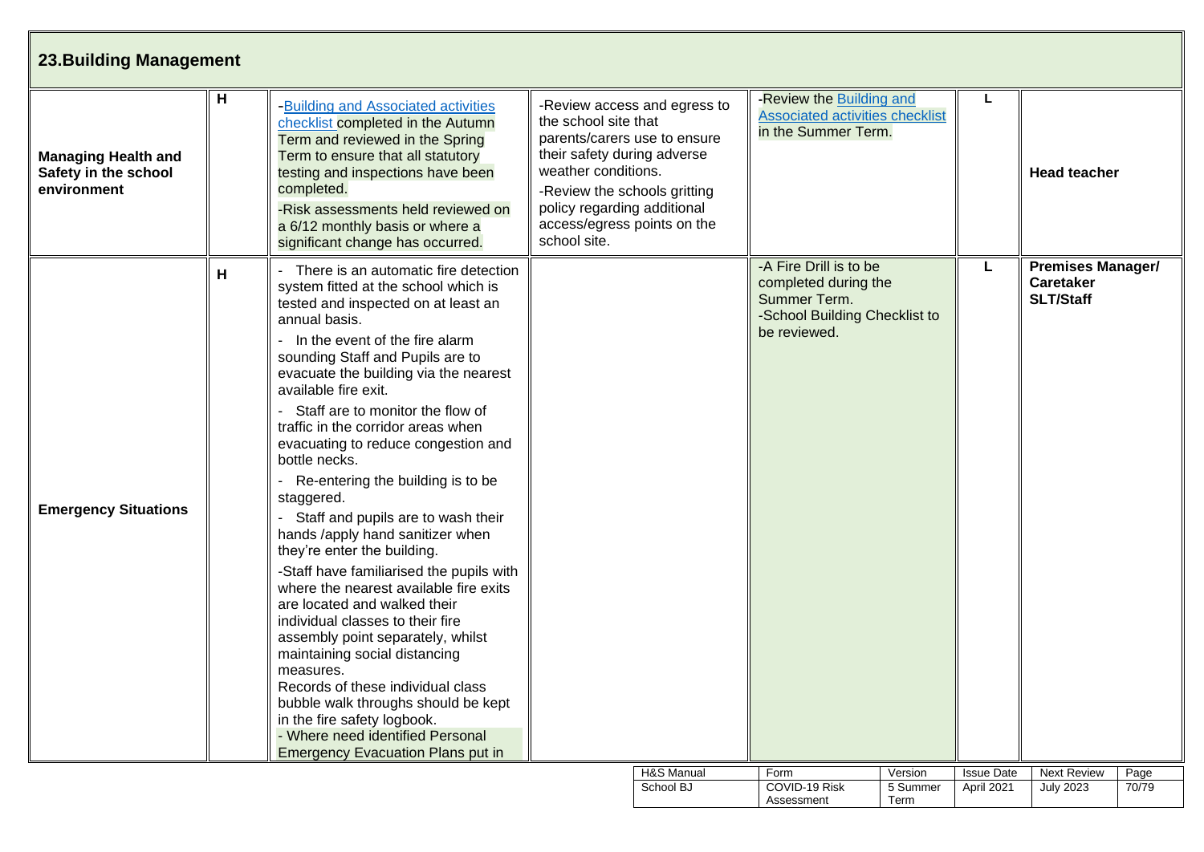## 23.Building Management

| | | | | | | |
|---|---|---|---|---|---|---|
| **Managing Health and Safety in the school environment** | H | -Building and Associated activities checklist completed in the Autumn Term and reviewed in the Spring Term to ensure that all statutory testing and inspections have been completed.<br>-Risk assessments held reviewed on a 6/12 monthly basis or where a significant change has occurred. | -Review access and egress to the school site that parents/carers use to ensure their safety during adverse weather conditions.<br>-Review the schools gritting policy regarding additional access/egress points on the school site. | -Review the Building and Associated activities checklist in the Summer Term. | L | **Head teacher** |
| **Emergency Situations** | H | - There is an automatic fire detection system fitted at the school which is tested and inspected on at least an annual basis.<br>- In the event of the fire alarm sounding Staff and Pupils are to evacuate the building via the nearest available fire exit.<br>- Staff are to monitor the flow of traffic in the corridor areas when evacuating to reduce congestion and bottle necks.<br>- Re-entering the building is to be staggered.<br>- Staff and pupils are to wash their hands /apply hand sanitizer when they're enter the building.<br>-Staff have familiarised the pupils with where the nearest available fire exits are located and walked their individual classes to their fire assembly point separately, whilst maintaining social distancing measures.<br>Records of these individual class bubble walk throughs should be kept in the fire safety logbook.<br>- Where need identified Personal Emergency Evacuation Plans put in | | -A Fire Drill is to be completed during the Summer Term.<br>-School Building Checklist to be reviewed. | L | **Premises Manager/ Caretaker SLT/Staff** |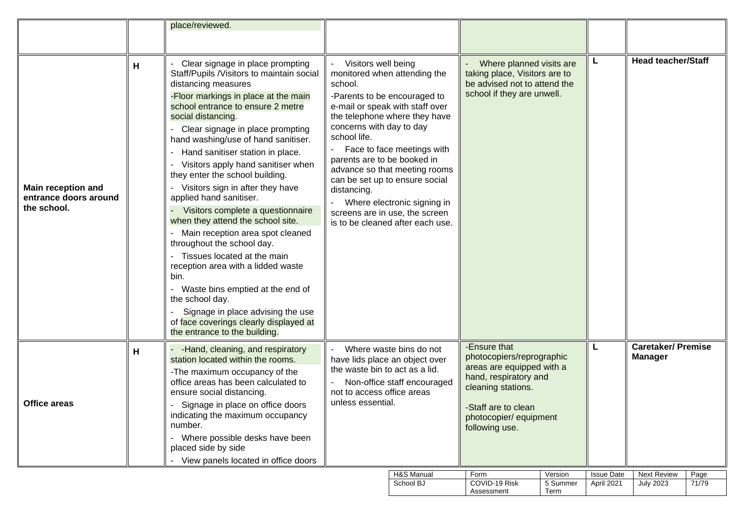| | | | | | | |
|---|---|---|---|---|---|---|
| | | place/reviewed. | | | | |
| **Main reception and entrance doors around the school.** | **H** | - Clear signage in place prompting Staff/Pupils /Visitors to maintain social distancing measures<br>-Floor markings in place at the main school entrance to ensure 2 metre social distancing.<br>- Clear signage in place prompting hand washing/use of hand sanitiser.<br>- Hand sanitiser station in place.<br>- Visitors apply hand sanitiser when they enter the school building.<br>- Visitors sign in after they have applied hand sanitiser.<br>- Visitors complete a questionnaire when they attend the school site.<br>- Main reception area spot cleaned throughout the school day.<br>- Tissues located at the main reception area with a lidded waste bin.<br>- Waste bins emptied at the end of the school day.<br>- Signage in place advising the use of face coverings clearly displayed at the entrance to the building. | - Visitors well being monitored when attending the school.<br>-Parents to be encouraged to e-mail or speak with staff over the telephone where they have concerns with day to day school life.<br>- Face to face meetings with parents are to be booked in advance so that meeting rooms can be set up to ensure social distancing.<br>- Where electronic signing in screens are in use, the screen is to be cleaned after each use. | - Where planned visits are taking place, Visitors are to be advised not to attend the school if they are unwell. | **L** | **Head teacher/Staff** |
| **Office areas** | **H** | - -Hand, cleaning, and respiratory station located within the rooms.<br>-The maximum occupancy of the office areas has been calculated to ensure social distancing.<br>- Signage in place on office doors indicating the maximum occupancy number.<br>- Where possible desks have been placed side by side<br>- View panels located in office doors | - Where waste bins do not have lids place an object over the waste bin to act as a lid.<br>- Non-office staff encouraged not to access office areas unless essential. | -Ensure that photocopiers/reprographic areas are equipped with a hand, respiratory and cleaning stations.<br>-Staff are to clean photocopier/ equipment following use. | **L** | **Caretaker/ Premise Manager** |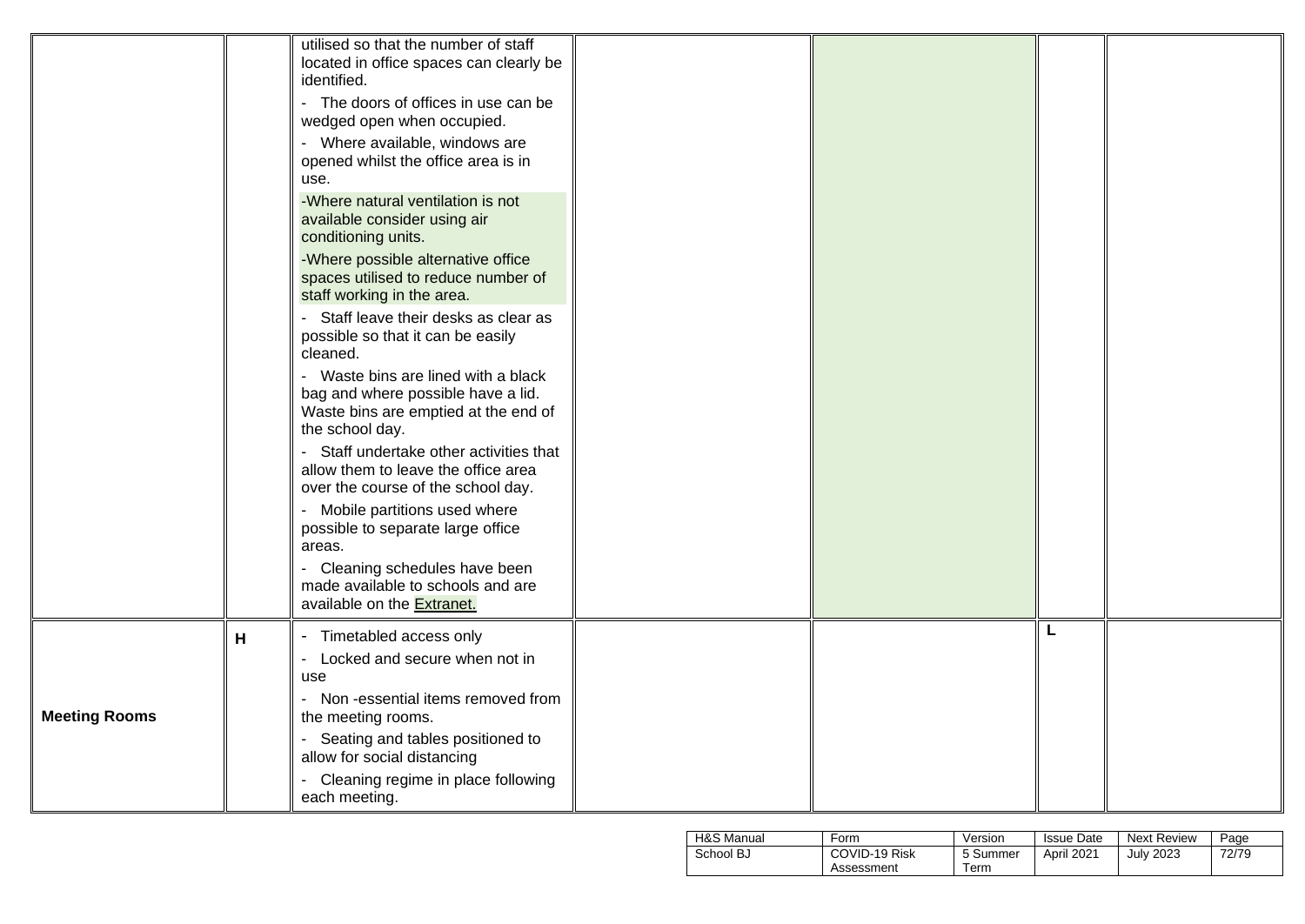|  |  |  |  |  |  |  |
|---|---|---|---|---|---|---|
|  |  | utilised so that the number of staff located in office spaces can clearly be identified.<br>- The doors of offices in use can be wedged open when occupied.<br>- Where available, windows are opened whilst the office area is in use.<br>-Where natural ventilation is not available consider using air conditioning units.<br>-Where possible alternative office spaces utilised to reduce number of staff working in the area.<br>- Staff leave their desks as clear as possible so that it can be easily cleaned.<br>- Waste bins are lined with a black bag and where possible have a lid. Waste bins are emptied at the end of the school day.<br>- Staff undertake other activities that allow them to leave the office area over the course of the school day.<br>- Mobile partitions used where possible to separate large office areas.<br>- Cleaning schedules have been made available to schools and are available on the Extranet. |  |  |  |  |
| **Meeting Rooms** | **H** | - Timetabled access only<br>- Locked and secure when not in use<br>- Non -essential items removed from the meeting rooms.<br>- Seating and tables positioned to allow for social distancing<br>- Cleaning regime in place following each meeting. |  |  | **L** |  |

| H&S Manual | Form | Version | Issue Date | Next Review | Page |
|---|---|---|---|---|---|
| School BJ | COVID-19 Risk Assessment | 5 Summer Term | April 2021 | July 2023 | 72/79 |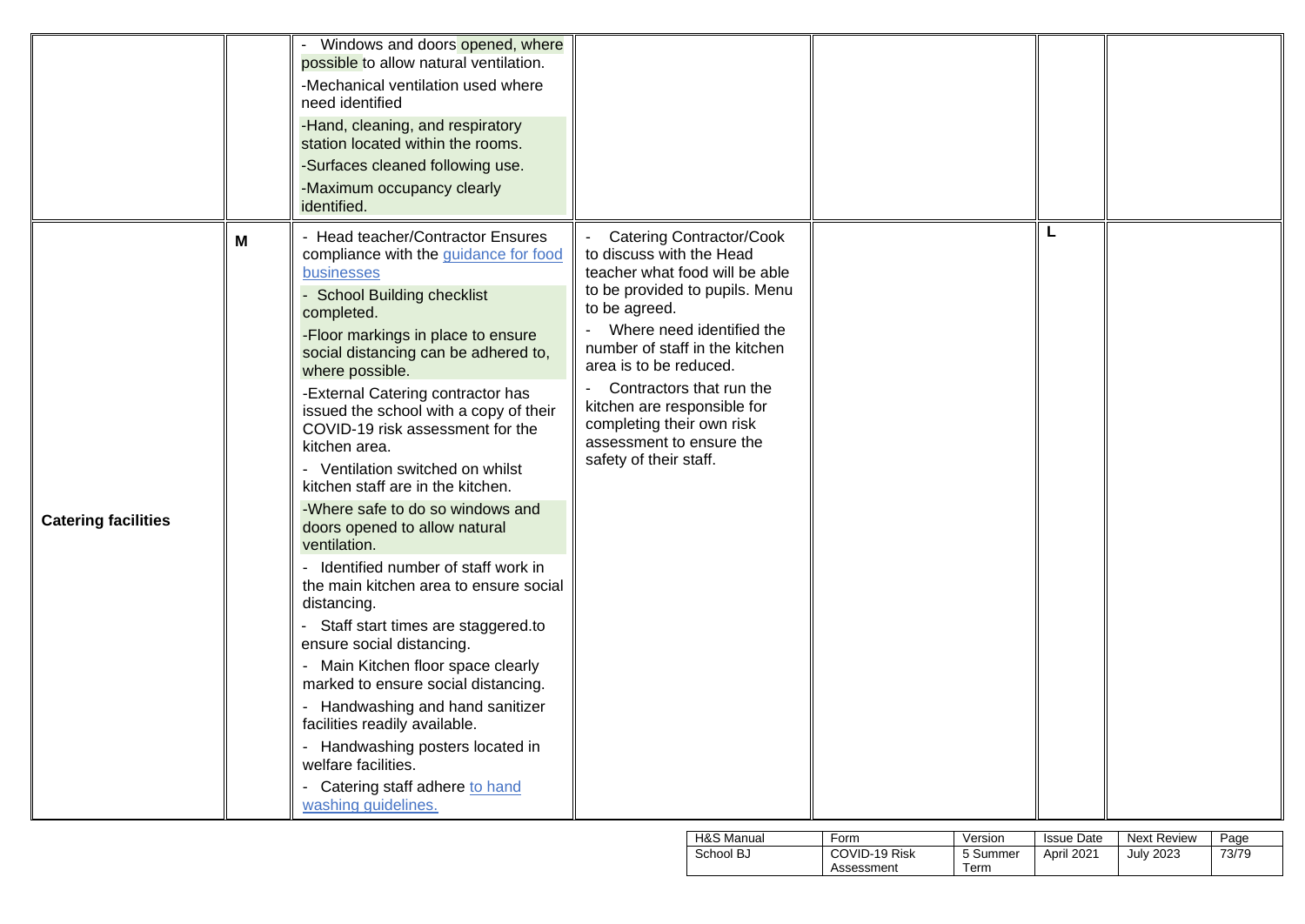| | | | | | | |
|---|---|---|---|---|---|---|
| | | - Windows and doors opened, where possible to allow natural ventilation.<br>-Mechanical ventilation used where need identified<br>-Hand, cleaning, and respiratory station located within the rooms.<br>-Surfaces cleaned following use.<br>-Maximum occupancy clearly identified. | | | | |
| **Catering facilities** | **M** | - Head teacher/Contractor Ensures compliance with the [guidance for food businesses](#)<br>- School Building checklist completed.<br>-Floor markings in place to ensure social distancing can be adhered to, where possible.<br>-External Catering contractor has issued the school with a copy of their COVID-19 risk assessment for the kitchen area.<br>- Ventilation switched on whilst kitchen staff are in the kitchen.<br>-Where safe to do so windows and doors opened to allow natural ventilation.<br>- Identified number of staff work in the main kitchen area to ensure social distancing.<br>- Staff start times are staggered.to ensure social distancing.<br>- Main Kitchen floor space clearly marked to ensure social distancing.<br>- Handwashing and hand sanitizer facilities readily available.<br>- Handwashing posters located in welfare facilities.<br>- Catering staff adhere [to hand washing guidelines.](#) | - Catering Contractor/Cook to discuss with the Head teacher what food will be able to be provided to pupils. Menu to be agreed.<br>- Where need identified the number of staff in the kitchen area is to be reduced.<br>- Contractors that run the kitchen are responsible for completing their own risk assessment to ensure the safety of their staff. | | **L** | |

| H&S Manual | Form | Version | Issue Date | Next Review | Page |
|---|---|---|---|---|---|
| School BJ | COVID-19 Risk Assessment | 5 Summer Term | April 2021 | July 2023 | 73/79 |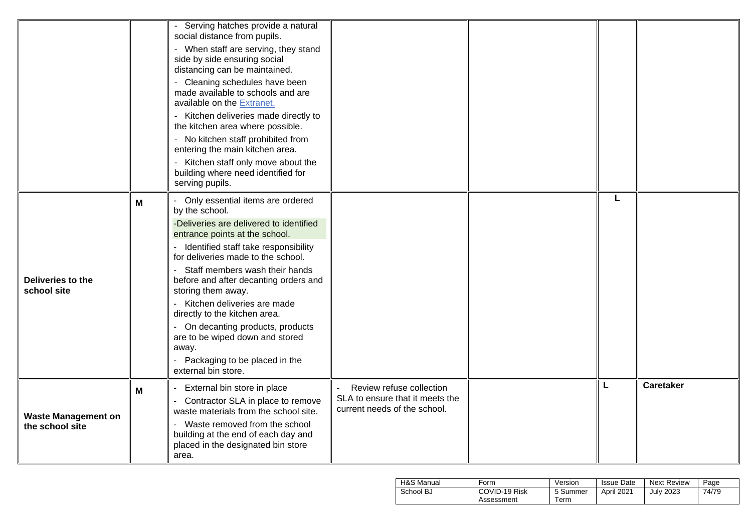| | | | | | | |
|---|---|---|---|---|---|---|
| | | - Serving hatches provide a natural social distance from pupils.<br>- When staff are serving, they stand side by side ensuring social distancing can be maintained.<br>- Cleaning schedules have been made available to schools and are available on the [Extranet.](Extranet.)<br>- Kitchen deliveries made directly to the kitchen area where possible.<br>- No kitchen staff prohibited from entering the main kitchen area.<br>- Kitchen staff only move about the building where need identified for serving pupils. | | | | |
| **Deliveries to the school site** | **M** | - Only essential items are ordered by the school.<br>-Deliveries are delivered to identified entrance points at the school.<br>- Identified staff take responsibility for deliveries made to the school.<br>- Staff members wash their hands before and after decanting orders and storing them away.<br>- Kitchen deliveries are made directly to the kitchen area.<br>- On decanting products, products are to be wiped down and stored away.<br>- Packaging to be placed in the external bin store. | | | **L** | |
| **Waste Management on the school site** | **M** | - External bin store in place<br>- Contractor SLA in place to remove waste materials from the school site.<br>- Waste removed from the school building at the end of each day and placed in the designated bin store area. | - Review refuse collection SLA to ensure that it meets the current needs of the school. | | **L** | **Caretaker** |

| H&S Manual | Form | Version | Issue Date | Next Review | Page |
|---|---|---|---|---|---|
| School BJ | COVID-19 Risk Assessment | 5 Summer Term | April 2021 | July 2023 | 74/79 |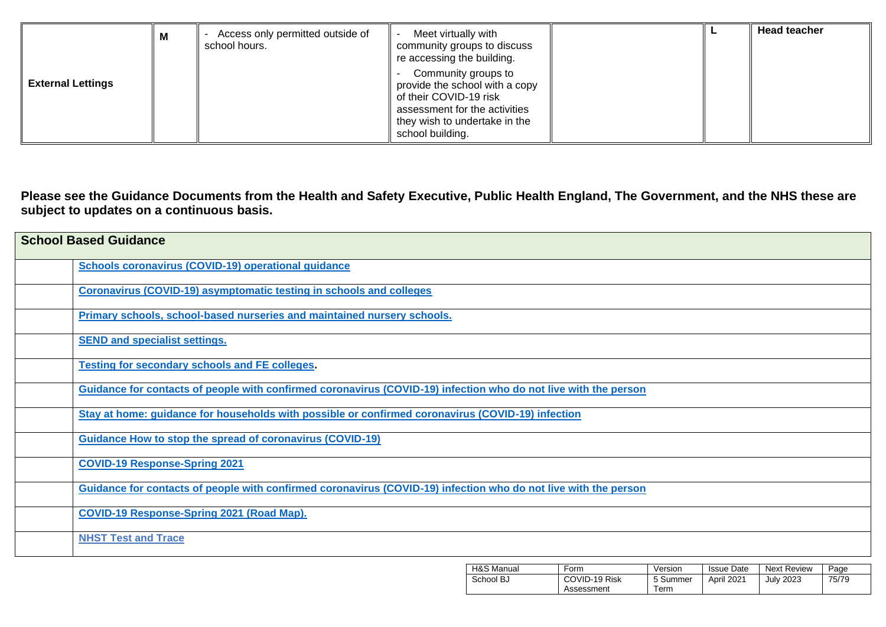| | | | | | | |
|---|---|---|---|---|---|---|
| **External Lettings** | **M** | - Access only permitted outside of school hours. | - Meet virtually with community groups to discuss re accessing the building.<br>- Community groups to provide the school with a copy of their COVID-19 risk assessment for the activities they wish to undertake in the school building. | | **L** | **Head teacher** |

**Please see the Guidance Documents from the Health and Safety Executive, Public Health England, The Government, and the NHS these are subject to updates on a continuous basis.**

| **School Based Guidance** | |
|---|---|
| | **Schools coronavirus (COVID-19) operational guidance** |
| | **Coronavirus (COVID-19) asymptomatic testing in schools and colleges** |
| | **Primary schools, school-based nurseries and maintained nursery schools.** |
| | **SEND and specialist settings.** |
| | **Testing for secondary schools and FE colleges.** |
| | **Guidance for contacts of people with confirmed coronavirus (COVID-19) infection who do not live with the person** |
| | **Stay at home: guidance for households with possible or confirmed coronavirus (COVID-19) infection** |
| | **Guidance How to stop the spread of coronavirus (COVID-19)** |
| | **COVID-19 Response-Spring 2021** |
| | **Guidance for contacts of people with confirmed coronavirus (COVID-19) infection who do not live with the person** |
| | **COVID-19 Response-Spring 2021 (Road Map).** |
| | **NHST Test and Trace** |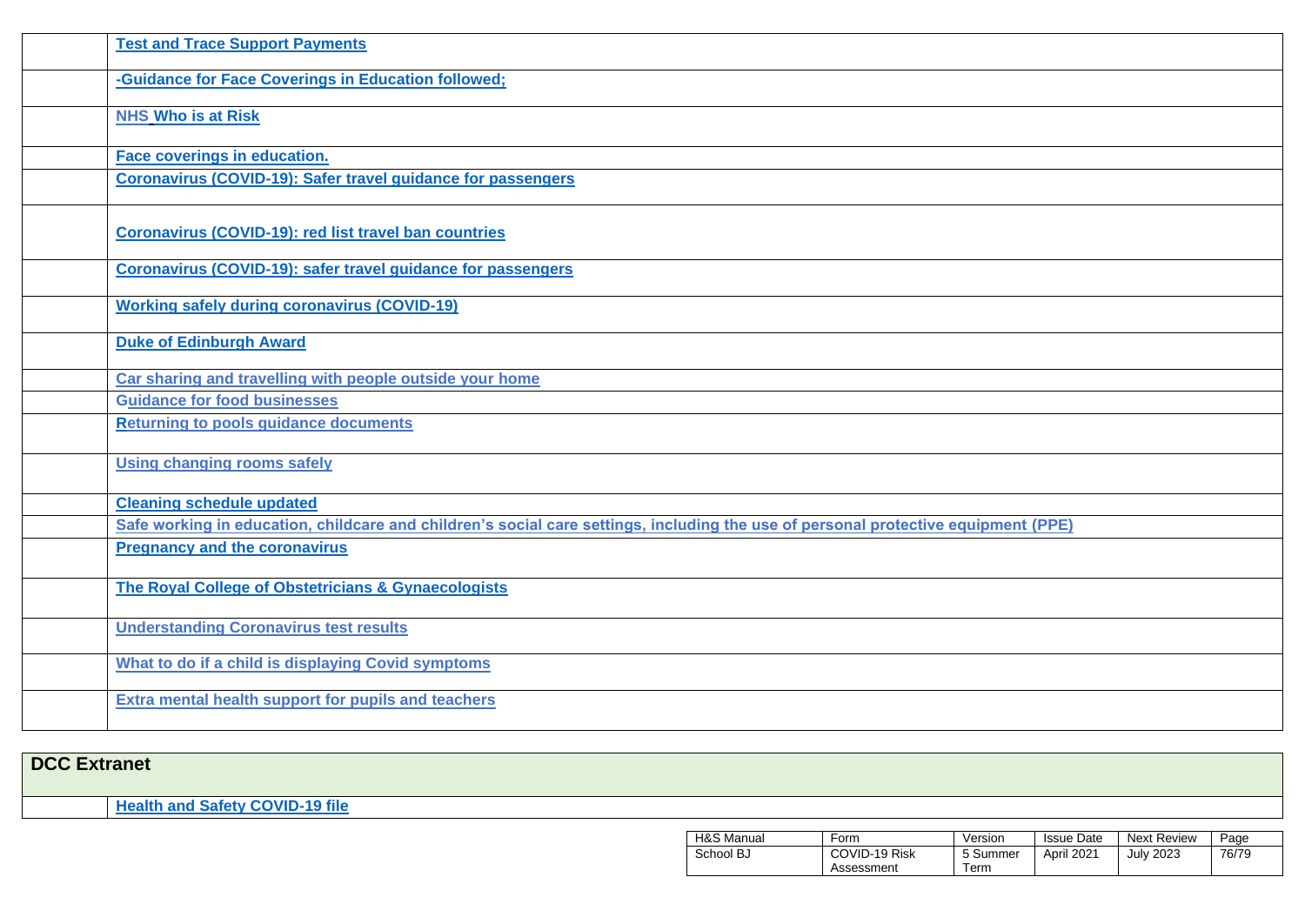| | |
|---|---|
| | **Test and Trace Support Payments** |
| | **-Guidance for Face Coverings in Education followed;** |
| | **NHS Who is at Risk** |
| | **Face coverings in education.** |
| | **Coronavirus (COVID-19): Safer travel guidance for passengers** |
| | **Coronavirus (COVID-19): red list travel ban countries** |
| | **Coronavirus (COVID-19): safer travel guidance for passengers** |
| | **Working safely during coronavirus (COVID-19)** |
| | **Duke of Edinburgh Award** |
| | **Car sharing and travelling with people outside your home** |
| | **Guidance for food businesses** |
| | **Returning to pools guidance documents** |
| | **Using changing rooms safely** |
| | **Cleaning schedule updated** |
| | **Safe working in education, childcare and children's social care settings, including the use of personal protective equipment (PPE)** |
| | **Pregnancy and the coronavirus** |
| | **The Royal College of Obstetricians & Gynaecologists** |
| | **Understanding Coronavirus test results** |
| | **What to do if a child is displaying Covid symptoms** |
| | **Extra mental health support for pupils and teachers** |

| **DCC Extranet** | |
|---|---|
| | **Health and Safety COVID-19 file** |

| H&S Manual | Form | Version | Issue Date | Next Review | Page |
|---|---|---|---|---|---|
| School BJ | COVID-19 Risk Assessment | 5 Summer Term | April 2021 | July 2023 | 76/79 |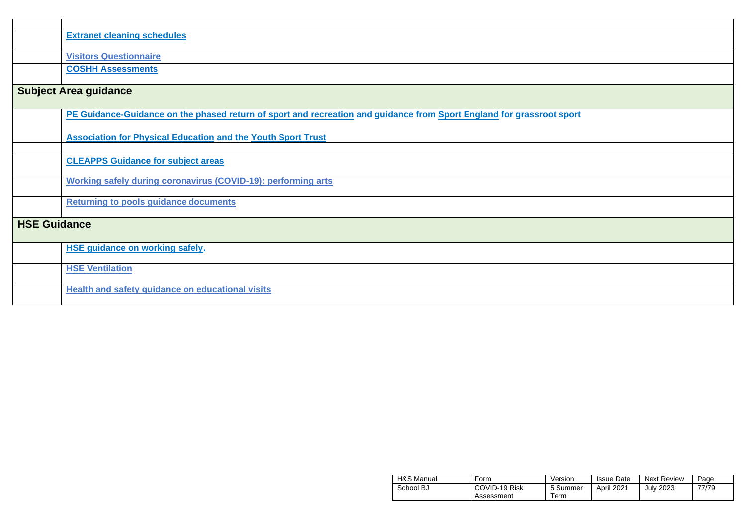| | |
|---|---|
| | **Extranet cleaning schedules** |
| | **Visitors Questionnaire** |
| | **COSHH Assessments** |
| **Subject Area guidance** | |
| | **PE Guidance-Guidance on the phased return of sport and recreation and guidance from Sport England for grassroot sport**<br><br>**Association for Physical Education and the Youth Sport Trust** |
| | |
| | **CLEAPPS Guidance for subject areas** |
| | **Working safely during coronavirus (COVID-19): performing arts** |
| | **Returning to pools guidance documents** |
| **HSE Guidance** | |
| | **HSE guidance on working safely.** |
| | **HSE Ventilation** |
| | **Health and safety guidance on educational visits** |

| H&S Manual | Form | Version | Issue Date | Next Review | Page |
|---|---|---|---|---|---|
| School BJ | COVID-19 Risk Assessment | 5 Summer Term | April 2021 | July 2023 | 77/79 |